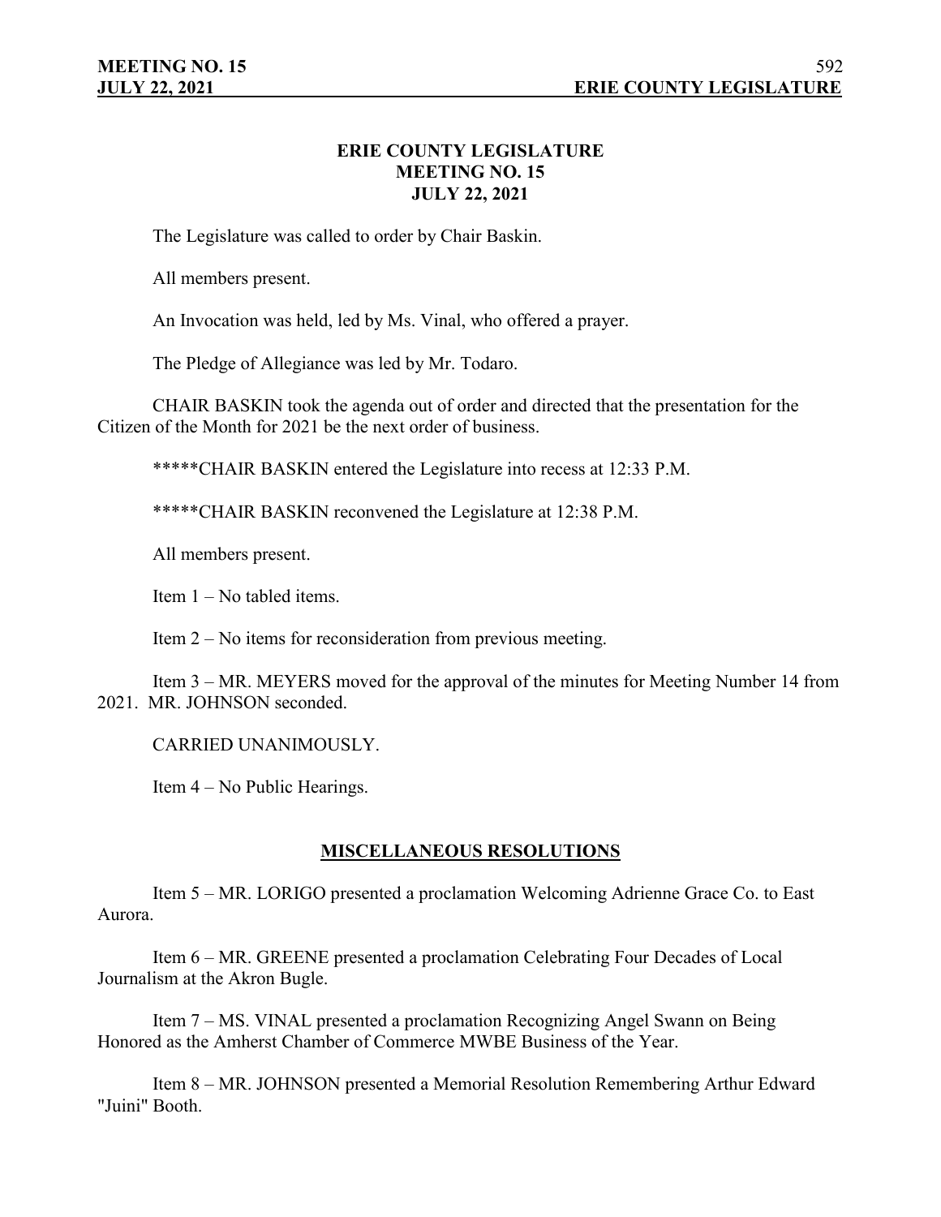# ERIE COUNTY LEGISLATURE
# MEETING NO. 15
# JULY 22, 2021

The Legislature was called to order by Chair Baskin.

All members present.

An Invocation was held, led by Ms. Vinal, who offered a prayer.

The Pledge of Allegiance was led by Mr. Todaro.

CHAIR BASKIN took the agenda out of order and directed that the presentation for the Citizen of the Month for 2021 be the next order of business.

*****CHAIR BASKIN entered the Legislature into recess at 12:33 P.M.

*****CHAIR BASKIN reconvened the Legislature at 12:38 P.M.

All members present.

Item 1 – No tabled items.

Item 2 – No items for reconsideration from previous meeting.

Item 3 – MR. MEYERS moved for the approval of the minutes for Meeting Number 14 from 2021. MR. JOHNSON seconded.

CARRIED UNANIMOUSLY.

Item 4 – No Public Hearings.

## MISCELLANEOUS RESOLUTIONS

Item 5 – MR. LORIGO presented a proclamation Welcoming Adrienne Grace Co. to East Aurora.

Item 6 – MR. GREENE presented a proclamation Celebrating Four Decades of Local Journalism at the Akron Bugle.

Item 7 – MS. VINAL presented a proclamation Recognizing Angel Swann on Being Honored as the Amherst Chamber of Commerce MWBE Business of the Year.

Item 8 – MR. JOHNSON presented a Memorial Resolution Remembering Arthur Edward "Juini" Booth.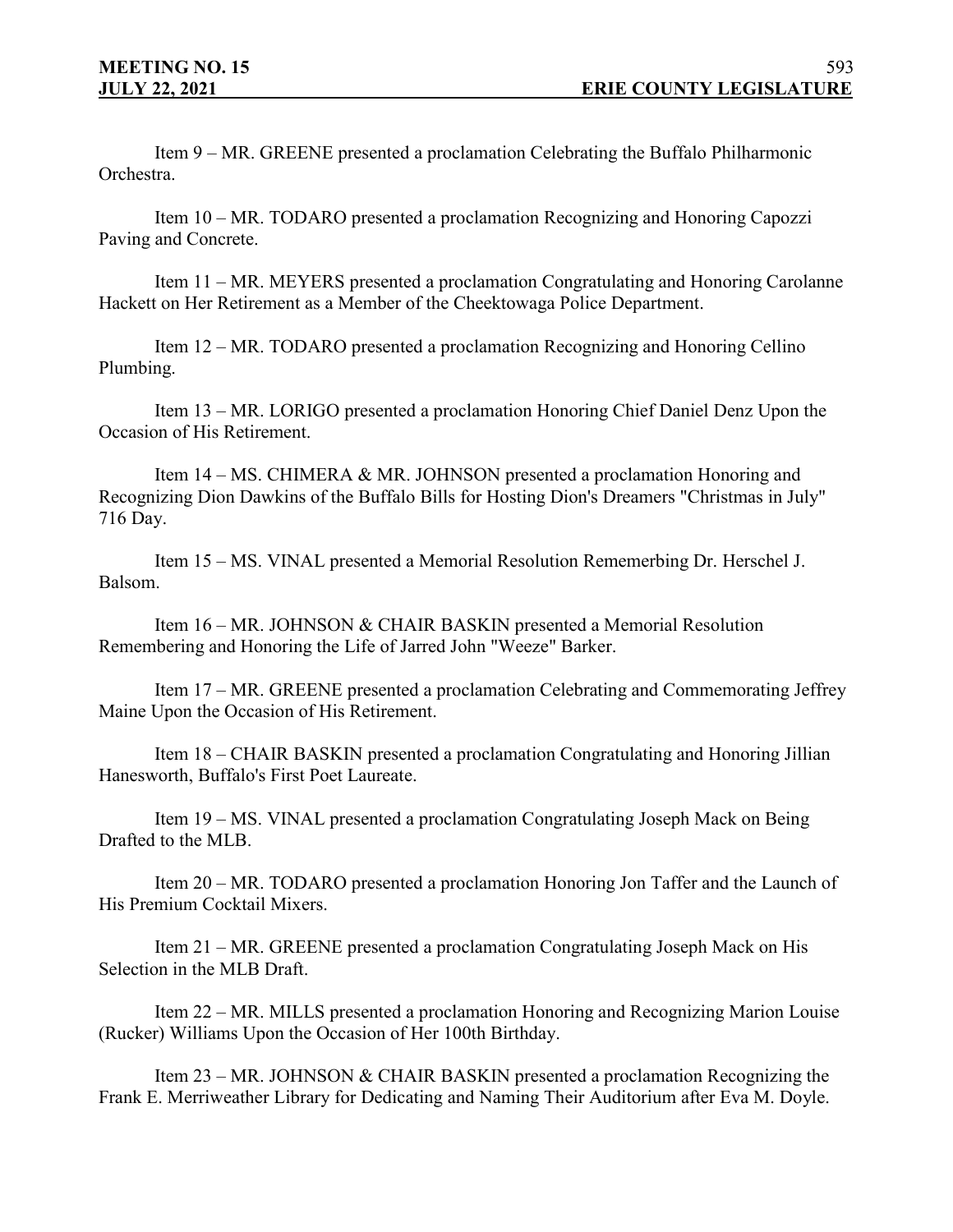Item 9 – MR. GREENE presented a proclamation Celebrating the Buffalo Philharmonic Orchestra.

Item 10 – MR. TODARO presented a proclamation Recognizing and Honoring Capozzi Paving and Concrete.

Item 11 – MR. MEYERS presented a proclamation Congratulating and Honoring Carolanne Hackett on Her Retirement as a Member of the Cheektowaga Police Department.

Item 12 – MR. TODARO presented a proclamation Recognizing and Honoring Cellino Plumbing.

Item 13 – MR. LORIGO presented a proclamation Honoring Chief Daniel Denz Upon the Occasion of His Retirement.

Item 14 – MS. CHIMERA & MR. JOHNSON presented a proclamation Honoring and Recognizing Dion Dawkins of the Buffalo Bills for Hosting Dion's Dreamers "Christmas in July" 716 Day.

Item 15 – MS. VINAL presented a Memorial Resolution Rememerbing Dr. Herschel J. Balsom.

Item 16 – MR. JOHNSON & CHAIR BASKIN presented a Memorial Resolution Remembering and Honoring the Life of Jarred John "Weeze" Barker.

Item 17 – MR. GREENE presented a proclamation Celebrating and Commemorating Jeffrey Maine Upon the Occasion of His Retirement.

Item 18 – CHAIR BASKIN presented a proclamation Congratulating and Honoring Jillian Hanesworth, Buffalo's First Poet Laureate.

Item 19 – MS. VINAL presented a proclamation Congratulating Joseph Mack on Being Drafted to the MLB.

Item 20 – MR. TODARO presented a proclamation Honoring Jon Taffer and the Launch of His Premium Cocktail Mixers.

Item 21 – MR. GREENE presented a proclamation Congratulating Joseph Mack on His Selection in the MLB Draft.

Item 22 – MR. MILLS presented a proclamation Honoring and Recognizing Marion Louise (Rucker) Williams Upon the Occasion of Her 100th Birthday.

Item 23 – MR. JOHNSON & CHAIR BASKIN presented a proclamation Recognizing the Frank E. Merriweather Library for Dedicating and Naming Their Auditorium after Eva M. Doyle.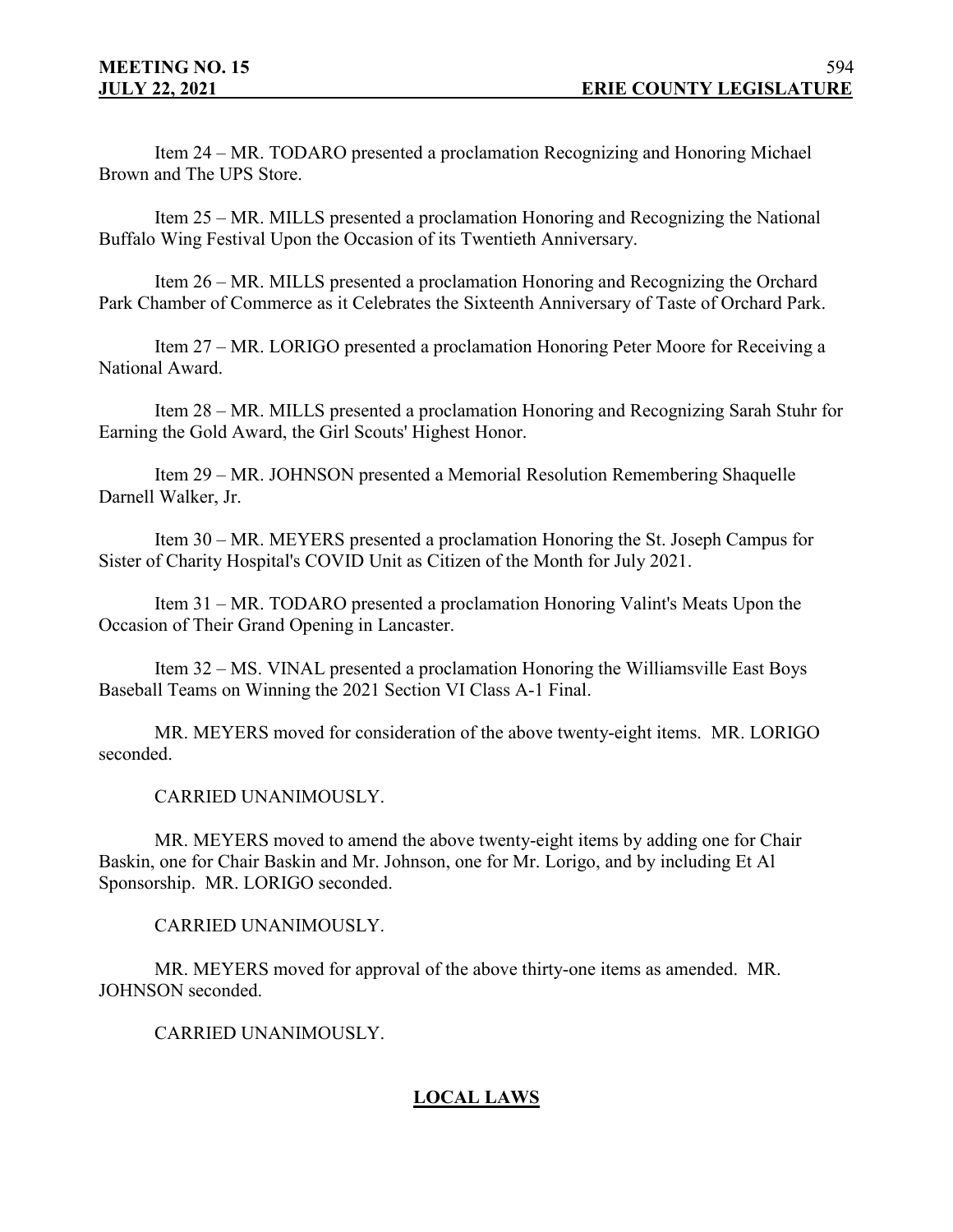Item 24 – MR. TODARO presented a proclamation Recognizing and Honoring Michael Brown and The UPS Store.

Item 25 – MR. MILLS presented a proclamation Honoring and Recognizing the National Buffalo Wing Festival Upon the Occasion of its Twentieth Anniversary.

Item 26 – MR. MILLS presented a proclamation Honoring and Recognizing the Orchard Park Chamber of Commerce as it Celebrates the Sixteenth Anniversary of Taste of Orchard Park.

Item 27 – MR. LORIGO presented a proclamation Honoring Peter Moore for Receiving a National Award.

Item 28 – MR. MILLS presented a proclamation Honoring and Recognizing Sarah Stuhr for Earning the Gold Award, the Girl Scouts' Highest Honor.

Item 29 – MR. JOHNSON presented a Memorial Resolution Remembering Shaquelle Darnell Walker, Jr.

Item 30 – MR. MEYERS presented a proclamation Honoring the St. Joseph Campus for Sister of Charity Hospital's COVID Unit as Citizen of the Month for July 2021.

Item 31 – MR. TODARO presented a proclamation Honoring Valint's Meats Upon the Occasion of Their Grand Opening in Lancaster.

Item 32 – MS. VINAL presented a proclamation Honoring the Williamsville East Boys Baseball Teams on Winning the 2021 Section VI Class A-1 Final.

MR. MEYERS moved for consideration of the above twenty-eight items. MR. LORIGO seconded.

CARRIED UNANIMOUSLY.

MR. MEYERS moved to amend the above twenty-eight items by adding one for Chair Baskin, one for Chair Baskin and Mr. Johnson, one for Mr. Lorigo, and by including Et Al Sponsorship. MR. LORIGO seconded.

CARRIED UNANIMOUSLY.

MR. MEYERS moved for approval of the above thirty-one items as amended. MR. JOHNSON seconded.

CARRIED UNANIMOUSLY.

## LOCAL LAWS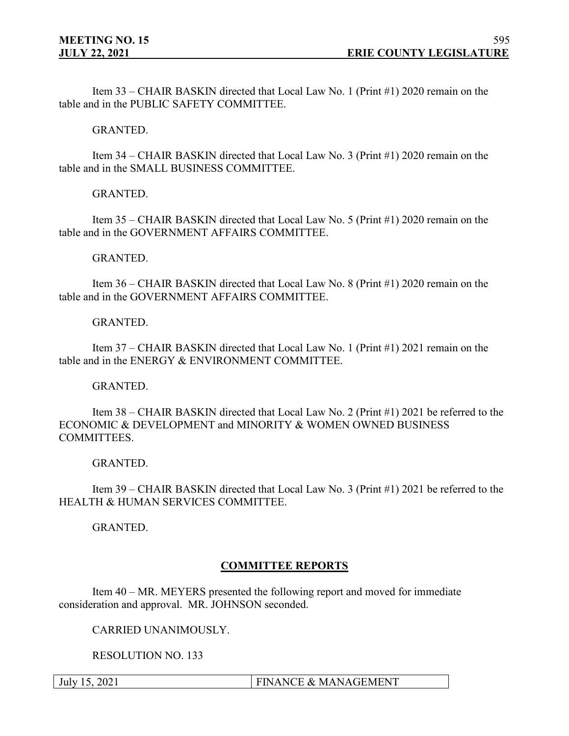Item 33 – CHAIR BASKIN directed that Local Law No. 1 (Print #1) 2020 remain on the table and in the PUBLIC SAFETY COMMITTEE.

GRANTED.

Item 34 – CHAIR BASKIN directed that Local Law No. 3 (Print #1) 2020 remain on the table and in the SMALL BUSINESS COMMITTEE.

GRANTED.

Item 35 – CHAIR BASKIN directed that Local Law No. 5 (Print #1) 2020 remain on the table and in the GOVERNMENT AFFAIRS COMMITTEE.

GRANTED.

Item 36 – CHAIR BASKIN directed that Local Law No. 8 (Print #1) 2020 remain on the table and in the GOVERNMENT AFFAIRS COMMITTEE.

GRANTED.

Item 37 – CHAIR BASKIN directed that Local Law No. 1 (Print #1) 2021 remain on the table and in the ENERGY & ENVIRONMENT COMMITTEE.

GRANTED.

Item 38 – CHAIR BASKIN directed that Local Law No. 2 (Print #1) 2021 be referred to the ECONOMIC & DEVELOPMENT and MINORITY & WOMEN OWNED BUSINESS COMMITTEES.

GRANTED.

Item 39 – CHAIR BASKIN directed that Local Law No. 3 (Print #1) 2021 be referred to the HEALTH & HUMAN SERVICES COMMITTEE.

GRANTED.

## COMMITTEE REPORTS

Item 40 – MR. MEYERS presented the following report and moved for immediate consideration and approval. MR. JOHNSON seconded.

CARRIED UNANIMOUSLY.

RESOLUTION NO. 133

| July 15, 2021 | FINANCE & MANAGEMENT |
|---|---|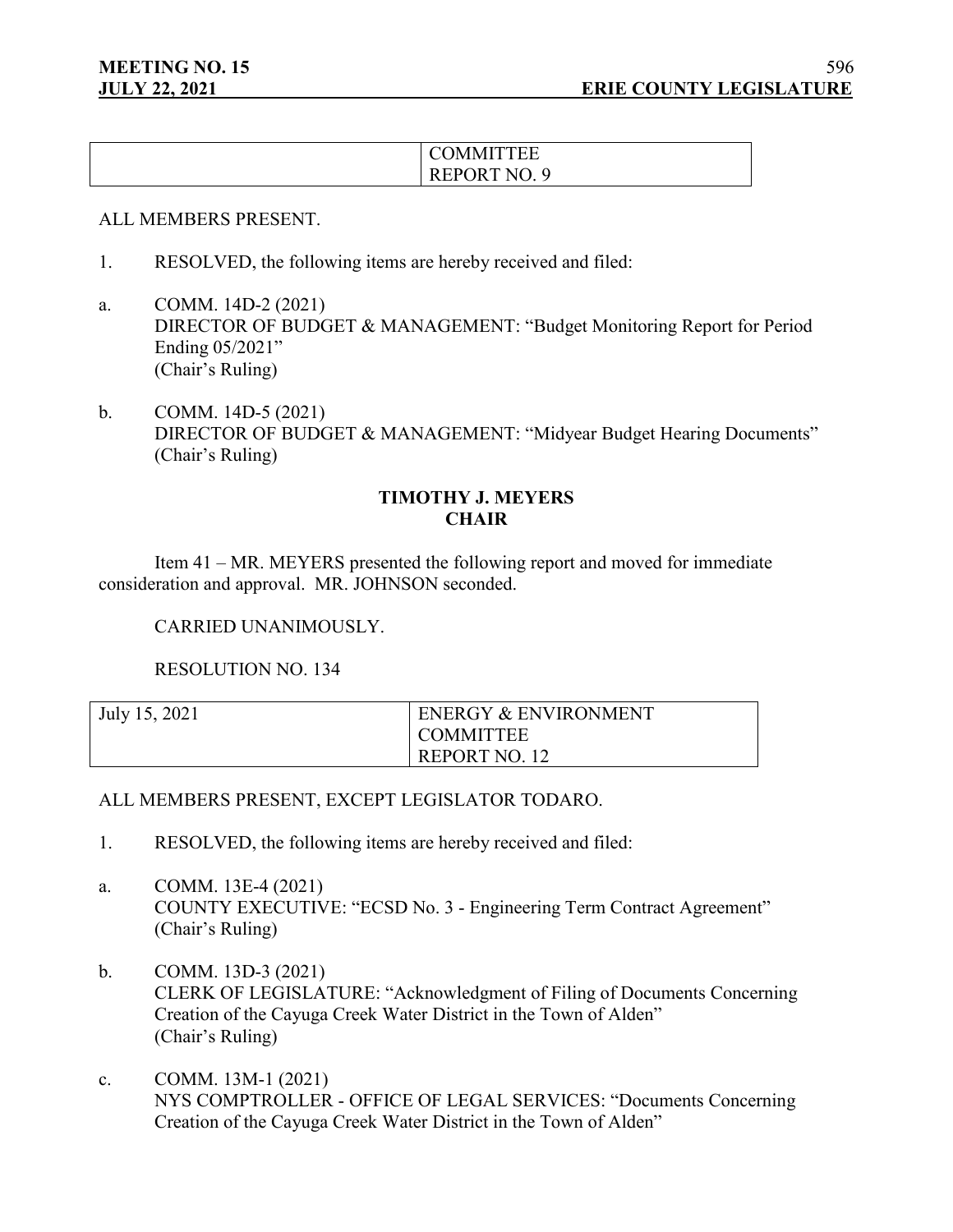| | COMMITTEE<br>REPORT NO. 9 |
|---|---|

ALL MEMBERS PRESENT.

1. RESOLVED, the following items are hereby received and filed:

a. COMM. 14D-2 (2021)
DIRECTOR OF BUDGET & MANAGEMENT: "Budget Monitoring Report for Period Ending 05/2021"
(Chair's Ruling)

b. COMM. 14D-5 (2021)
DIRECTOR OF BUDGET & MANAGEMENT: "Midyear Budget Hearing Documents"
(Chair's Ruling)

**TIMOTHY J. MEYERS**
**CHAIR**

Item 41 – MR. MEYERS presented the following report and moved for immediate consideration and approval. MR. JOHNSON seconded.

CARRIED UNANIMOUSLY.

RESOLUTION NO. 134

| July 15, 2021 | ENERGY & ENVIRONMENT<br>COMMITTEE<br>REPORT NO. 12 |
|---|---|

ALL MEMBERS PRESENT, EXCEPT LEGISLATOR TODARO.

1. RESOLVED, the following items are hereby received and filed:

a. COMM. 13E-4 (2021)
COUNTY EXECUTIVE: "ECSD No. 3 - Engineering Term Contract Agreement"
(Chair's Ruling)

b. COMM. 13D-3 (2021)
CLERK OF LEGISLATURE: "Acknowledgment of Filing of Documents Concerning Creation of the Cayuga Creek Water District in the Town of Alden"
(Chair's Ruling)

c. COMM. 13M-1 (2021)
NYS COMPTROLLER - OFFICE OF LEGAL SERVICES: "Documents Concerning Creation of the Cayuga Creek Water District in the Town of Alden"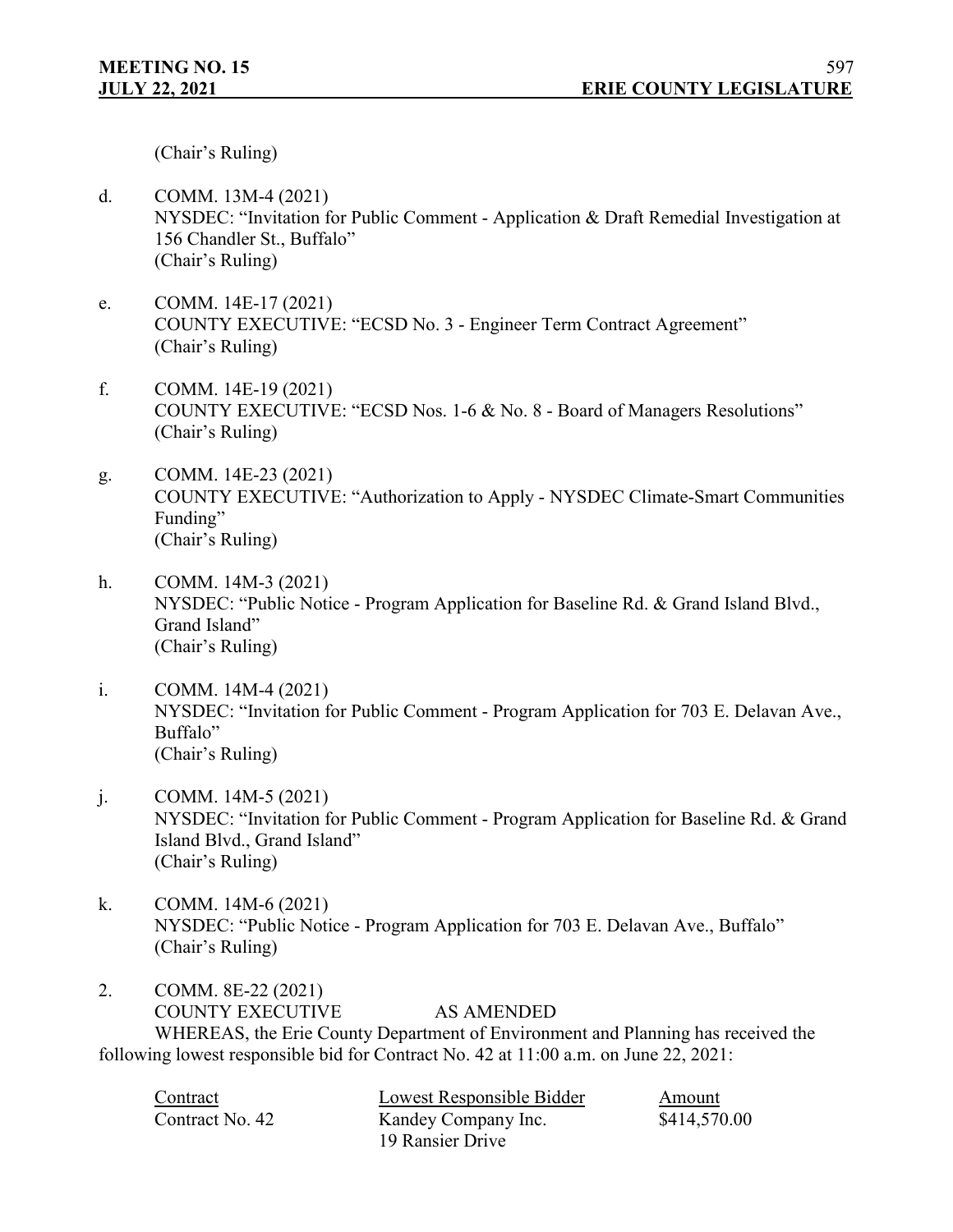(Chair's Ruling)

d. COMM. 13M-4 (2021)
NYSDEC: "Invitation for Public Comment - Application & Draft Remedial Investigation at 156 Chandler St., Buffalo"
(Chair's Ruling)

e. COMM. 14E-17 (2021)
COUNTY EXECUTIVE: "ECSD No. 3 - Engineer Term Contract Agreement"
(Chair's Ruling)

f. COMM. 14E-19 (2021)
COUNTY EXECUTIVE: "ECSD Nos. 1-6 & No. 8 - Board of Managers Resolutions"
(Chair's Ruling)

g. COMM. 14E-23 (2021)
COUNTY EXECUTIVE: "Authorization to Apply - NYSDEC Climate-Smart Communities Funding"
(Chair's Ruling)

h. COMM. 14M-3 (2021)
NYSDEC: "Public Notice - Program Application for Baseline Rd. & Grand Island Blvd., Grand Island"
(Chair's Ruling)

i. COMM. 14M-4 (2021)
NYSDEC: "Invitation for Public Comment - Program Application for 703 E. Delavan Ave., Buffalo"
(Chair's Ruling)

j. COMM. 14M-5 (2021)
NYSDEC: "Invitation for Public Comment - Program Application for Baseline Rd. & Grand Island Blvd., Grand Island"
(Chair's Ruling)

k. COMM. 14M-6 (2021)
NYSDEC: "Public Notice - Program Application for 703 E. Delavan Ave., Buffalo"
(Chair's Ruling)

2. COMM. 8E-22 (2021)
COUNTY EXECUTIVE AS AMENDED

WHEREAS, the Erie County Department of Environment and Planning has received the following lowest responsible bid for Contract No. 42 at 11:00 a.m. on June 22, 2021:

| Contract | Lowest Responsible Bidder | Amount |
|---|---|---|
| Contract No. 42 | Kandey Company Inc.<br>19 Ransier Drive | \$414,570.00 |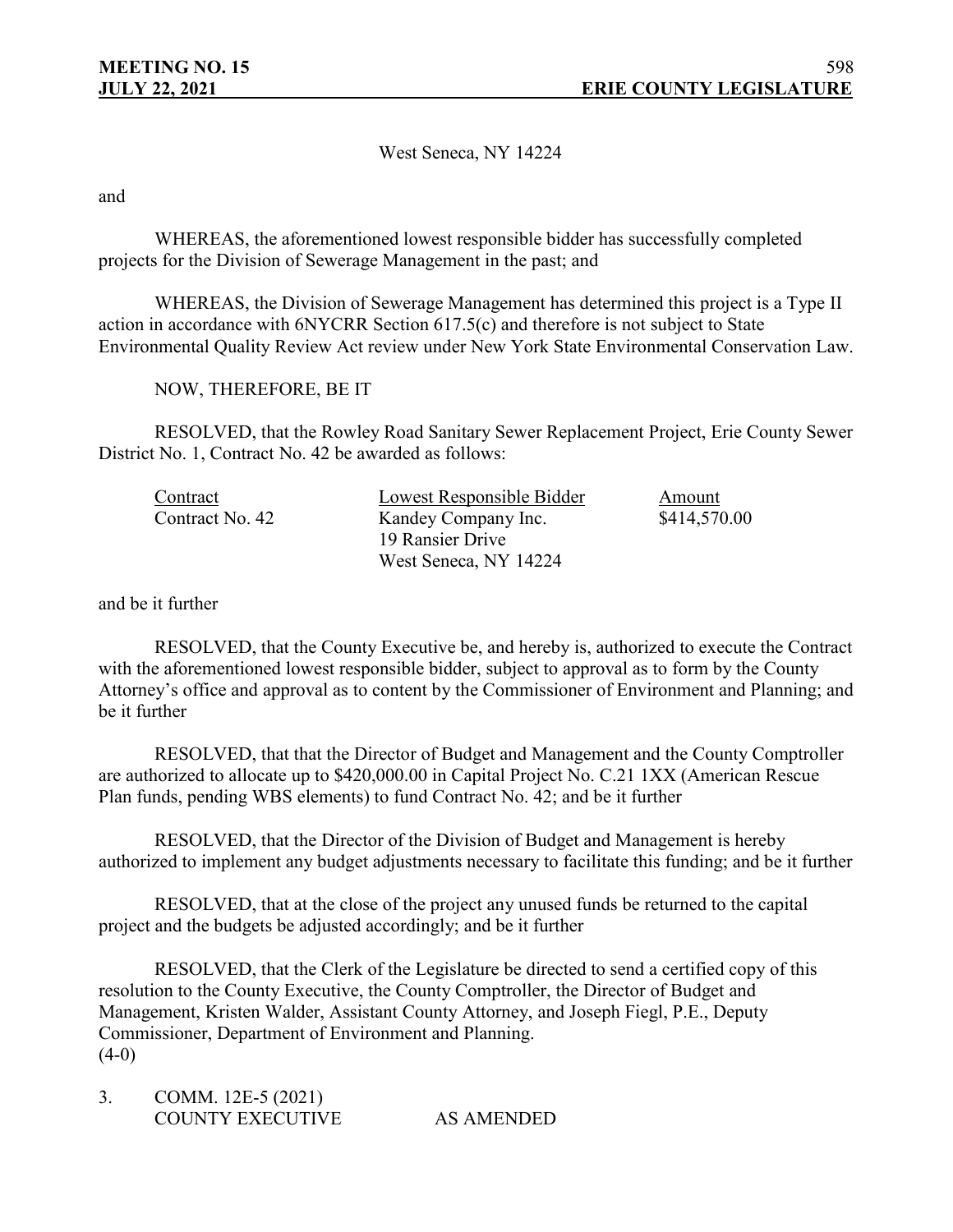West Seneca, NY 14224

and

WHEREAS, the aforementioned lowest responsible bidder has successfully completed projects for the Division of Sewerage Management in the past; and

WHEREAS, the Division of Sewerage Management has determined this project is a Type II action in accordance with 6NYCRR Section 617.5(c) and therefore is not subject to State Environmental Quality Review Act review under New York State Environmental Conservation Law.

NOW, THEREFORE, BE IT

RESOLVED, that the Rowley Road Sanitary Sewer Replacement Project, Erie County Sewer District No. 1, Contract No. 42 be awarded as follows:

| Contract | Lowest Responsible Bidder | Amount |
|---|---|---|
| Contract No. 42 | Kandey Company Inc.<br>19 Ransier Drive<br>West Seneca, NY 14224 | \$414,570.00 |

and be it further

RESOLVED, that the County Executive be, and hereby is, authorized to execute the Contract with the aforementioned lowest responsible bidder, subject to approval as to form by the County Attorney's office and approval as to content by the Commissioner of Environment and Planning; and be it further

RESOLVED, that that the Director of Budget and Management and the County Comptroller are authorized to allocate up to \$420,000.00 in Capital Project No. C.21 1XX (American Rescue Plan funds, pending WBS elements) to fund Contract No. 42; and be it further

RESOLVED, that the Director of the Division of Budget and Management is hereby authorized to implement any budget adjustments necessary to facilitate this funding; and be it further

RESOLVED, that at the close of the project any unused funds be returned to the capital project and the budgets be adjusted accordingly; and be it further

RESOLVED, that the Clerk of the Legislature be directed to send a certified copy of this resolution to the County Executive, the County Comptroller, the Director of Budget and Management, Kristen Walder, Assistant County Attorney, and Joseph Fiegl, P.E., Deputy Commissioner, Department of Environment and Planning.
(4-0)

3. COMM. 12E-5 (2021)
COUNTY EXECUTIVE AS AMENDED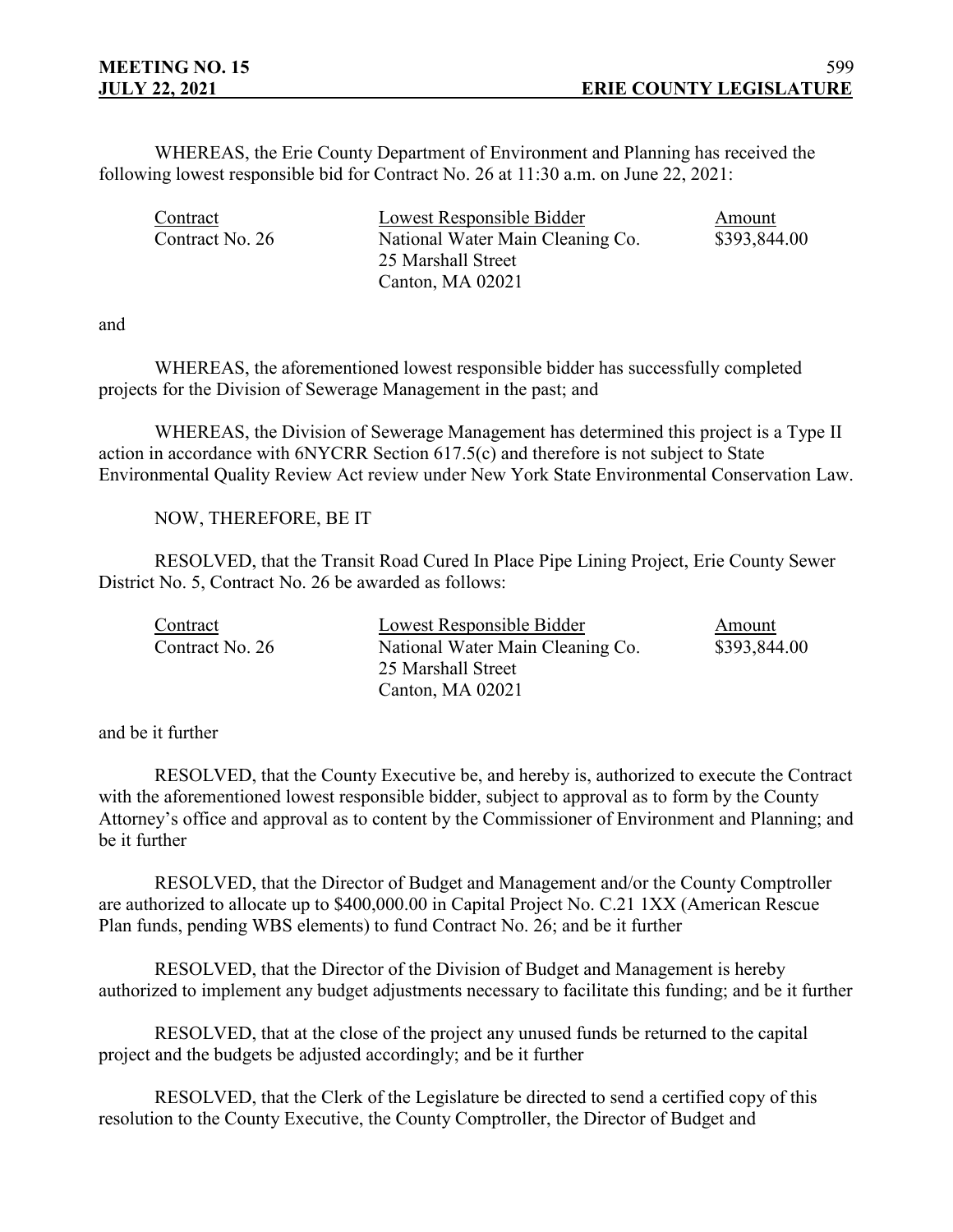WHEREAS, the Erie County Department of Environment and Planning has received the following lowest responsible bid for Contract No. 26 at 11:30 a.m. on June 22, 2021:

| Contract | Lowest Responsible Bidder | Amount |
| --- | --- | --- |
| Contract No. 26 | National Water Main Cleaning Co.<br>25 Marshall Street<br>Canton, MA 02021 | $393,844.00 |

and

WHEREAS, the aforementioned lowest responsible bidder has successfully completed projects for the Division of Sewerage Management in the past; and

WHEREAS, the Division of Sewerage Management has determined this project is a Type II action in accordance with 6NYCRR Section 617.5(c) and therefore is not subject to State Environmental Quality Review Act review under New York State Environmental Conservation Law.

NOW, THEREFORE, BE IT

RESOLVED, that the Transit Road Cured In Place Pipe Lining Project, Erie County Sewer District No. 5, Contract No. 26 be awarded as follows:

| Contract | Lowest Responsible Bidder | Amount |
| --- | --- | --- |
| Contract No. 26 | National Water Main Cleaning Co.<br>25 Marshall Street<br>Canton, MA 02021 | $393,844.00 |

and be it further

RESOLVED, that the County Executive be, and hereby is, authorized to execute the Contract with the aforementioned lowest responsible bidder, subject to approval as to form by the County Attorney's office and approval as to content by the Commissioner of Environment and Planning; and be it further

RESOLVED, that the Director of Budget and Management and/or the County Comptroller are authorized to allocate up to $400,000.00 in Capital Project No. C.21 1XX (American Rescue Plan funds, pending WBS elements) to fund Contract No. 26; and be it further

RESOLVED, that the Director of the Division of Budget and Management is hereby authorized to implement any budget adjustments necessary to facilitate this funding; and be it further

RESOLVED, that at the close of the project any unused funds be returned to the capital project and the budgets be adjusted accordingly; and be it further

RESOLVED, that the Clerk of the Legislature be directed to send a certified copy of this resolution to the County Executive, the County Comptroller, the Director of Budget and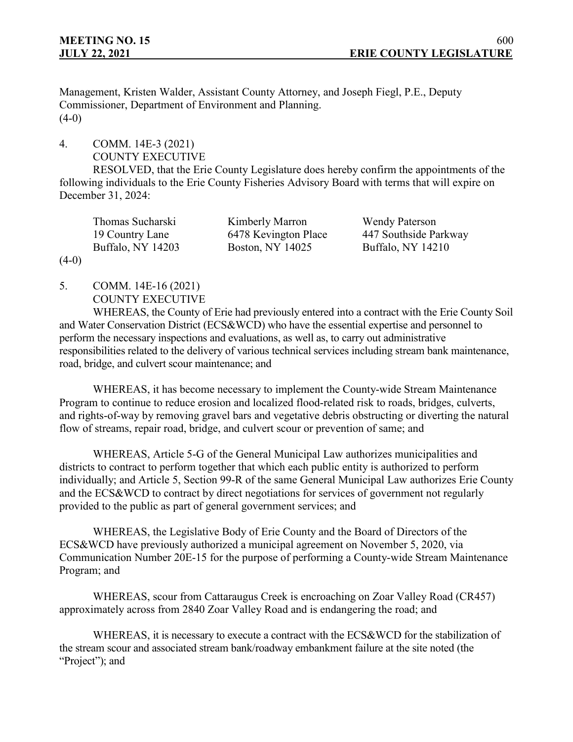Management, Kristen Walder, Assistant County Attorney, and Joseph Fiegl, P.E., Deputy Commissioner, Department of Environment and Planning.
(4-0)

4. COMM. 14E-3 (2021)
COUNTY EXECUTIVE

RESOLVED, that the Erie County Legislature does hereby confirm the appointments of the following individuals to the Erie County Fisheries Advisory Board with terms that will expire on December 31, 2024:

| | | |
|---|---|---|
| Thomas Sucharski | Kimberly Marron | Wendy Paterson |
| 19 Country Lane | 6478 Kevington Place | 447 Southside Parkway |
| Buffalo, NY 14203 | Boston, NY 14025 | Buffalo, NY 14210 |

(4-0)

5. COMM. 14E-16 (2021)
COUNTY EXECUTIVE

WHEREAS, the County of Erie had previously entered into a contract with the Erie County Soil and Water Conservation District (ECS&WCD) who have the essential expertise and personnel to perform the necessary inspections and evaluations, as well as, to carry out administrative responsibilities related to the delivery of various technical services including stream bank maintenance, road, bridge, and culvert scour maintenance; and

WHEREAS, it has become necessary to implement the County-wide Stream Maintenance Program to continue to reduce erosion and localized flood-related risk to roads, bridges, culverts, and rights-of-way by removing gravel bars and vegetative debris obstructing or diverting the natural flow of streams, repair road, bridge, and culvert scour or prevention of same; and

WHEREAS, Article 5-G of the General Municipal Law authorizes municipalities and districts to contract to perform together that which each public entity is authorized to perform individually; and Article 5, Section 99-R of the same General Municipal Law authorizes Erie County and the ECS&WCD to contract by direct negotiations for services of government not regularly provided to the public as part of general government services; and

WHEREAS, the Legislative Body of Erie County and the Board of Directors of the ECS&WCD have previously authorized a municipal agreement on November 5, 2020, via Communication Number 20E-15 for the purpose of performing a County-wide Stream Maintenance Program; and

WHEREAS, scour from Cattaraugus Creek is encroaching on Zoar Valley Road (CR457) approximately across from 2840 Zoar Valley Road and is endangering the road; and

WHEREAS, it is necessary to execute a contract with the ECS&WCD for the stabilization of the stream scour and associated stream bank/roadway embankment failure at the site noted (the "Project"); and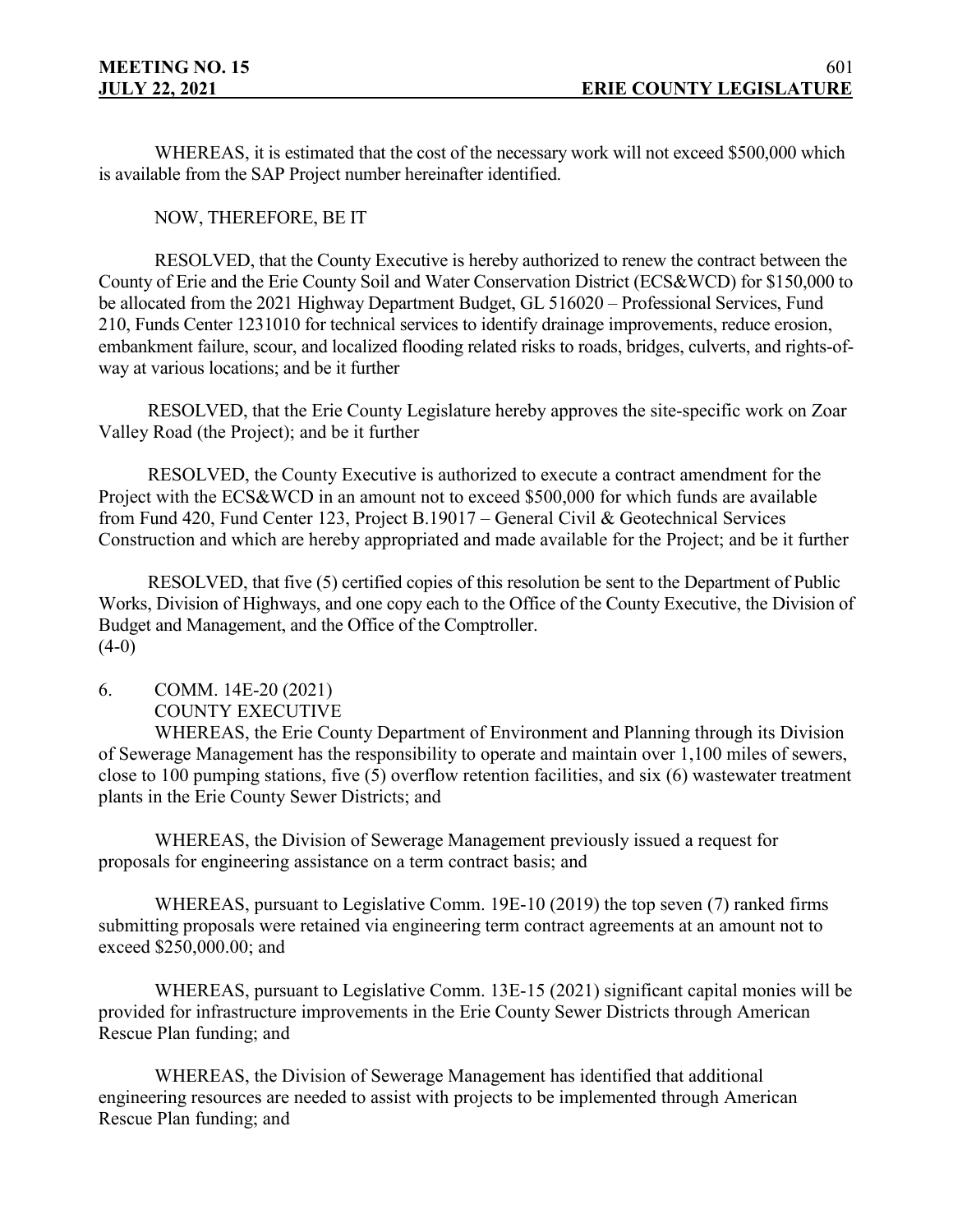WHEREAS, it is estimated that the cost of the necessary work will not exceed $500,000 which is available from the SAP Project number hereinafter identified.

NOW, THEREFORE, BE IT

RESOLVED, that the County Executive is hereby authorized to renew the contract between the County of Erie and the Erie County Soil and Water Conservation District (ECS&WCD) for $150,000 to be allocated from the 2021 Highway Department Budget, GL 516020 – Professional Services, Fund 210, Funds Center 1231010 for technical services to identify drainage improvements, reduce erosion, embankment failure, scour, and localized flooding related risks to roads, bridges, culverts, and rights-of-way at various locations; and be it further

RESOLVED, that the Erie County Legislature hereby approves the site-specific work on Zoar Valley Road (the Project); and be it further

RESOLVED, the County Executive is authorized to execute a contract amendment for the Project with the ECS&WCD in an amount not to exceed $500,000 for which funds are available from Fund 420, Fund Center 123, Project B.19017 – General Civil & Geotechnical Services Construction and which are hereby appropriated and made available for the Project; and be it further

RESOLVED, that five (5) certified copies of this resolution be sent to the Department of Public Works, Division of Highways, and one copy each to the Office of the County Executive, the Division of Budget and Management, and the Office of the Comptroller.
(4-0)

6. COMM. 14E-20 (2021)
COUNTY EXECUTIVE

WHEREAS, the Erie County Department of Environment and Planning through its Division of Sewerage Management has the responsibility to operate and maintain over 1,100 miles of sewers, close to 100 pumping stations, five (5) overflow retention facilities, and six (6) wastewater treatment plants in the Erie County Sewer Districts; and

WHEREAS, the Division of Sewerage Management previously issued a request for proposals for engineering assistance on a term contract basis; and

WHEREAS, pursuant to Legislative Comm. 19E-10 (2019) the top seven (7) ranked firms submitting proposals were retained via engineering term contract agreements at an amount not to exceed $250,000.00; and

WHEREAS, pursuant to Legislative Comm. 13E-15 (2021) significant capital monies will be provided for infrastructure improvements in the Erie County Sewer Districts through American Rescue Plan funding; and

WHEREAS, the Division of Sewerage Management has identified that additional engineering resources are needed to assist with projects to be implemented through American Rescue Plan funding; and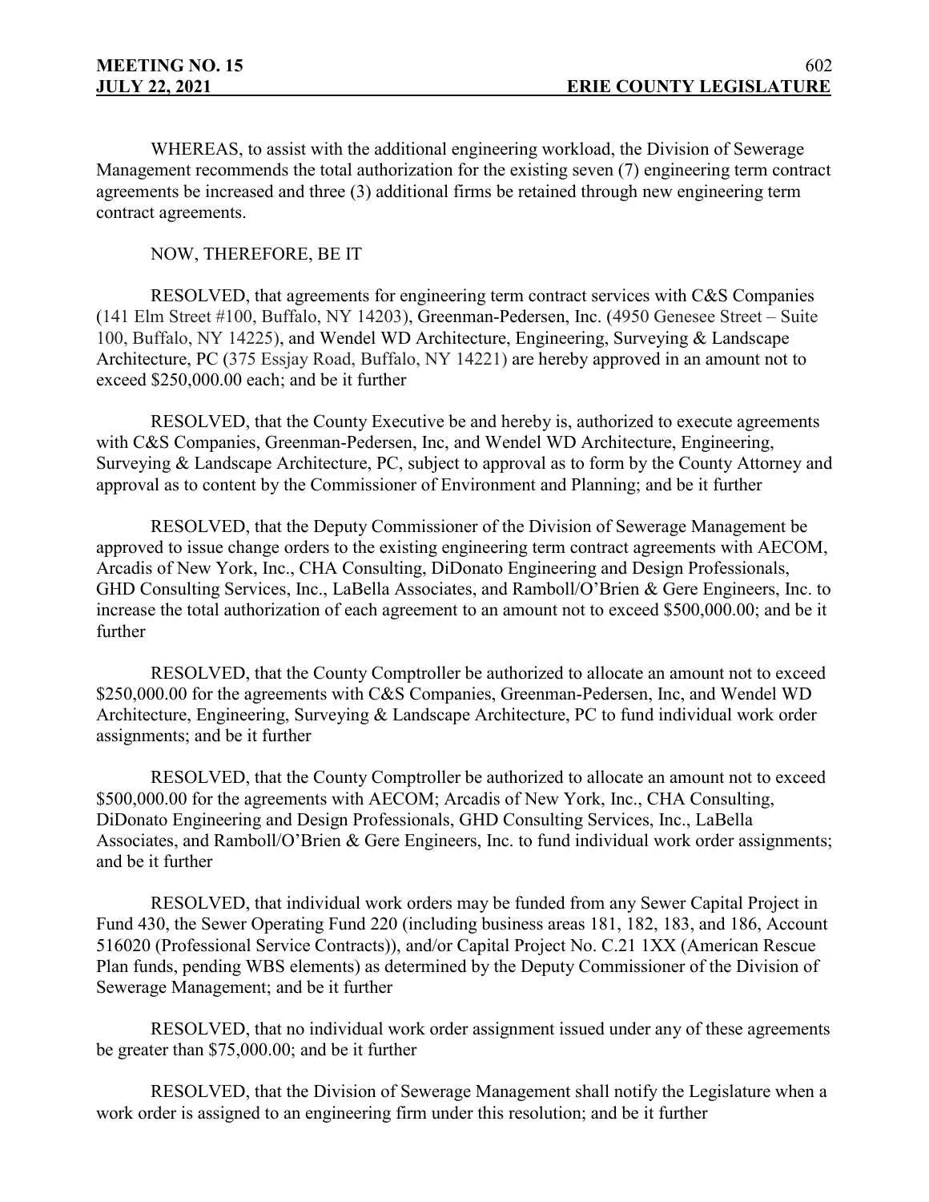WHEREAS, to assist with the additional engineering workload, the Division of Sewerage Management recommends the total authorization for the existing seven (7) engineering term contract agreements be increased and three (3) additional firms be retained through new engineering term contract agreements.

NOW, THEREFORE, BE IT

RESOLVED, that agreements for engineering term contract services with C&S Companies (141 Elm Street #100, Buffalo, NY 14203), Greenman-Pedersen, Inc. (4950 Genesee Street – Suite 100, Buffalo, NY 14225), and Wendel WD Architecture, Engineering, Surveying & Landscape Architecture, PC (375 Essjay Road, Buffalo, NY 14221) are hereby approved in an amount not to exceed $250,000.00 each; and be it further

RESOLVED, that the County Executive be and hereby is, authorized to execute agreements with C&S Companies, Greenman-Pedersen, Inc, and Wendel WD Architecture, Engineering, Surveying & Landscape Architecture, PC, subject to approval as to form by the County Attorney and approval as to content by the Commissioner of Environment and Planning; and be it further

RESOLVED, that the Deputy Commissioner of the Division of Sewerage Management be approved to issue change orders to the existing engineering term contract agreements with AECOM, Arcadis of New York, Inc., CHA Consulting, DiDonato Engineering and Design Professionals, GHD Consulting Services, Inc., LaBella Associates, and Ramboll/O'Brien & Gere Engineers, Inc. to increase the total authorization of each agreement to an amount not to exceed $500,000.00; and be it further

RESOLVED, that the County Comptroller be authorized to allocate an amount not to exceed $250,000.00 for the agreements with C&S Companies, Greenman-Pedersen, Inc, and Wendel WD Architecture, Engineering, Surveying & Landscape Architecture, PC to fund individual work order assignments; and be it further

RESOLVED, that the County Comptroller be authorized to allocate an amount not to exceed $500,000.00 for the agreements with AECOM; Arcadis of New York, Inc., CHA Consulting, DiDonato Engineering and Design Professionals, GHD Consulting Services, Inc., LaBella Associates, and Ramboll/O'Brien & Gere Engineers, Inc. to fund individual work order assignments; and be it further

RESOLVED, that individual work orders may be funded from any Sewer Capital Project in Fund 430, the Sewer Operating Fund 220 (including business areas 181, 182, 183, and 186, Account 516020 (Professional Service Contracts)), and/or Capital Project No. C.21 1XX (American Rescue Plan funds, pending WBS elements) as determined by the Deputy Commissioner of the Division of Sewerage Management; and be it further

RESOLVED, that no individual work order assignment issued under any of these agreements be greater than $75,000.00; and be it further

RESOLVED, that the Division of Sewerage Management shall notify the Legislature when a work order is assigned to an engineering firm under this resolution; and be it further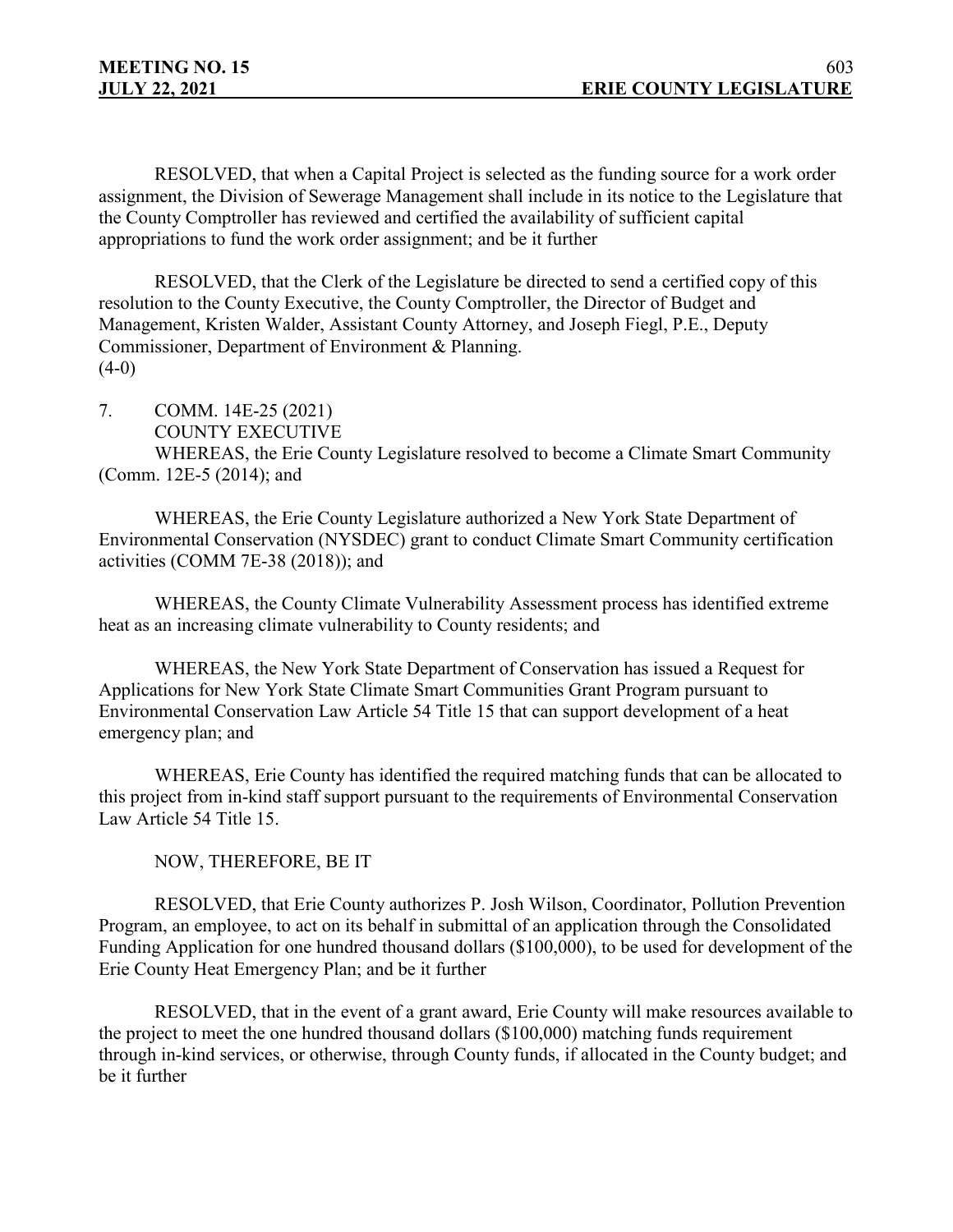RESOLVED, that when a Capital Project is selected as the funding source for a work order assignment, the Division of Sewerage Management shall include in its notice to the Legislature that the County Comptroller has reviewed and certified the availability of sufficient capital appropriations to fund the work order assignment; and be it further

RESOLVED, that the Clerk of the Legislature be directed to send a certified copy of this resolution to the County Executive, the County Comptroller, the Director of Budget and Management, Kristen Walder, Assistant County Attorney, and Joseph Fiegl, P.E., Deputy Commissioner, Department of Environment & Planning.
(4-0)

7. COMM. 14E-25 (2021)
COUNTY EXECUTIVE

WHEREAS, the Erie County Legislature resolved to become a Climate Smart Community (Comm. 12E-5 (2014); and

WHEREAS, the Erie County Legislature authorized a New York State Department of Environmental Conservation (NYSDEC) grant to conduct Climate Smart Community certification activities (COMM 7E-38 (2018)); and

WHEREAS, the County Climate Vulnerability Assessment process has identified extreme heat as an increasing climate vulnerability to County residents; and

WHEREAS, the New York State Department of Conservation has issued a Request for Applications for New York State Climate Smart Communities Grant Program pursuant to Environmental Conservation Law Article 54 Title 15 that can support development of a heat emergency plan; and

WHEREAS, Erie County has identified the required matching funds that can be allocated to this project from in-kind staff support pursuant to the requirements of Environmental Conservation Law Article 54 Title 15.

NOW, THEREFORE, BE IT

RESOLVED, that Erie County authorizes P. Josh Wilson, Coordinator, Pollution Prevention Program, an employee, to act on its behalf in submittal of an application through the Consolidated Funding Application for one hundred thousand dollars ($100,000), to be used for development of the Erie County Heat Emergency Plan; and be it further

RESOLVED, that in the event of a grant award, Erie County will make resources available to the project to meet the one hundred thousand dollars ($100,000) matching funds requirement through in-kind services, or otherwise, through County funds, if allocated in the County budget; and be it further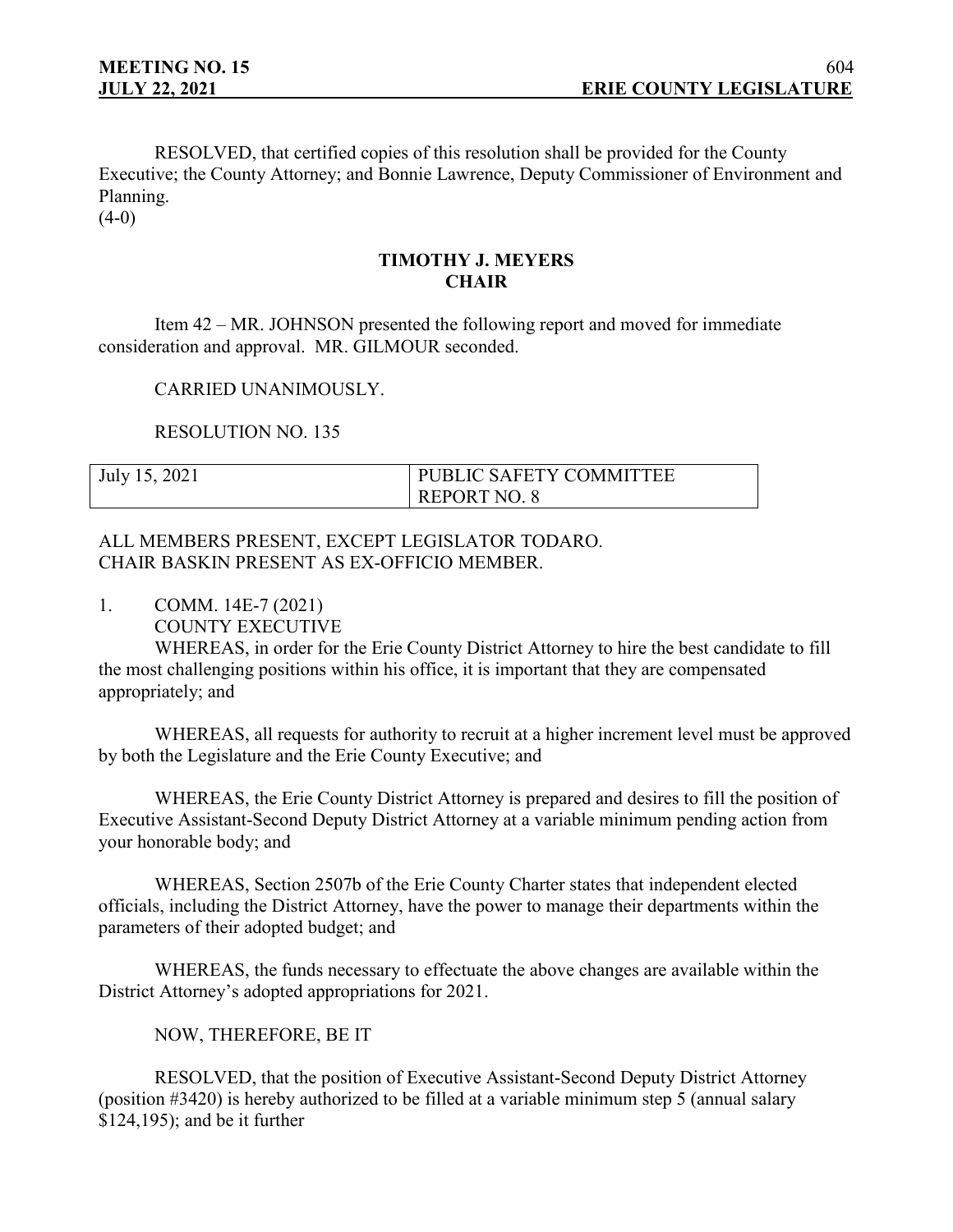RESOLVED, that certified copies of this resolution shall be provided for the County Executive; the County Attorney; and Bonnie Lawrence, Deputy Commissioner of Environment and Planning.
(4-0)

**TIMOTHY J. MEYERS**
**CHAIR**

Item 42 – MR. JOHNSON presented the following report and moved for immediate consideration and approval. MR. GILMOUR seconded.

CARRIED UNANIMOUSLY.

RESOLUTION NO. 135

| July 15, 2021 | PUBLIC SAFETY COMMITTEE REPORT NO. 8 |
|---|---|

ALL MEMBERS PRESENT, EXCEPT LEGISLATOR TODARO.
CHAIR BASKIN PRESENT AS EX-OFFICIO MEMBER.

1. COMM. 14E-7 (2021)
COUNTY EXECUTIVE

WHEREAS, in order for the Erie County District Attorney to hire the best candidate to fill the most challenging positions within his office, it is important that they are compensated appropriately; and

WHEREAS, all requests for authority to recruit at a higher increment level must be approved by both the Legislature and the Erie County Executive; and

WHEREAS, the Erie County District Attorney is prepared and desires to fill the position of Executive Assistant-Second Deputy District Attorney at a variable minimum pending action from your honorable body; and

WHEREAS, Section 2507b of the Erie County Charter states that independent elected officials, including the District Attorney, have the power to manage their departments within the parameters of their adopted budget; and

WHEREAS, the funds necessary to effectuate the above changes are available within the District Attorney's adopted appropriations for 2021.

NOW, THEREFORE, BE IT

RESOLVED, that the position of Executive Assistant-Second Deputy District Attorney (position #3420) is hereby authorized to be filled at a variable minimum step 5 (annual salary $124,195); and be it further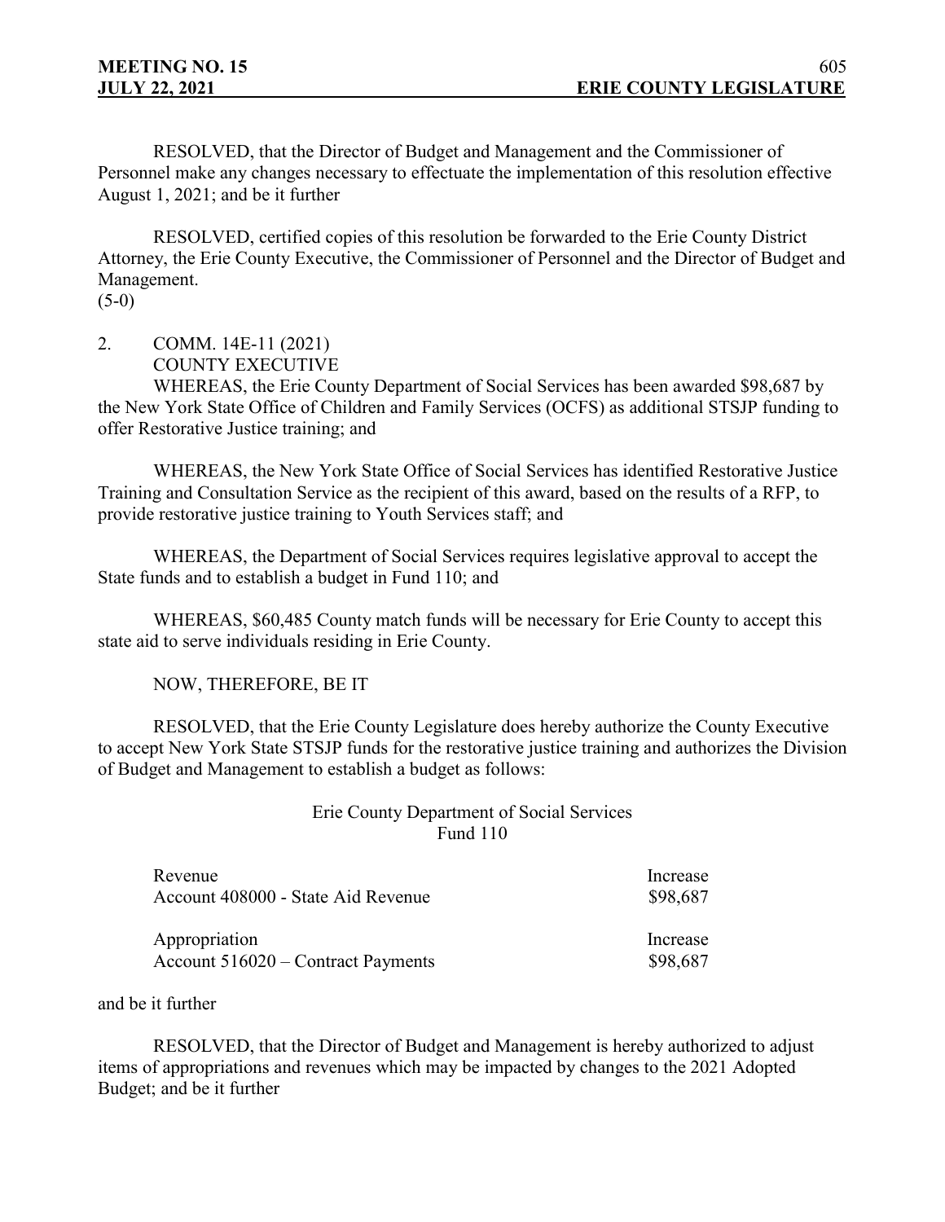RESOLVED, that the Director of Budget and Management and the Commissioner of Personnel make any changes necessary to effectuate the implementation of this resolution effective August 1, 2021; and be it further

RESOLVED, certified copies of this resolution be forwarded to the Erie County District Attorney, the Erie County Executive, the Commissioner of Personnel and the Director of Budget and Management.
(5-0)

2. COMM. 14E-11 (2021)
COUNTY EXECUTIVE

WHEREAS, the Erie County Department of Social Services has been awarded $98,687 by the New York State Office of Children and Family Services (OCFS) as additional STSJP funding to offer Restorative Justice training; and

WHEREAS, the New York State Office of Social Services has identified Restorative Justice Training and Consultation Service as the recipient of this award, based on the results of a RFP, to provide restorative justice training to Youth Services staff; and

WHEREAS, the Department of Social Services requires legislative approval to accept the State funds and to establish a budget in Fund 110; and

WHEREAS, $60,485 County match funds will be necessary for Erie County to accept this state aid to serve individuals residing in Erie County.

NOW, THEREFORE, BE IT

RESOLVED, that the Erie County Legislature does hereby authorize the County Executive to accept New York State STSJP funds for the restorative justice training and authorizes the Division of Budget and Management to establish a budget as follows:

Erie County Department of Social Services
Fund 110

| Revenue | Increase |
| --- | --- |
| Account 408000 - State Aid Revenue | $98,687 |
| Appropriation | Increase |
| Account 516020 – Contract Payments | $98,687 |

and be it further

RESOLVED, that the Director of Budget and Management is hereby authorized to adjust items of appropriations and revenues which may be impacted by changes to the 2021 Adopted Budget; and be it further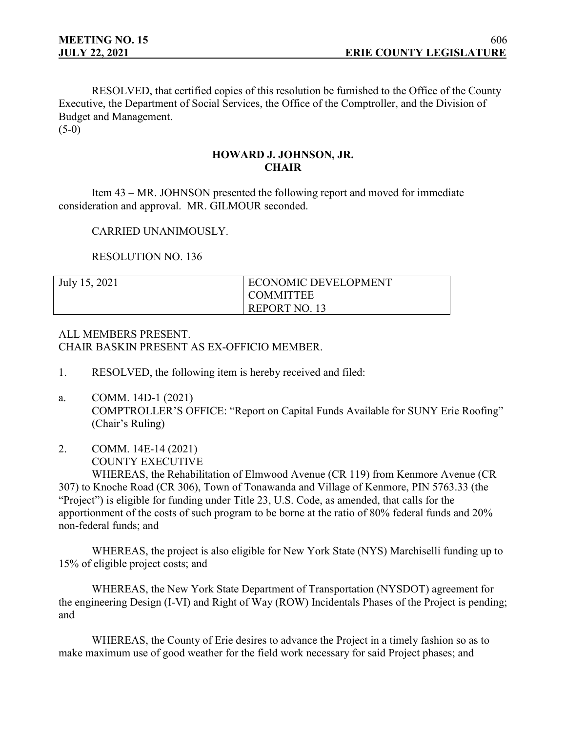RESOLVED, that certified copies of this resolution be furnished to the Office of the County Executive, the Department of Social Services, the Office of the Comptroller, and the Division of Budget and Management.
(5-0)

**HOWARD J. JOHNSON, JR.**
**CHAIR**

Item 43 – MR. JOHNSON presented the following report and moved for immediate consideration and approval. MR. GILMOUR seconded.

CARRIED UNANIMOUSLY.

RESOLUTION NO. 136

| July 15, 2021 | ECONOMIC DEVELOPMENT COMMITTEE REPORT NO. 13 |
|---|---|

ALL MEMBERS PRESENT.
CHAIR BASKIN PRESENT AS EX-OFFICIO MEMBER.

1. RESOLVED, the following item is hereby received and filed:

a. COMM. 14D-1 (2021)
COMPTROLLER'S OFFICE: "Report on Capital Funds Available for SUNY Erie Roofing" (Chair's Ruling)

2. COMM. 14E-14 (2021)
COUNTY EXECUTIVE

WHEREAS, the Rehabilitation of Elmwood Avenue (CR 119) from Kenmore Avenue (CR 307) to Knoche Road (CR 306), Town of Tonawanda and Village of Kenmore, PIN 5763.33 (the "Project") is eligible for funding under Title 23, U.S. Code, as amended, that calls for the apportionment of the costs of such program to be borne at the ratio of 80% federal funds and 20% non-federal funds; and

WHEREAS, the project is also eligible for New York State (NYS) Marchiselli funding up to 15% of eligible project costs; and

WHEREAS, the New York State Department of Transportation (NYSDOT) agreement for the engineering Design (I-VI) and Right of Way (ROW) Incidentals Phases of the Project is pending; and

WHEREAS, the County of Erie desires to advance the Project in a timely fashion so as to make maximum use of good weather for the field work necessary for said Project phases; and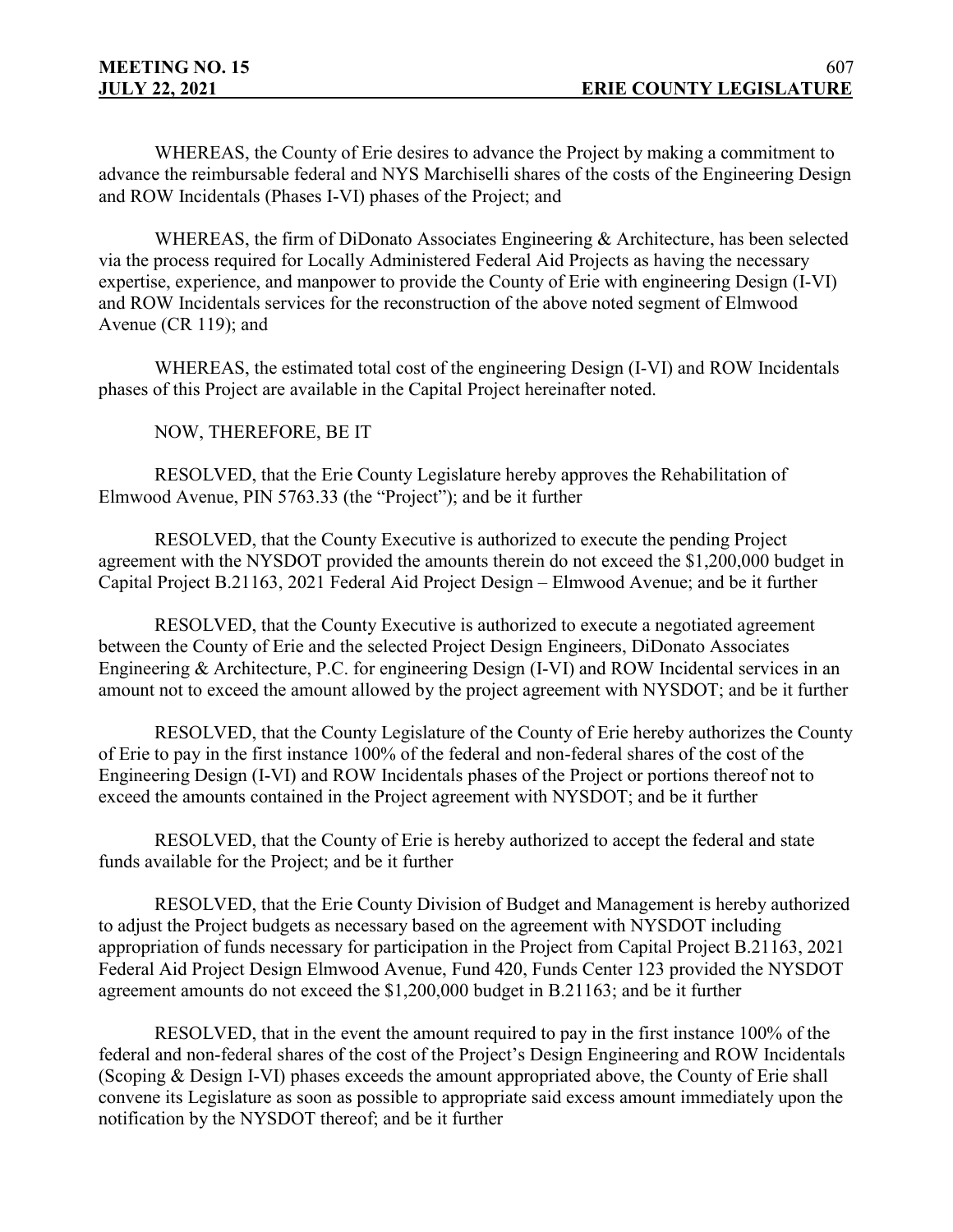WHEREAS, the County of Erie desires to advance the Project by making a commitment to advance the reimbursable federal and NYS Marchiselli shares of the costs of the Engineering Design and ROW Incidentals (Phases I-VI) phases of the Project; and

WHEREAS, the firm of DiDonato Associates Engineering & Architecture, has been selected via the process required for Locally Administered Federal Aid Projects as having the necessary expertise, experience, and manpower to provide the County of Erie with engineering Design (I-VI) and ROW Incidentals services for the reconstruction of the above noted segment of Elmwood Avenue (CR 119); and

WHEREAS, the estimated total cost of the engineering Design (I-VI) and ROW Incidentals phases of this Project are available in the Capital Project hereinafter noted.

NOW, THEREFORE, BE IT

RESOLVED, that the Erie County Legislature hereby approves the Rehabilitation of Elmwood Avenue, PIN 5763.33 (the "Project"); and be it further

RESOLVED, that the County Executive is authorized to execute the pending Project agreement with the NYSDOT provided the amounts therein do not exceed the $1,200,000 budget in Capital Project B.21163, 2021 Federal Aid Project Design – Elmwood Avenue; and be it further

RESOLVED, that the County Executive is authorized to execute a negotiated agreement between the County of Erie and the selected Project Design Engineers, DiDonato Associates Engineering & Architecture, P.C. for engineering Design (I-VI) and ROW Incidental services in an amount not to exceed the amount allowed by the project agreement with NYSDOT; and be it further

RESOLVED, that the County Legislature of the County of Erie hereby authorizes the County of Erie to pay in the first instance 100% of the federal and non-federal shares of the cost of the Engineering Design (I-VI) and ROW Incidentals phases of the Project or portions thereof not to exceed the amounts contained in the Project agreement with NYSDOT; and be it further

RESOLVED, that the County of Erie is hereby authorized to accept the federal and state funds available for the Project; and be it further

RESOLVED, that the Erie County Division of Budget and Management is hereby authorized to adjust the Project budgets as necessary based on the agreement with NYSDOT including appropriation of funds necessary for participation in the Project from Capital Project B.21163, 2021 Federal Aid Project Design Elmwood Avenue, Fund 420, Funds Center 123 provided the NYSDOT agreement amounts do not exceed the $1,200,000 budget in B.21163; and be it further

RESOLVED, that in the event the amount required to pay in the first instance 100% of the federal and non-federal shares of the cost of the Project's Design Engineering and ROW Incidentals (Scoping & Design I-VI) phases exceeds the amount appropriated above, the County of Erie shall convene its Legislature as soon as possible to appropriate said excess amount immediately upon the notification by the NYSDOT thereof; and be it further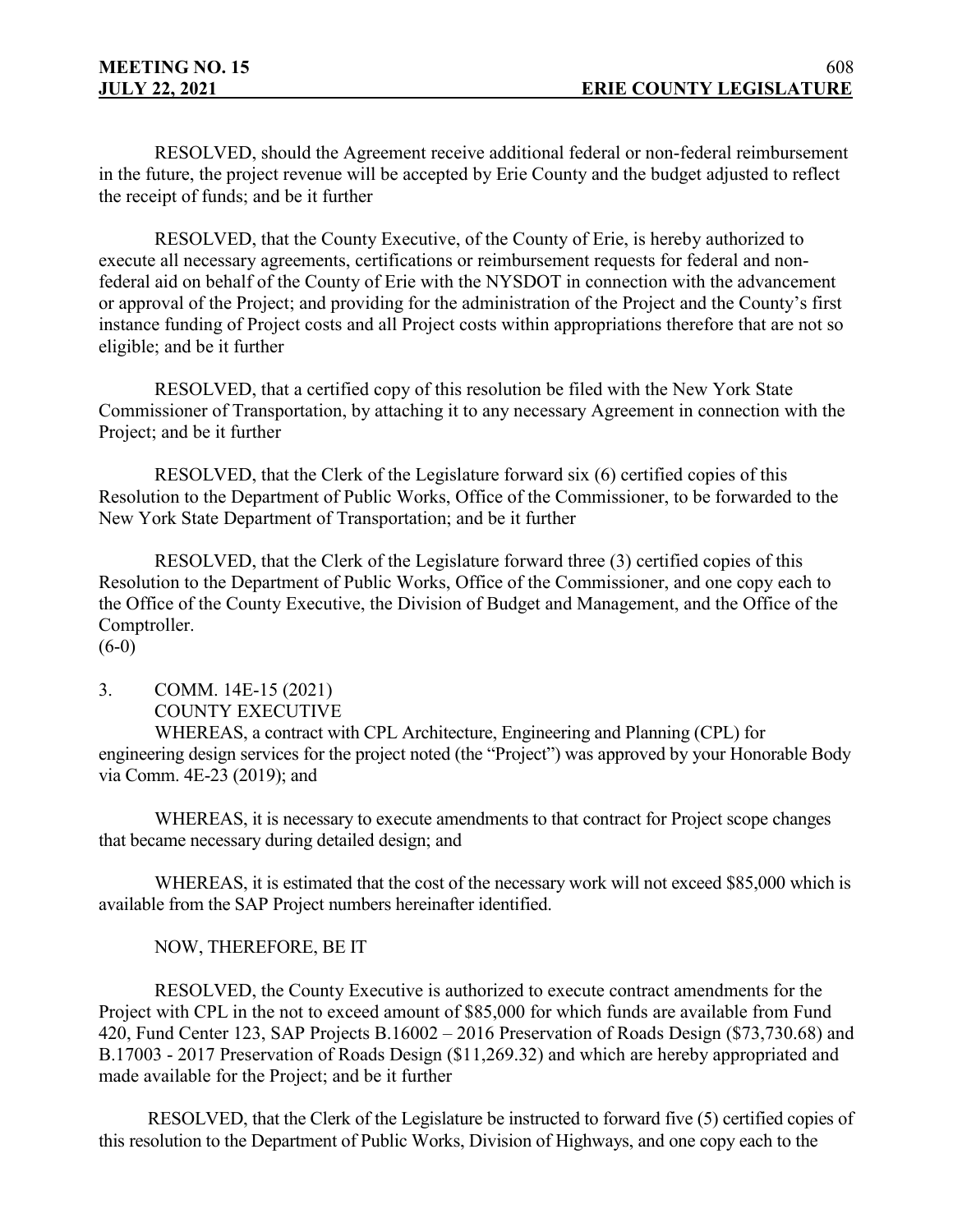RESOLVED, should the Agreement receive additional federal or non-federal reimbursement in the future, the project revenue will be accepted by Erie County and the budget adjusted to reflect the receipt of funds; and be it further

RESOLVED, that the County Executive, of the County of Erie, is hereby authorized to execute all necessary agreements, certifications or reimbursement requests for federal and non-federal aid on behalf of the County of Erie with the NYSDOT in connection with the advancement or approval of the Project; and providing for the administration of the Project and the County's first instance funding of Project costs and all Project costs within appropriations therefore that are not so eligible; and be it further

RESOLVED, that a certified copy of this resolution be filed with the New York State Commissioner of Transportation, by attaching it to any necessary Agreement in connection with the Project; and be it further

RESOLVED, that the Clerk of the Legislature forward six (6) certified copies of this Resolution to the Department of Public Works, Office of the Commissioner, to be forwarded to the New York State Department of Transportation; and be it further

RESOLVED, that the Clerk of the Legislature forward three (3) certified copies of this Resolution to the Department of Public Works, Office of the Commissioner, and one copy each to the Office of the County Executive, the Division of Budget and Management, and the Office of the Comptroller.
(6-0)

3. COMM. 14E-15 (2021)
COUNTY EXECUTIVE

WHEREAS, a contract with CPL Architecture, Engineering and Planning (CPL) for engineering design services for the project noted (the "Project") was approved by your Honorable Body via Comm. 4E-23 (2019); and

WHEREAS, it is necessary to execute amendments to that contract for Project scope changes that became necessary during detailed design; and

WHEREAS, it is estimated that the cost of the necessary work will not exceed $85,000 which is available from the SAP Project numbers hereinafter identified.

NOW, THEREFORE, BE IT

RESOLVED, the County Executive is authorized to execute contract amendments for the Project with CPL in the not to exceed amount of $85,000 for which funds are available from Fund 420, Fund Center 123, SAP Projects B.16002 – 2016 Preservation of Roads Design ($73,730.68) and B.17003 - 2017 Preservation of Roads Design ($11,269.32) and which are hereby appropriated and made available for the Project; and be it further

RESOLVED, that the Clerk of the Legislature be instructed to forward five (5) certified copies of this resolution to the Department of Public Works, Division of Highways, and one copy each to the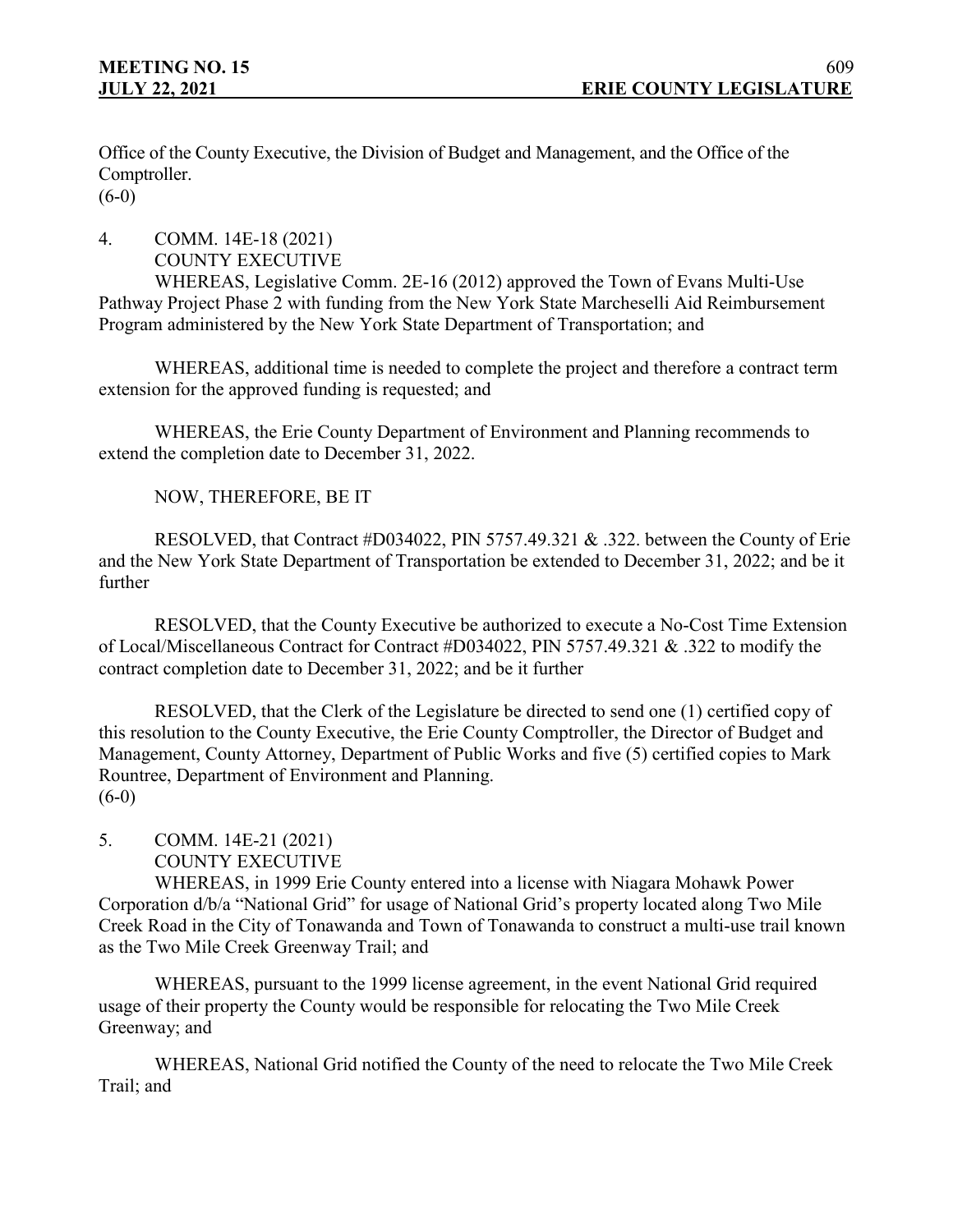Office of the County Executive, the Division of Budget and Management, and the Office of the Comptroller.
(6-0)

4. COMM. 14E-18 (2021)
COUNTY EXECUTIVE

WHEREAS, Legislative Comm. 2E-16 (2012) approved the Town of Evans Multi-Use Pathway Project Phase 2 with funding from the New York State Marcheselli Aid Reimbursement Program administered by the New York State Department of Transportation; and

WHEREAS, additional time is needed to complete the project and therefore a contract term extension for the approved funding is requested; and

WHEREAS, the Erie County Department of Environment and Planning recommends to extend the completion date to December 31, 2022.

NOW, THEREFORE, BE IT

RESOLVED, that Contract #D034022, PIN 5757.49.321 & .322. between the County of Erie and the New York State Department of Transportation be extended to December 31, 2022; and be it further

RESOLVED, that the County Executive be authorized to execute a No-Cost Time Extension of Local/Miscellaneous Contract for Contract #D034022, PIN 5757.49.321 & .322 to modify the contract completion date to December 31, 2022; and be it further

RESOLVED, that the Clerk of the Legislature be directed to send one (1) certified copy of this resolution to the County Executive, the Erie County Comptroller, the Director of Budget and Management, County Attorney, Department of Public Works and five (5) certified copies to Mark Rountree, Department of Environment and Planning.
(6-0)

5. COMM. 14E-21 (2021)
COUNTY EXECUTIVE

WHEREAS, in 1999 Erie County entered into a license with Niagara Mohawk Power Corporation d/b/a "National Grid" for usage of National Grid's property located along Two Mile Creek Road in the City of Tonawanda and Town of Tonawanda to construct a multi-use trail known as the Two Mile Creek Greenway Trail; and

WHEREAS, pursuant to the 1999 license agreement, in the event National Grid required usage of their property the County would be responsible for relocating the Two Mile Creek Greenway; and

WHEREAS, National Grid notified the County of the need to relocate the Two Mile Creek Trail; and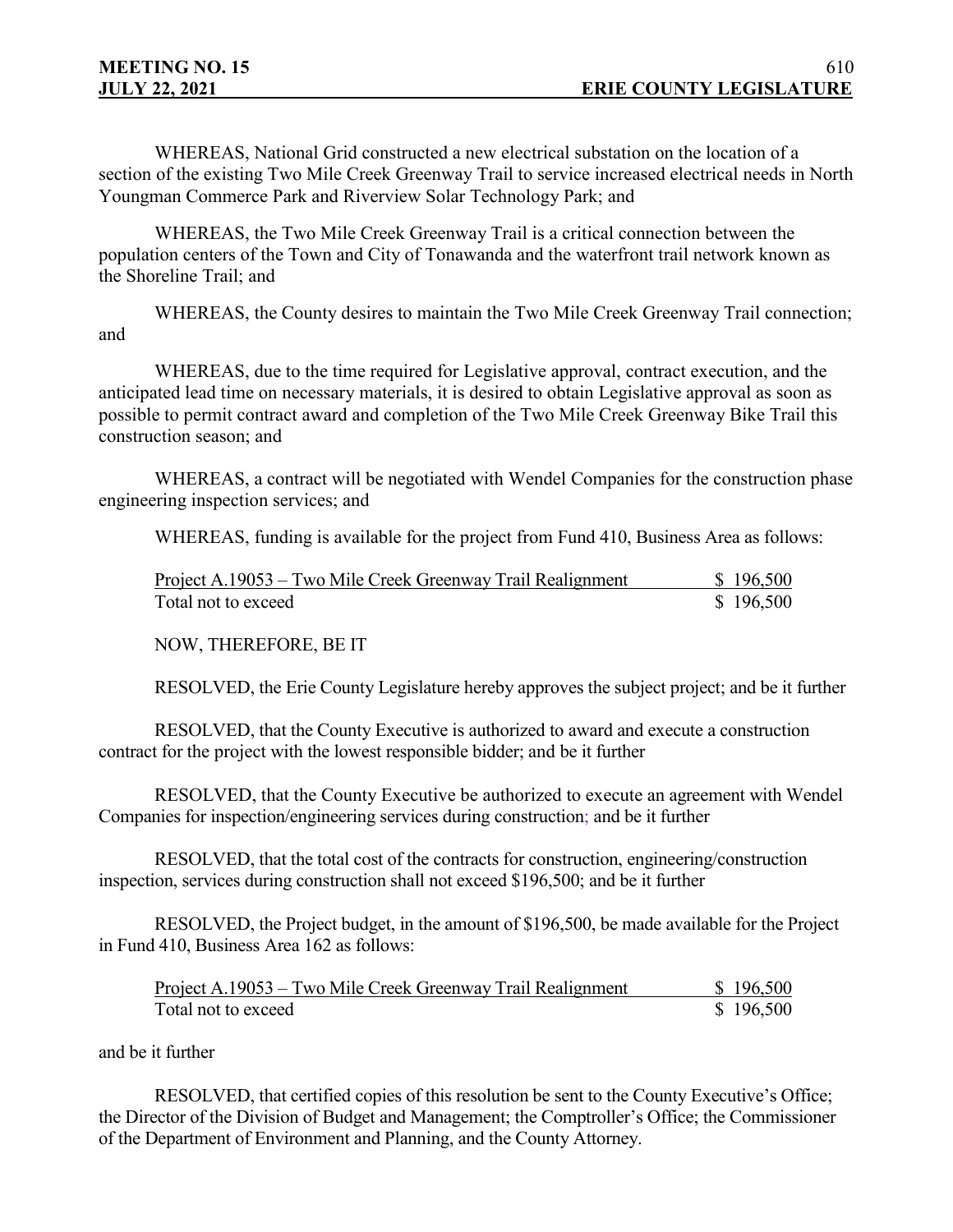WHEREAS, National Grid constructed a new electrical substation on the location of a section of the existing Two Mile Creek Greenway Trail to service increased electrical needs in North Youngman Commerce Park and Riverview Solar Technology Park; and

WHEREAS, the Two Mile Creek Greenway Trail is a critical connection between the population centers of the Town and City of Tonawanda and the waterfront trail network known as the Shoreline Trail; and

WHEREAS, the County desires to maintain the Two Mile Creek Greenway Trail connection; and

WHEREAS, due to the time required for Legislative approval, contract execution, and the anticipated lead time on necessary materials, it is desired to obtain Legislative approval as soon as possible to permit contract award and completion of the Two Mile Creek Greenway Bike Trail this construction season; and

WHEREAS, a contract will be negotiated with Wendel Companies for the construction phase engineering inspection services; and

WHEREAS, funding is available for the project from Fund 410, Business Area as follows:

| | |
|---|---|
| Project A.19053 – Two Mile Creek Greenway Trail Realignment | $ 196,500 |
| Total not to exceed | $ 196,500 |

NOW, THEREFORE, BE IT

RESOLVED, the Erie County Legislature hereby approves the subject project; and be it further

RESOLVED, that the County Executive is authorized to award and execute a construction contract for the project with the lowest responsible bidder; and be it further

RESOLVED, that the County Executive be authorized to execute an agreement with Wendel Companies for inspection/engineering services during construction; and be it further

RESOLVED, that the total cost of the contracts for construction, engineering/construction inspection, services during construction shall not exceed $196,500; and be it further

RESOLVED, the Project budget, in the amount of $196,500, be made available for the Project in Fund 410, Business Area 162 as follows:

| | |
|---|---|
| Project A.19053 – Two Mile Creek Greenway Trail Realignment | $ 196,500 |
| Total not to exceed | $ 196,500 |

and be it further

RESOLVED, that certified copies of this resolution be sent to the County Executive's Office; the Director of the Division of Budget and Management; the Comptroller's Office; the Commissioner of the Department of Environment and Planning, and the County Attorney.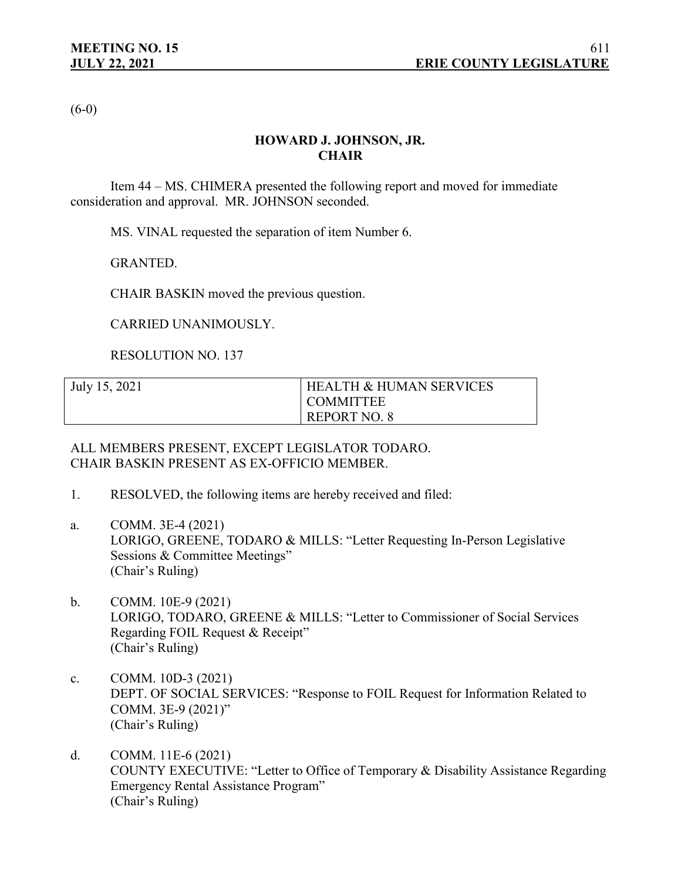(6-0)

**HOWARD J. JOHNSON, JR.**
**CHAIR**

Item 44 – MS. CHIMERA presented the following report and moved for immediate consideration and approval. MR. JOHNSON seconded.

MS. VINAL requested the separation of item Number 6.

GRANTED.

CHAIR BASKIN moved the previous question.

CARRIED UNANIMOUSLY.

RESOLUTION NO. 137

| July 15, 2021 | HEALTH & HUMAN SERVICES COMMITTEE REPORT NO. 8 |
|---|---|

ALL MEMBERS PRESENT, EXCEPT LEGISLATOR TODARO.
CHAIR BASKIN PRESENT AS EX-OFFICIO MEMBER.

1. RESOLVED, the following items are hereby received and filed:

a. COMM. 3E-4 (2021)
LORIGO, GREENE, TODARO & MILLS: "Letter Requesting In-Person Legislative Sessions & Committee Meetings"
(Chair's Ruling)

b. COMM. 10E-9 (2021)
LORIGO, TODARO, GREENE & MILLS: "Letter to Commissioner of Social Services Regarding FOIL Request & Receipt"
(Chair's Ruling)

c. COMM. 10D-3 (2021)
DEPT. OF SOCIAL SERVICES: "Response to FOIL Request for Information Related to COMM. 3E-9 (2021)"
(Chair's Ruling)

d. COMM. 11E-6 (2021)
COUNTY EXECUTIVE: "Letter to Office of Temporary & Disability Assistance Regarding Emergency Rental Assistance Program"
(Chair's Ruling)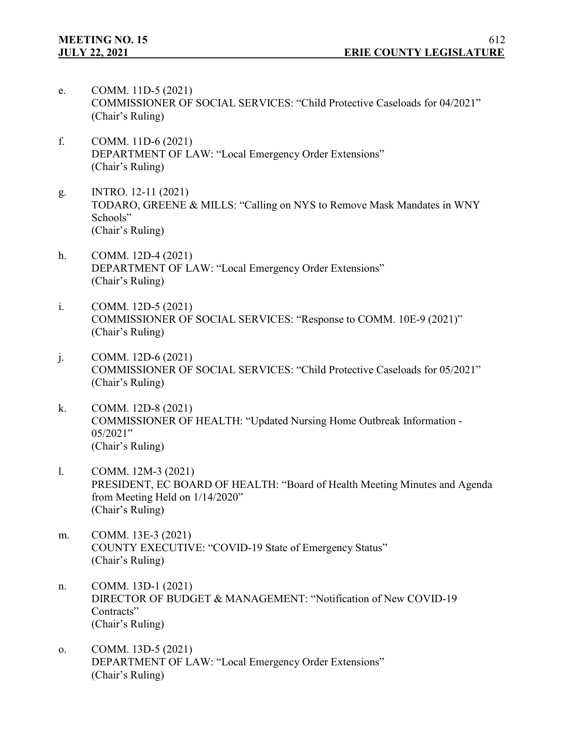e. COMM. 11D-5 (2021)
COMMISSIONER OF SOCIAL SERVICES: "Child Protective Caseloads for 04/2021"
(Chair's Ruling)

f. COMM. 11D-6 (2021)
DEPARTMENT OF LAW: "Local Emergency Order Extensions"
(Chair's Ruling)

g. INTRO. 12-11 (2021)
TODARO, GREENE & MILLS: "Calling on NYS to Remove Mask Mandates in WNY Schools"
(Chair's Ruling)

h. COMM. 12D-4 (2021)
DEPARTMENT OF LAW: "Local Emergency Order Extensions"
(Chair's Ruling)

i. COMM. 12D-5 (2021)
COMMISSIONER OF SOCIAL SERVICES: "Response to COMM. 10E-9 (2021)"
(Chair's Ruling)

j. COMM. 12D-6 (2021)
COMMISSIONER OF SOCIAL SERVICES: "Child Protective Caseloads for 05/2021"
(Chair's Ruling)

k. COMM. 12D-8 (2021)
COMMISSIONER OF HEALTH: "Updated Nursing Home Outbreak Information - 05/2021"
(Chair's Ruling)

l. COMM. 12M-3 (2021)
PRESIDENT, EC BOARD OF HEALTH: "Board of Health Meeting Minutes and Agenda from Meeting Held on 1/14/2020"
(Chair's Ruling)

m. COMM. 13E-3 (2021)
COUNTY EXECUTIVE: "COVID-19 State of Emergency Status"
(Chair's Ruling)

n. COMM. 13D-1 (2021)
DIRECTOR OF BUDGET & MANAGEMENT: "Notification of New COVID-19 Contracts"
(Chair's Ruling)

o. COMM. 13D-5 (2021)
DEPARTMENT OF LAW: "Local Emergency Order Extensions"
(Chair's Ruling)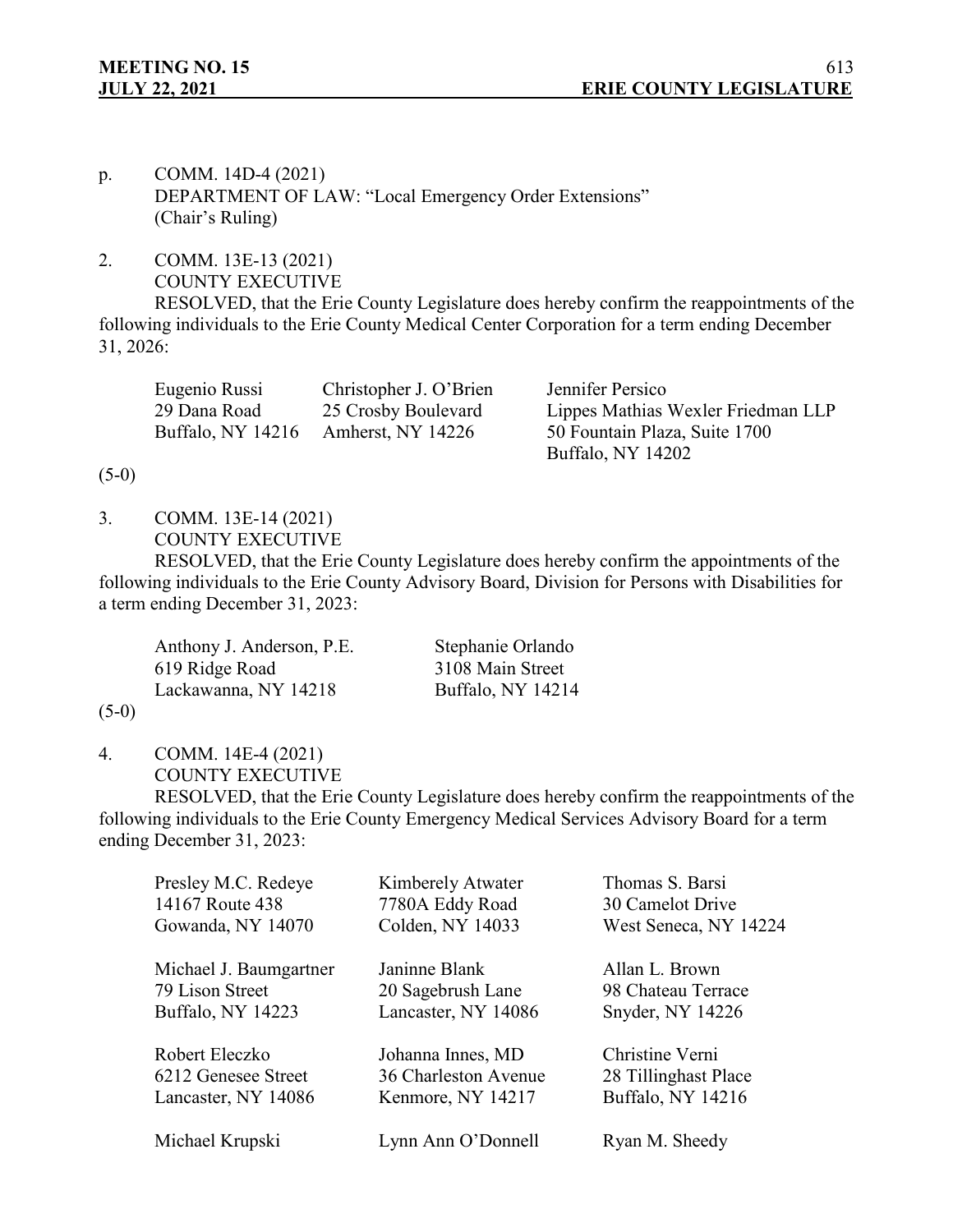p. COMM. 14D-4 (2021)
DEPARTMENT OF LAW: "Local Emergency Order Extensions"
(Chair's Ruling)

2. COMM. 13E-13 (2021)
COUNTY EXECUTIVE

RESOLVED, that the Erie County Legislature does hereby confirm the reappointments of the following individuals to the Erie County Medical Center Corporation for a term ending December 31, 2026:

| | | |
|---|---|---|
| Eugenio Russi<br>29 Dana Road<br>Buffalo, NY 14216 | Christopher J. O'Brien<br>25 Crosby Boulevard<br>Amherst, NY 14226 | Jennifer Persico<br>Lippes Mathias Wexler Friedman LLP<br>50 Fountain Plaza, Suite 1700<br>Buffalo, NY 14202 |

(5-0)

3. COMM. 13E-14 (2021)
COUNTY EXECUTIVE

RESOLVED, that the Erie County Legislature does hereby confirm the appointments of the following individuals to the Erie County Advisory Board, Division for Persons with Disabilities for a term ending December 31, 2023:

| | |
|---|---|
| Anthony J. Anderson, P.E.<br>619 Ridge Road<br>Lackawanna, NY 14218 | Stephanie Orlando<br>3108 Main Street<br>Buffalo, NY 14214 |

(5-0)

4. COMM. 14E-4 (2021)
COUNTY EXECUTIVE

RESOLVED, that the Erie County Legislature does hereby confirm the reappointments of the following individuals to the Erie County Emergency Medical Services Advisory Board for a term ending December 31, 2023:

| | | |
|---|---|---|
| Presley M.C. Redeye<br>14167 Route 438<br>Gowanda, NY 14070 | Kimberely Atwater<br>7780A Eddy Road<br>Colden, NY 14033 | Thomas S. Barsi<br>30 Camelot Drive<br>West Seneca, NY 14224 |
| Michael J. Baumgartner<br>79 Lison Street<br>Buffalo, NY 14223 | Janinne Blank<br>20 Sagebrush Lane<br>Lancaster, NY 14086 | Allan L. Brown<br>98 Chateau Terrace<br>Snyder, NY 14226 |
| Robert Eleczko<br>6212 Genesee Street<br>Lancaster, NY 14086 | Johanna Innes, MD<br>36 Charleston Avenue<br>Kenmore, NY 14217 | Christine Verni<br>28 Tillinghast Place<br>Buffalo, NY 14216 |
| Michael Krupski | Lynn Ann O'Donnell | Ryan M. Sheedy |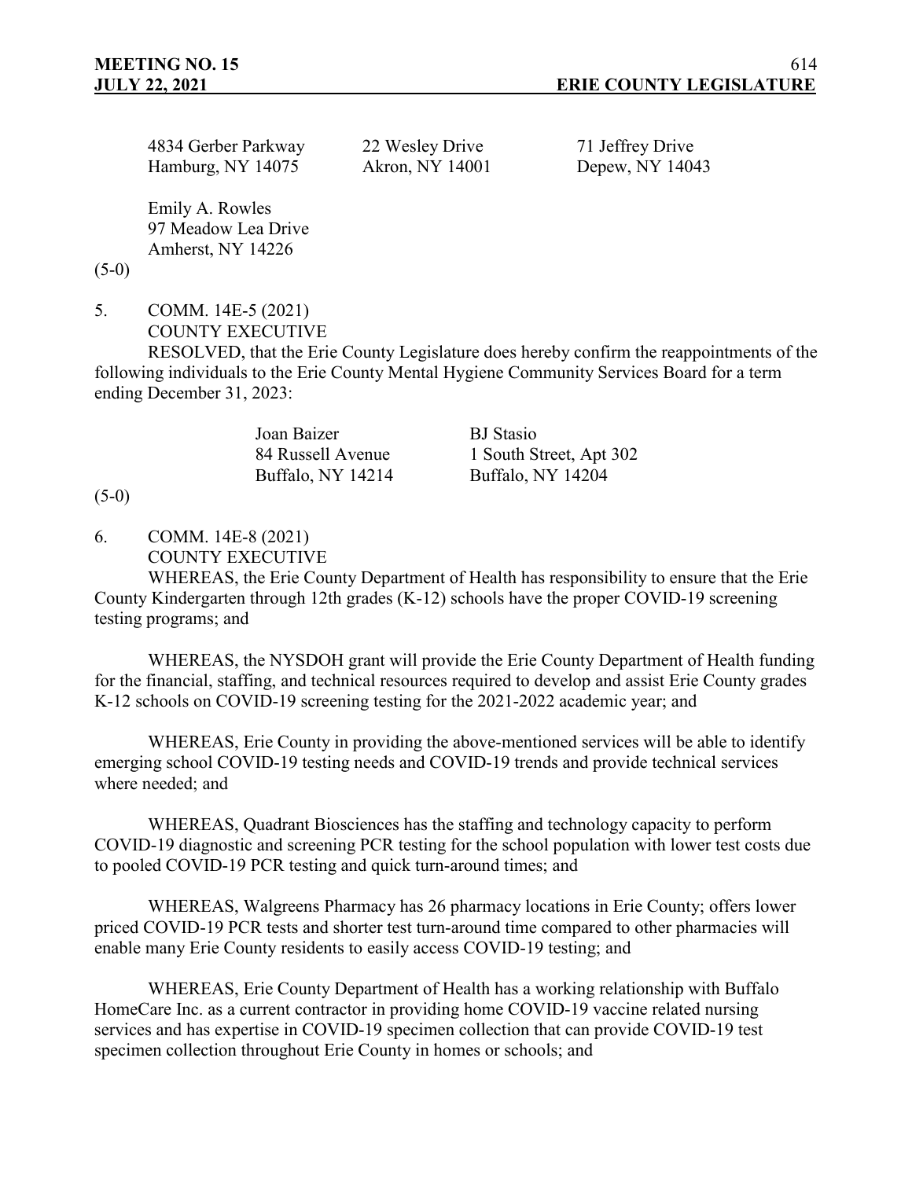4834 Gerber Parkway
Hamburg, NY 14075

22 Wesley Drive
Akron, NY 14001

71 Jeffrey Drive
Depew, NY 14043

Emily A. Rowles
97 Meadow Lea Drive
Amherst, NY 14226

(5-0)

5. COMM. 14E-5 (2021)
COUNTY EXECUTIVE

RESOLVED, that the Erie County Legislature does hereby confirm the reappointments of the following individuals to the Erie County Mental Hygiene Community Services Board for a term ending December 31, 2023:

Joan Baizer
84 Russell Avenue
Buffalo, NY 14214

BJ Stasio
1 South Street, Apt 302
Buffalo, NY 14204

(5-0)

6. COMM. 14E-8 (2021)
COUNTY EXECUTIVE

WHEREAS, the Erie County Department of Health has responsibility to ensure that the Erie County Kindergarten through 12th grades (K-12) schools have the proper COVID-19 screening testing programs; and

WHEREAS, the NYSDOH grant will provide the Erie County Department of Health funding for the financial, staffing, and technical resources required to develop and assist Erie County grades K-12 schools on COVID-19 screening testing for the 2021-2022 academic year; and

WHEREAS, Erie County in providing the above-mentioned services will be able to identify emerging school COVID-19 testing needs and COVID-19 trends and provide technical services where needed; and

WHEREAS, Quadrant Biosciences has the staffing and technology capacity to perform COVID-19 diagnostic and screening PCR testing for the school population with lower test costs due to pooled COVID-19 PCR testing and quick turn-around times; and

WHEREAS, Walgreens Pharmacy has 26 pharmacy locations in Erie County; offers lower priced COVID-19 PCR tests and shorter test turn-around time compared to other pharmacies will enable many Erie County residents to easily access COVID-19 testing; and

WHEREAS, Erie County Department of Health has a working relationship with Buffalo HomeCare Inc. as a current contractor in providing home COVID-19 vaccine related nursing services and has expertise in COVID-19 specimen collection that can provide COVID-19 test specimen collection throughout Erie County in homes or schools; and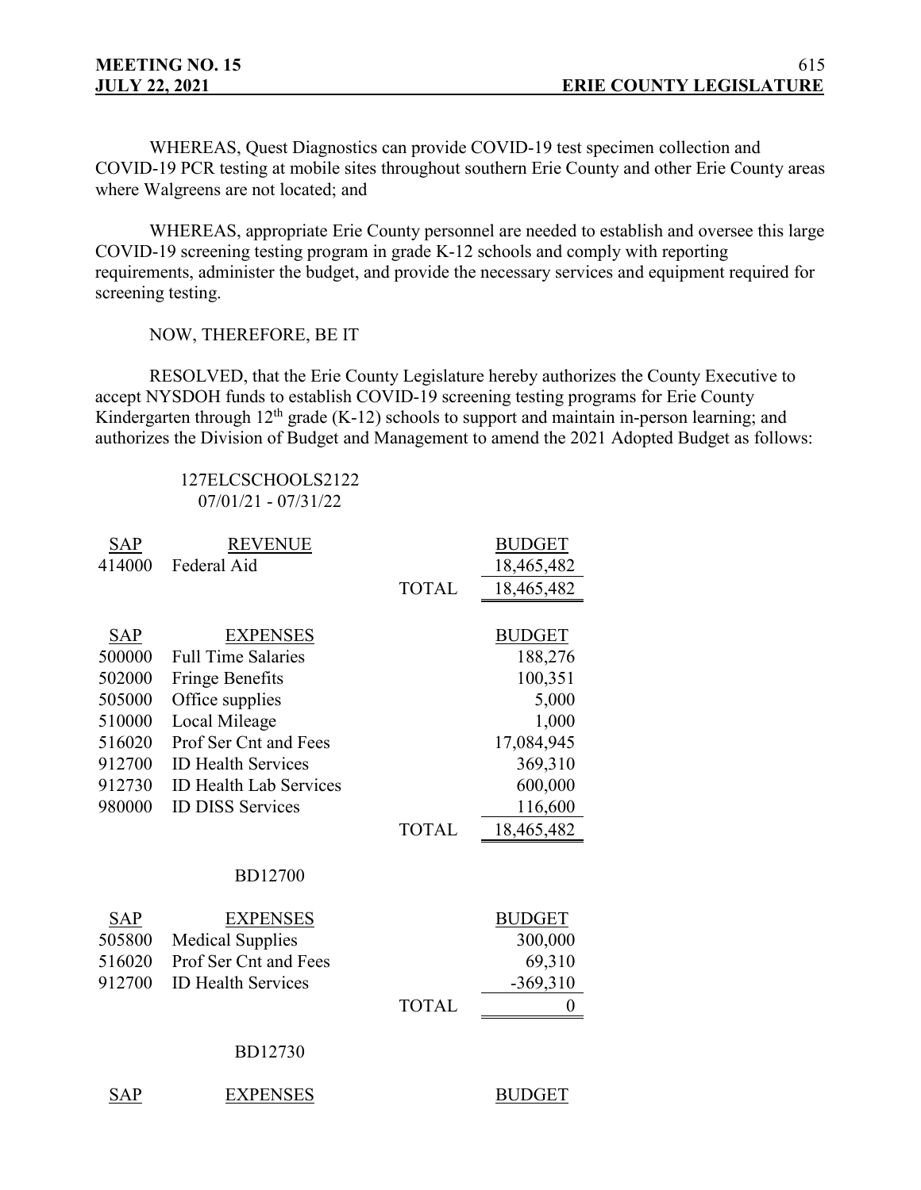WHEREAS, Quest Diagnostics can provide COVID-19 test specimen collection and COVID-19 PCR testing at mobile sites throughout southern Erie County and other Erie County areas where Walgreens are not located; and

WHEREAS, appropriate Erie County personnel are needed to establish and oversee this large COVID-19 screening testing program in grade K-12 schools and comply with reporting requirements, administer the budget, and provide the necessary services and equipment required for screening testing.

NOW, THEREFORE, BE IT

RESOLVED, that the Erie County Legislature hereby authorizes the County Executive to accept NYSDOH funds to establish COVID-19 screening testing programs for Erie County Kindergarten through 12th grade (K-12) schools to support and maintain in-person learning; and authorizes the Division of Budget and Management to amend the 2021 Adopted Budget as follows:

127ELCSCHOOLS2122
07/01/21 - 07/31/22

| SAP | REVENUE | | BUDGET |
|---|---|---|---|
| 414000 | Federal Aid | | 18,465,482 |
| | | TOTAL | 18,465,482 |

| SAP | EXPENSES | | BUDGET |
|---|---|---|---|
| 500000 | Full Time Salaries | | 188,276 |
| 502000 | Fringe Benefits | | 100,351 |
| 505000 | Office supplies | | 5,000 |
| 510000 | Local Mileage | | 1,000 |
| 516020 | Prof Ser Cnt and Fees | | 17,084,945 |
| 912700 | ID Health Services | | 369,310 |
| 912730 | ID Health Lab Services | | 600,000 |
| 980000 | ID DISS Services | | 116,600 |
| | | TOTAL | 18,465,482 |

BD12700

| SAP | EXPENSES | | BUDGET |
|---|---|---|---|
| 505800 | Medical Supplies | | 300,000 |
| 516020 | Prof Ser Cnt and Fees | | 69,310 |
| 912700 | ID Health Services | | -369,310 |
| | | TOTAL | 0 |

BD12730

| SAP | EXPENSES | | BUDGET |
|---|---|---|---|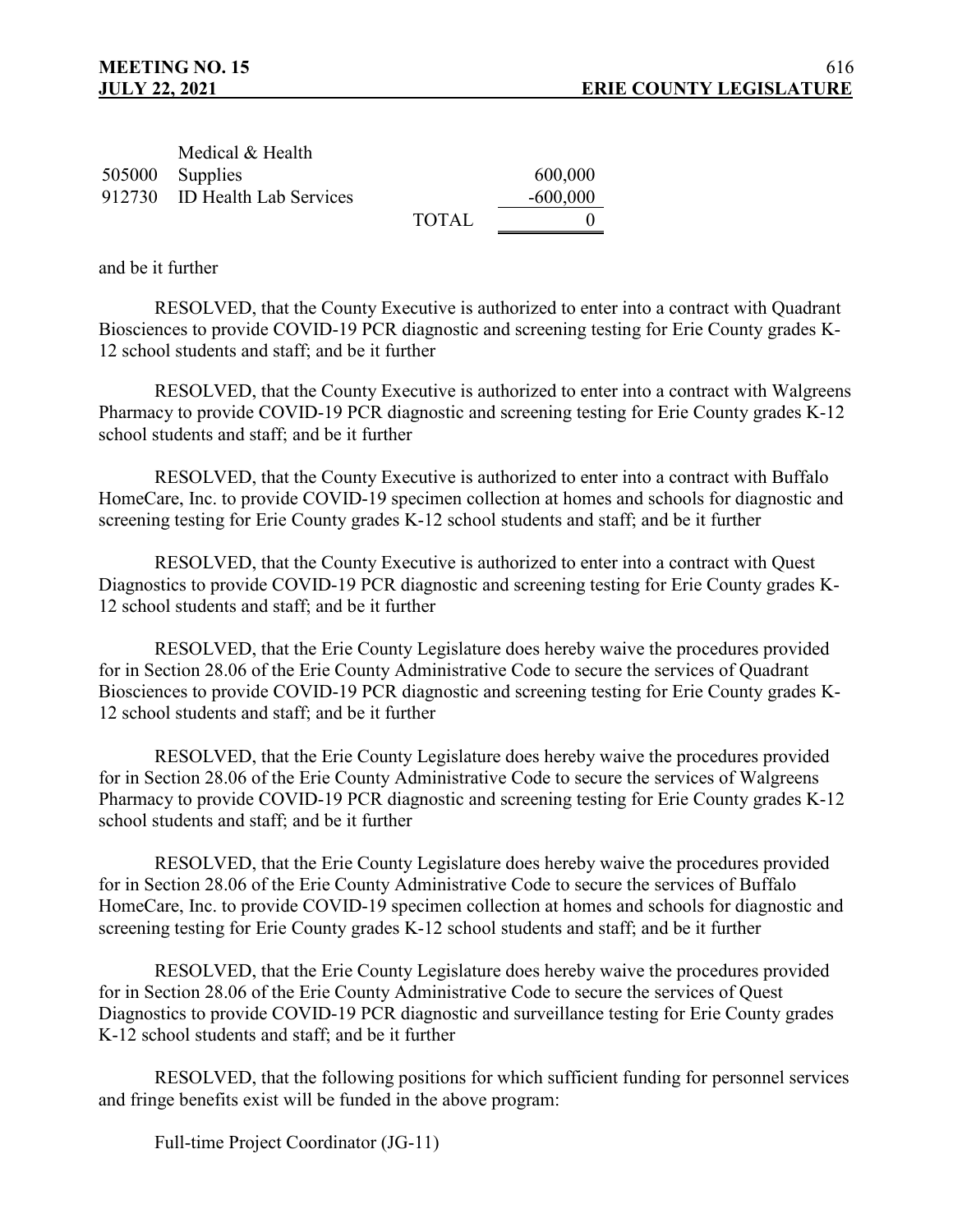| | | | |
|---|---|---|---|
| 505000 | Medical & Health Supplies | | 600,000 |
| 912730 | ID Health Lab Services | | -600,000 |
| | | TOTAL | 0 |

and be it further

RESOLVED, that the County Executive is authorized to enter into a contract with Quadrant Biosciences to provide COVID-19 PCR diagnostic and screening testing for Erie County grades K-12 school students and staff; and be it further

RESOLVED, that the County Executive is authorized to enter into a contract with Walgreens Pharmacy to provide COVID-19 PCR diagnostic and screening testing for Erie County grades K-12 school students and staff; and be it further

RESOLVED, that the County Executive is authorized to enter into a contract with Buffalo HomeCare, Inc. to provide COVID-19 specimen collection at homes and schools for diagnostic and screening testing for Erie County grades K-12 school students and staff; and be it further

RESOLVED, that the County Executive is authorized to enter into a contract with Quest Diagnostics to provide COVID-19 PCR diagnostic and screening testing for Erie County grades K-12 school students and staff; and be it further

RESOLVED, that the Erie County Legislature does hereby waive the procedures provided for in Section 28.06 of the Erie County Administrative Code to secure the services of Quadrant Biosciences to provide COVID-19 PCR diagnostic and screening testing for Erie County grades K-12 school students and staff; and be it further

RESOLVED, that the Erie County Legislature does hereby waive the procedures provided for in Section 28.06 of the Erie County Administrative Code to secure the services of Walgreens Pharmacy to provide COVID-19 PCR diagnostic and screening testing for Erie County grades K-12 school students and staff; and be it further

RESOLVED, that the Erie County Legislature does hereby waive the procedures provided for in Section 28.06 of the Erie County Administrative Code to secure the services of Buffalo HomeCare, Inc. to provide COVID-19 specimen collection at homes and schools for diagnostic and screening testing for Erie County grades K-12 school students and staff; and be it further

RESOLVED, that the Erie County Legislature does hereby waive the procedures provided for in Section 28.06 of the Erie County Administrative Code to secure the services of Quest Diagnostics to provide COVID-19 PCR diagnostic and surveillance testing for Erie County grades K-12 school students and staff; and be it further

RESOLVED, that the following positions for which sufficient funding for personnel services and fringe benefits exist will be funded in the above program:

Full-time Project Coordinator (JG-11)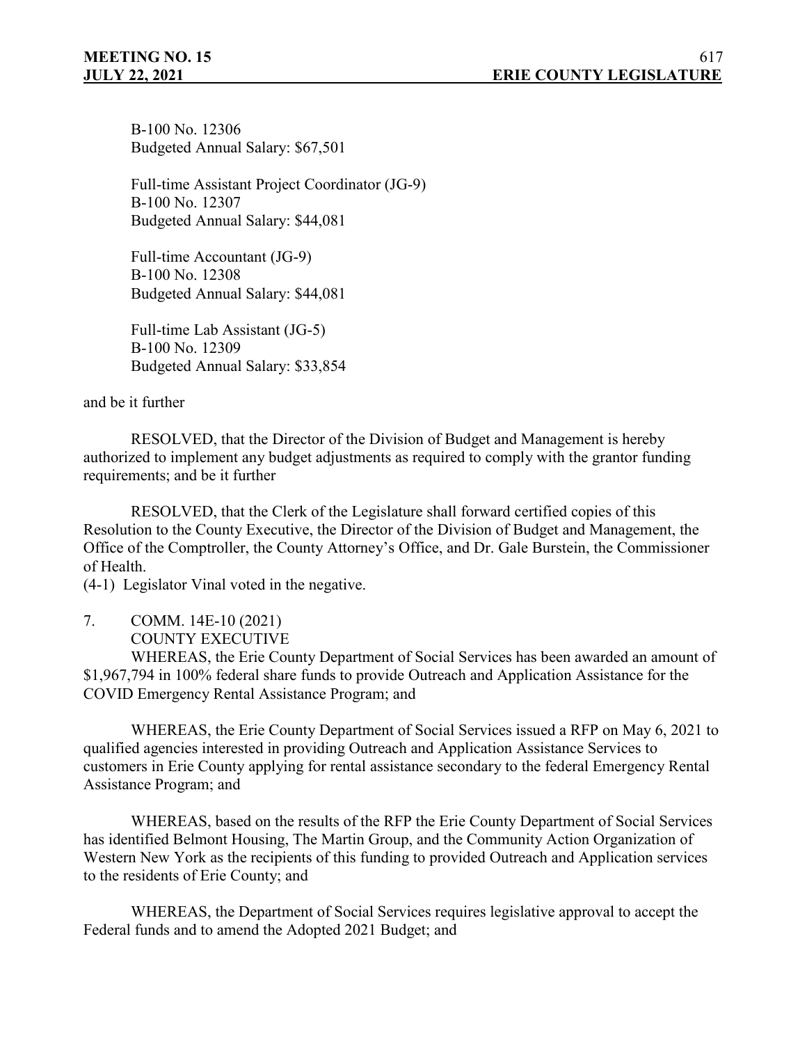B-100 No. 12306
Budgeted Annual Salary: $67,501

Full-time Assistant Project Coordinator (JG-9)
B-100 No. 12307
Budgeted Annual Salary: $44,081

Full-time Accountant (JG-9)
B-100 No. 12308
Budgeted Annual Salary: $44,081

Full-time Lab Assistant (JG-5)
B-100 No. 12309
Budgeted Annual Salary: $33,854

and be it further

RESOLVED, that the Director of the Division of Budget and Management is hereby authorized to implement any budget adjustments as required to comply with the grantor funding requirements; and be it further

RESOLVED, that the Clerk of the Legislature shall forward certified copies of this Resolution to the County Executive, the Director of the Division of Budget and Management, the Office of the Comptroller, the County Attorney's Office, and Dr. Gale Burstein, the Commissioner of Health.

(4-1) Legislator Vinal voted in the negative.

7. COMM. 14E-10 (2021)
COUNTY EXECUTIVE

WHEREAS, the Erie County Department of Social Services has been awarded an amount of $1,967,794 in 100% federal share funds to provide Outreach and Application Assistance for the COVID Emergency Rental Assistance Program; and

WHEREAS, the Erie County Department of Social Services issued a RFP on May 6, 2021 to qualified agencies interested in providing Outreach and Application Assistance Services to customers in Erie County applying for rental assistance secondary to the federal Emergency Rental Assistance Program; and

WHEREAS, based on the results of the RFP the Erie County Department of Social Services has identified Belmont Housing, The Martin Group, and the Community Action Organization of Western New York as the recipients of this funding to provided Outreach and Application services to the residents of Erie County; and

WHEREAS, the Department of Social Services requires legislative approval to accept the Federal funds and to amend the Adopted 2021 Budget; and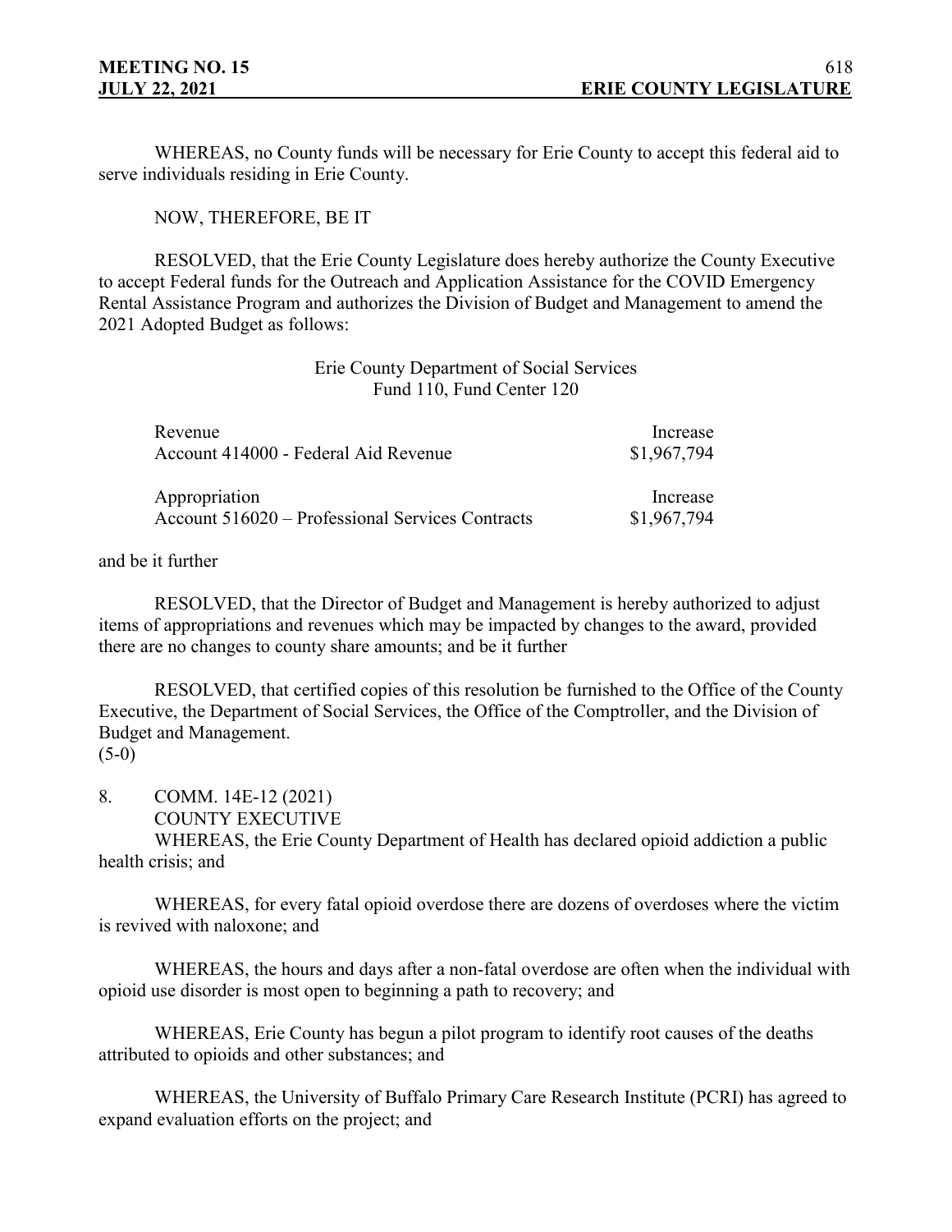WHEREAS, no County funds will be necessary for Erie County to accept this federal aid to serve individuals residing in Erie County.

NOW, THEREFORE, BE IT

RESOLVED, that the Erie County Legislature does hereby authorize the County Executive to accept Federal funds for the Outreach and Application Assistance for the COVID Emergency Rental Assistance Program and authorizes the Division of Budget and Management to amend the 2021 Adopted Budget as follows:

Erie County Department of Social Services
Fund 110, Fund Center 120

| Revenue | Increase |
|---|---|
| Account 414000 - Federal Aid Revenue | \$1,967,794 |
| | |
| Appropriation | Increase |
| Account 516020 – Professional Services Contracts | \$1,967,794 |

and be it further

RESOLVED, that the Director of Budget and Management is hereby authorized to adjust items of appropriations and revenues which may be impacted by changes to the award, provided there are no changes to county share amounts; and be it further

RESOLVED, that certified copies of this resolution be furnished to the Office of the County Executive, the Department of Social Services, the Office of the Comptroller, and the Division of Budget and Management.
(5-0)

8. COMM. 14E-12 (2021)
COUNTY EXECUTIVE

WHEREAS, the Erie County Department of Health has declared opioid addiction a public health crisis; and

WHEREAS, for every fatal opioid overdose there are dozens of overdoses where the victim is revived with naloxone; and

WHEREAS, the hours and days after a non-fatal overdose are often when the individual with opioid use disorder is most open to beginning a path to recovery; and

WHEREAS, Erie County has begun a pilot program to identify root causes of the deaths attributed to opioids and other substances; and

WHEREAS, the University of Buffalo Primary Care Research Institute (PCRI) has agreed to expand evaluation efforts on the project; and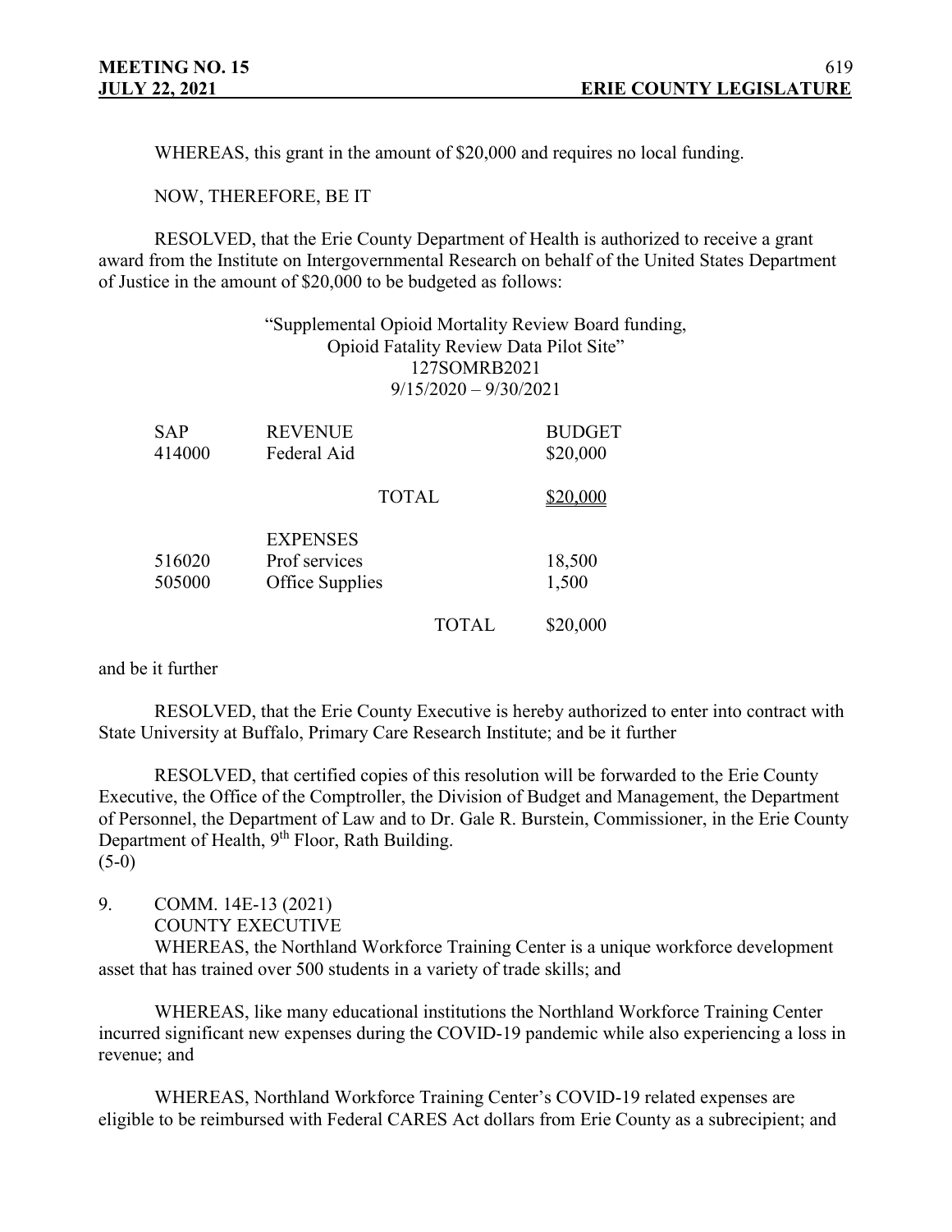WHEREAS, this grant in the amount of $20,000 and requires no local funding.

NOW, THEREFORE, BE IT

RESOLVED, that the Erie County Department of Health is authorized to receive a grant award from the Institute on Intergovernmental Research on behalf of the United States Department of Justice in the amount of $20,000 to be budgeted as follows:

"Supplemental Opioid Mortality Review Board funding,
Opioid Fatality Review Data Pilot Site"
127SOMRB2021
9/15/2020 – 9/30/2021

| SAP | REVENUE | BUDGET |
|---|---|---|
| 414000 | Federal Aid | $20,000 |
| | TOTAL | $20,000 |
| | EXPENSES | |
| 516020 | Prof services | 18,500 |
| 505000 | Office Supplies | 1,500 |
| | TOTAL | $20,000 |

and be it further

RESOLVED, that the Erie County Executive is hereby authorized to enter into contract with State University at Buffalo, Primary Care Research Institute; and be it further

RESOLVED, that certified copies of this resolution will be forwarded to the Erie County Executive, the Office of the Comptroller, the Division of Budget and Management, the Department of Personnel, the Department of Law and to Dr. Gale R. Burstein, Commissioner, in the Erie County Department of Health, 9th Floor, Rath Building.
(5-0)

9. COMM. 14E-13 (2021)
COUNTY EXECUTIVE

WHEREAS, the Northland Workforce Training Center is a unique workforce development asset that has trained over 500 students in a variety of trade skills; and

WHEREAS, like many educational institutions the Northland Workforce Training Center incurred significant new expenses during the COVID-19 pandemic while also experiencing a loss in revenue; and

WHEREAS, Northland Workforce Training Center's COVID-19 related expenses are eligible to be reimbursed with Federal CARES Act dollars from Erie County as a subrecipient; and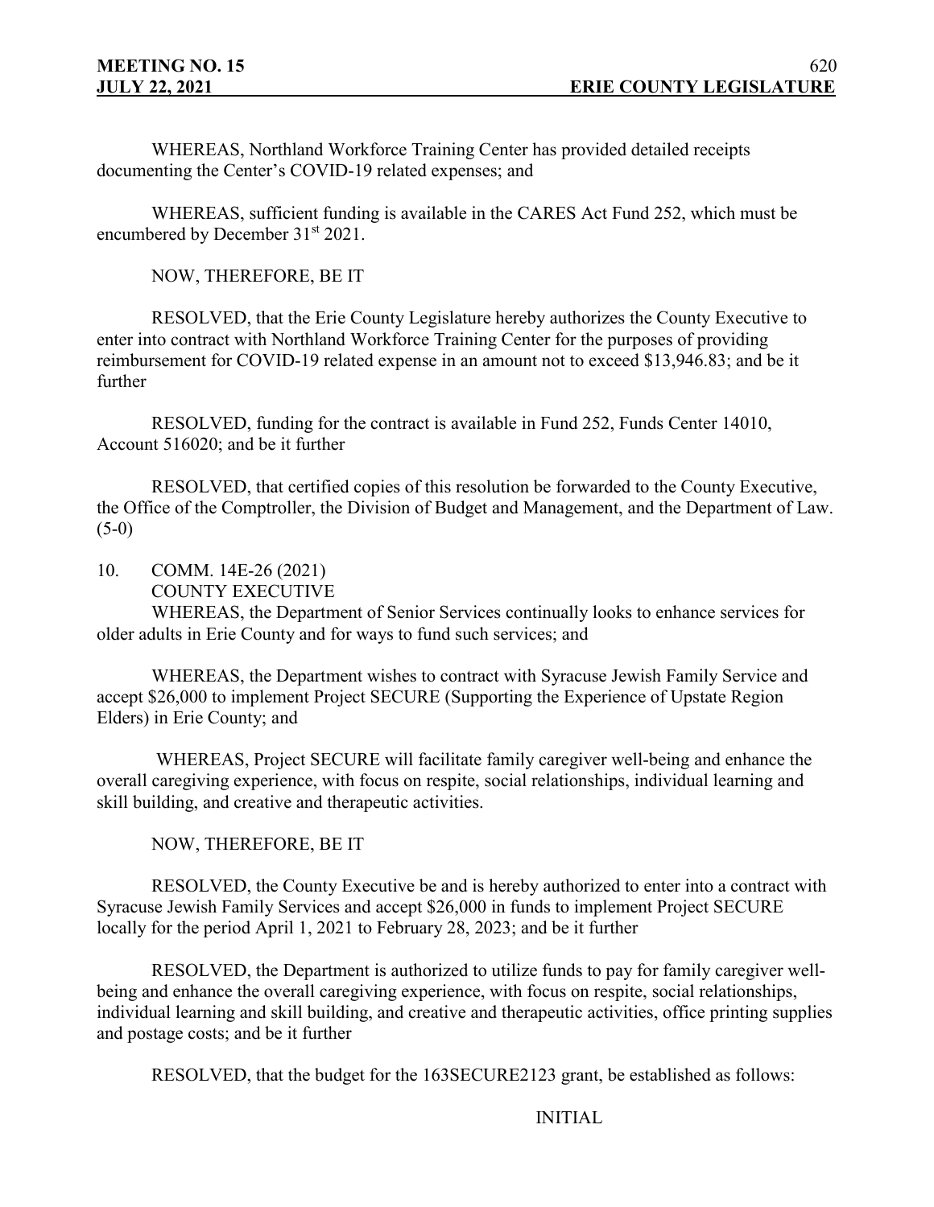WHEREAS, Northland Workforce Training Center has provided detailed receipts documenting the Center's COVID-19 related expenses; and

WHEREAS, sufficient funding is available in the CARES Act Fund 252, which must be encumbered by December 31st 2021.

NOW, THEREFORE, BE IT

RESOLVED, that the Erie County Legislature hereby authorizes the County Executive to enter into contract with Northland Workforce Training Center for the purposes of providing reimbursement for COVID-19 related expense in an amount not to exceed $13,946.83; and be it further

RESOLVED, funding for the contract is available in Fund 252, Funds Center 14010, Account 516020; and be it further

RESOLVED, that certified copies of this resolution be forwarded to the County Executive, the Office of the Comptroller, the Division of Budget and Management, and the Department of Law. (5-0)

10. COMM. 14E-26 (2021)
COUNTY EXECUTIVE

WHEREAS, the Department of Senior Services continually looks to enhance services for older adults in Erie County and for ways to fund such services; and

WHEREAS, the Department wishes to contract with Syracuse Jewish Family Service and accept $26,000 to implement Project SECURE (Supporting the Experience of Upstate Region Elders) in Erie County; and

WHEREAS, Project SECURE will facilitate family caregiver well-being and enhance the overall caregiving experience, with focus on respite, social relationships, individual learning and skill building, and creative and therapeutic activities.

NOW, THEREFORE, BE IT

RESOLVED, the County Executive be and is hereby authorized to enter into a contract with Syracuse Jewish Family Services and accept $26,000 in funds to implement Project SECURE locally for the period April 1, 2021 to February 28, 2023; and be it further

RESOLVED, the Department is authorized to utilize funds to pay for family caregiver well-being and enhance the overall caregiving experience, with focus on respite, social relationships, individual learning and skill building, and creative and therapeutic activities, office printing supplies and postage costs; and be it further

RESOLVED, that the budget for the 163SECURE2123 grant, be established as follows:

INITIAL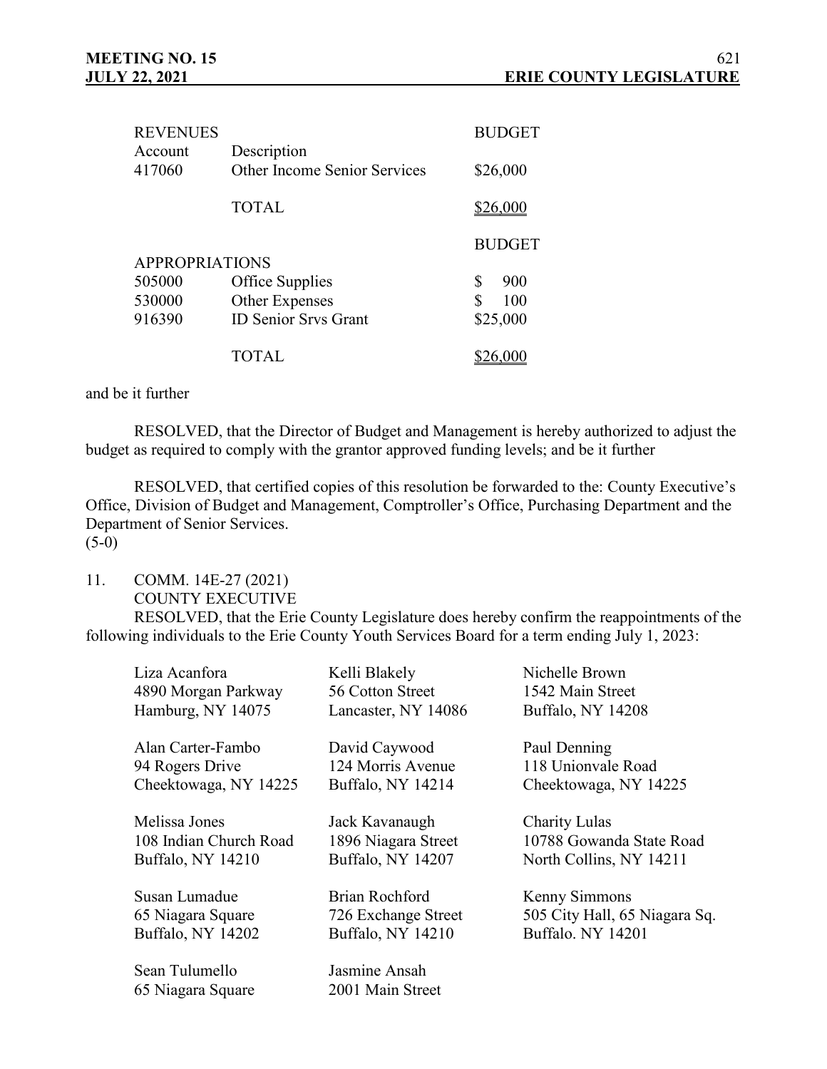| REVENUES | | BUDGET |
|---|---|---|
| Account | Description | |
| 417060 | Other Income Senior Services | $26,000 |
| | TOTAL | $26,000 |

| | | BUDGET |
|---|---|---|
| APPROPRIATIONS | | |
| 505000 | Office Supplies | $ 900 |
| 530000 | Other Expenses | $ 100 |
| 916390 | ID Senior Srvs Grant | $25,000 |
| | TOTAL | $26,000 |

and be it further

RESOLVED, that the Director of Budget and Management is hereby authorized to adjust the budget as required to comply with the grantor approved funding levels; and be it further

RESOLVED, that certified copies of this resolution be forwarded to the: County Executive's Office, Division of Budget and Management, Comptroller's Office, Purchasing Department and the Department of Senior Services.
(5-0)

11. COMM. 14E-27 (2021)
COUNTY EXECUTIVE
RESOLVED, that the Erie County Legislature does hereby confirm the reappointments of the following individuals to the Erie County Youth Services Board for a term ending July 1, 2023:

Liza Acanfora
4890 Morgan Parkway
Hamburg, NY 14075

Kelli Blakely
56 Cotton Street
Lancaster, NY 14086

Nichelle Brown
1542 Main Street
Buffalo, NY 14208

Alan Carter-Fambo
94 Rogers Drive
Cheektowaga, NY 14225

David Caywood
124 Morris Avenue
Buffalo, NY 14214

Paul Denning
118 Unionvale Road
Cheektowaga, NY 14225

Melissa Jones
108 Indian Church Road
Buffalo, NY 14210

Jack Kavanaugh
1896 Niagara Street
Buffalo, NY 14207

Charity Lulas
10788 Gowanda State Road
North Collins, NY 14211

Susan Lumadue
65 Niagara Square
Buffalo, NY 14202

Brian Rochford
726 Exchange Street
Buffalo, NY 14210

Kenny Simmons
505 City Hall, 65 Niagara Sq.
Buffalo. NY 14201

Sean Tulumello
65 Niagara Square

Jasmine Ansah
2001 Main Street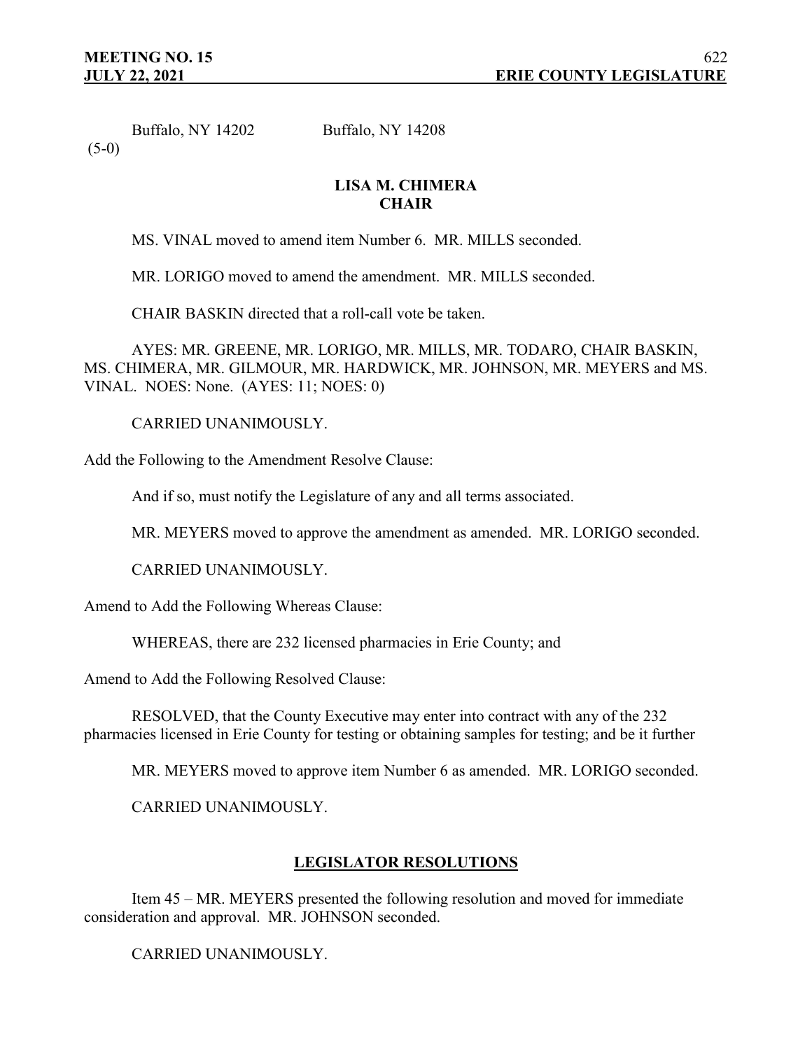Buffalo, NY 14202 Buffalo, NY 14208

(5-0)

**LISA M. CHIMERA**
**CHAIR**

MS. VINAL moved to amend item Number 6. MR. MILLS seconded.

MR. LORIGO moved to amend the amendment. MR. MILLS seconded.

CHAIR BASKIN directed that a roll-call vote be taken.

AYES: MR. GREENE, MR. LORIGO, MR. MILLS, MR. TODARO, CHAIR BASKIN, MS. CHIMERA, MR. GILMOUR, MR. HARDWICK, MR. JOHNSON, MR. MEYERS and MS. VINAL. NOES: None. (AYES: 11; NOES: 0)

CARRIED UNANIMOUSLY.

Add the Following to the Amendment Resolve Clause:

And if so, must notify the Legislature of any and all terms associated.

MR. MEYERS moved to approve the amendment as amended. MR. LORIGO seconded.

CARRIED UNANIMOUSLY.

Amend to Add the Following Whereas Clause:

WHEREAS, there are 232 licensed pharmacies in Erie County; and

Amend to Add the Following Resolved Clause:

RESOLVED, that the County Executive may enter into contract with any of the 232 pharmacies licensed in Erie County for testing or obtaining samples for testing; and be it further

MR. MEYERS moved to approve item Number 6 as amended. MR. LORIGO seconded.

CARRIED UNANIMOUSLY.

## LEGISLATOR RESOLUTIONS

Item 45 – MR. MEYERS presented the following resolution and moved for immediate consideration and approval. MR. JOHNSON seconded.

CARRIED UNANIMOUSLY.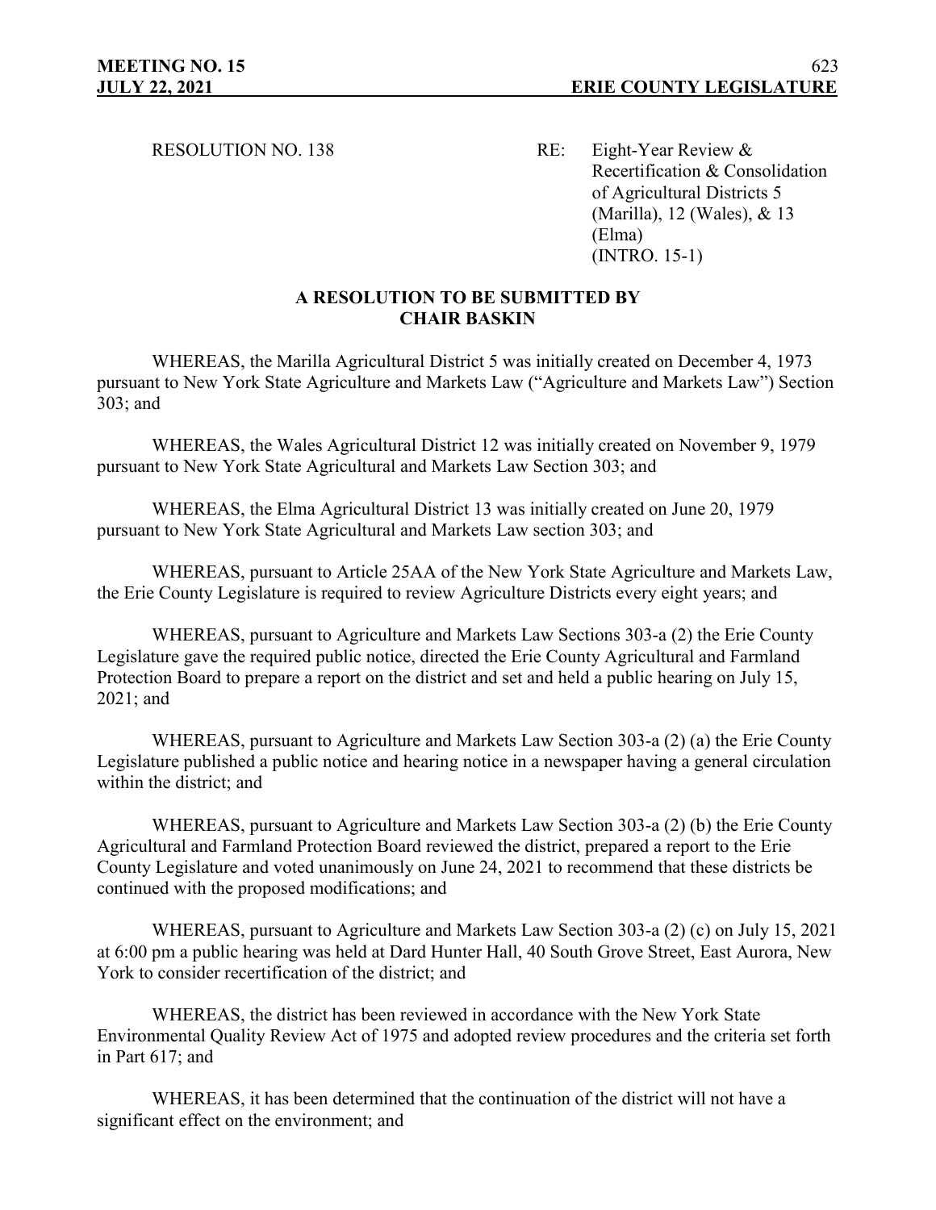RESOLUTION NO. 138

RE: Eight-Year Review & Recertification & Consolidation of Agricultural Districts 5 (Marilla), 12 (Wales), & 13 (Elma) (INTRO. 15-1)

**A RESOLUTION TO BE SUBMITTED BY CHAIR BASKIN**

WHEREAS, the Marilla Agricultural District 5 was initially created on December 4, 1973 pursuant to New York State Agriculture and Markets Law ("Agriculture and Markets Law") Section 303; and

WHEREAS, the Wales Agricultural District 12 was initially created on November 9, 1979 pursuant to New York State Agricultural and Markets Law Section 303; and

WHEREAS, the Elma Agricultural District 13 was initially created on June 20, 1979 pursuant to New York State Agricultural and Markets Law section 303; and

WHEREAS, pursuant to Article 25AA of the New York State Agriculture and Markets Law, the Erie County Legislature is required to review Agriculture Districts every eight years; and

WHEREAS, pursuant to Agriculture and Markets Law Sections 303-a (2) the Erie County Legislature gave the required public notice, directed the Erie County Agricultural and Farmland Protection Board to prepare a report on the district and set and held a public hearing on July 15, 2021; and

WHEREAS, pursuant to Agriculture and Markets Law Section 303-a (2) (a) the Erie County Legislature published a public notice and hearing notice in a newspaper having a general circulation within the district; and

WHEREAS, pursuant to Agriculture and Markets Law Section 303-a (2) (b) the Erie County Agricultural and Farmland Protection Board reviewed the district, prepared a report to the Erie County Legislature and voted unanimously on June 24, 2021 to recommend that these districts be continued with the proposed modifications; and

WHEREAS, pursuant to Agriculture and Markets Law Section 303-a (2) (c) on July 15, 2021 at 6:00 pm a public hearing was held at Dard Hunter Hall, 40 South Grove Street, East Aurora, New York to consider recertification of the district; and

WHEREAS, the district has been reviewed in accordance with the New York State Environmental Quality Review Act of 1975 and adopted review procedures and the criteria set forth in Part 617; and

WHEREAS, it has been determined that the continuation of the district will not have a significant effect on the environment; and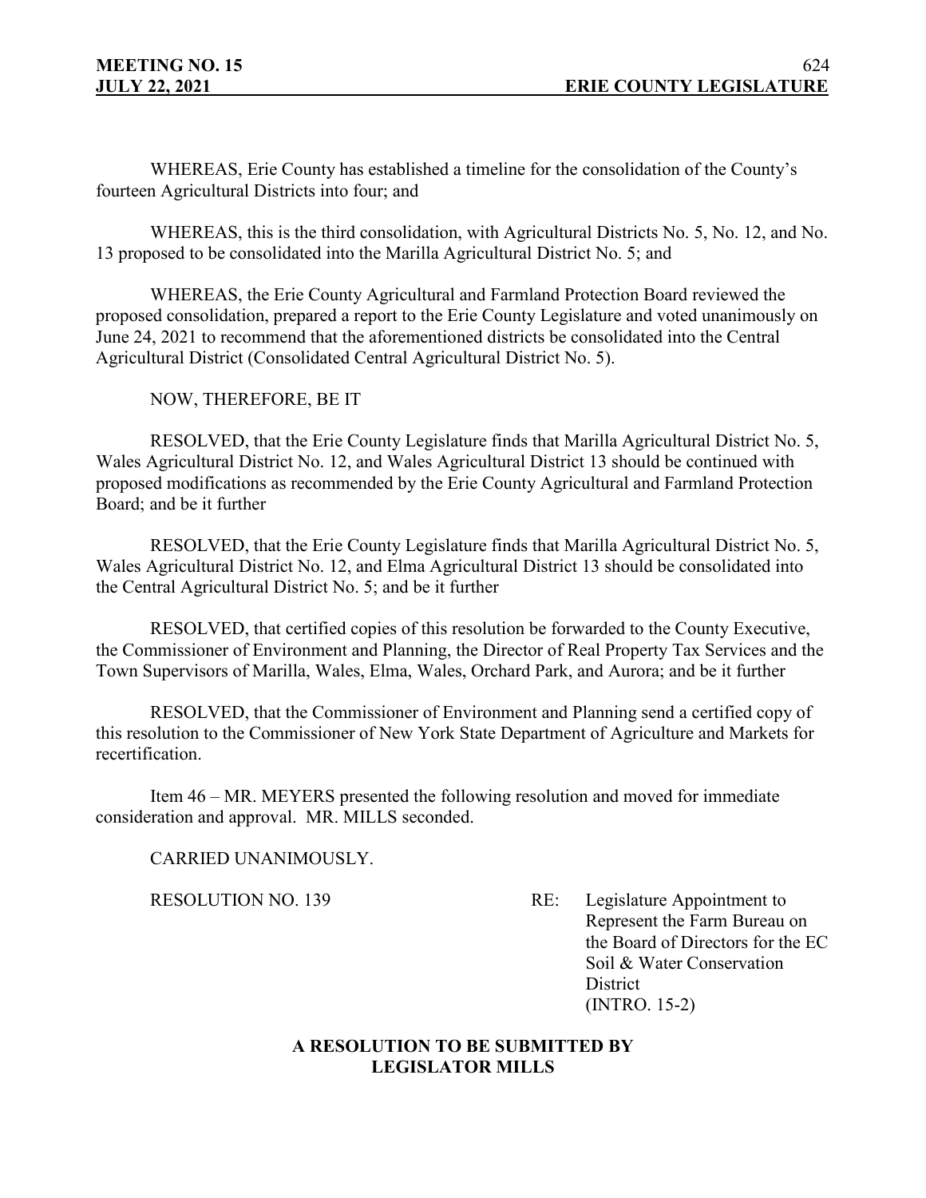WHEREAS, Erie County has established a timeline for the consolidation of the County's fourteen Agricultural Districts into four; and

WHEREAS, this is the third consolidation, with Agricultural Districts No. 5, No. 12, and No. 13 proposed to be consolidated into the Marilla Agricultural District No. 5; and

WHEREAS, the Erie County Agricultural and Farmland Protection Board reviewed the proposed consolidation, prepared a report to the Erie County Legislature and voted unanimously on June 24, 2021 to recommend that the aforementioned districts be consolidated into the Central Agricultural District (Consolidated Central Agricultural District No. 5).

NOW, THEREFORE, BE IT

RESOLVED, that the Erie County Legislature finds that Marilla Agricultural District No. 5, Wales Agricultural District No. 12, and Wales Agricultural District 13 should be continued with proposed modifications as recommended by the Erie County Agricultural and Farmland Protection Board; and be it further

RESOLVED, that the Erie County Legislature finds that Marilla Agricultural District No. 5, Wales Agricultural District No. 12, and Elma Agricultural District 13 should be consolidated into the Central Agricultural District No. 5; and be it further

RESOLVED, that certified copies of this resolution be forwarded to the County Executive, the Commissioner of Environment and Planning, the Director of Real Property Tax Services and the Town Supervisors of Marilla, Wales, Elma, Wales, Orchard Park, and Aurora; and be it further

RESOLVED, that the Commissioner of Environment and Planning send a certified copy of this resolution to the Commissioner of New York State Department of Agriculture and Markets for recertification.

Item 46 – MR. MEYERS presented the following resolution and moved for immediate consideration and approval. MR. MILLS seconded.

CARRIED UNANIMOUSLY.

RESOLUTION NO. 139

RE: Legislature Appointment to Represent the Farm Bureau on the Board of Directors for the EC Soil & Water Conservation District (INTRO. 15-2)

**A RESOLUTION TO BE SUBMITTED BY LEGISLATOR MILLS**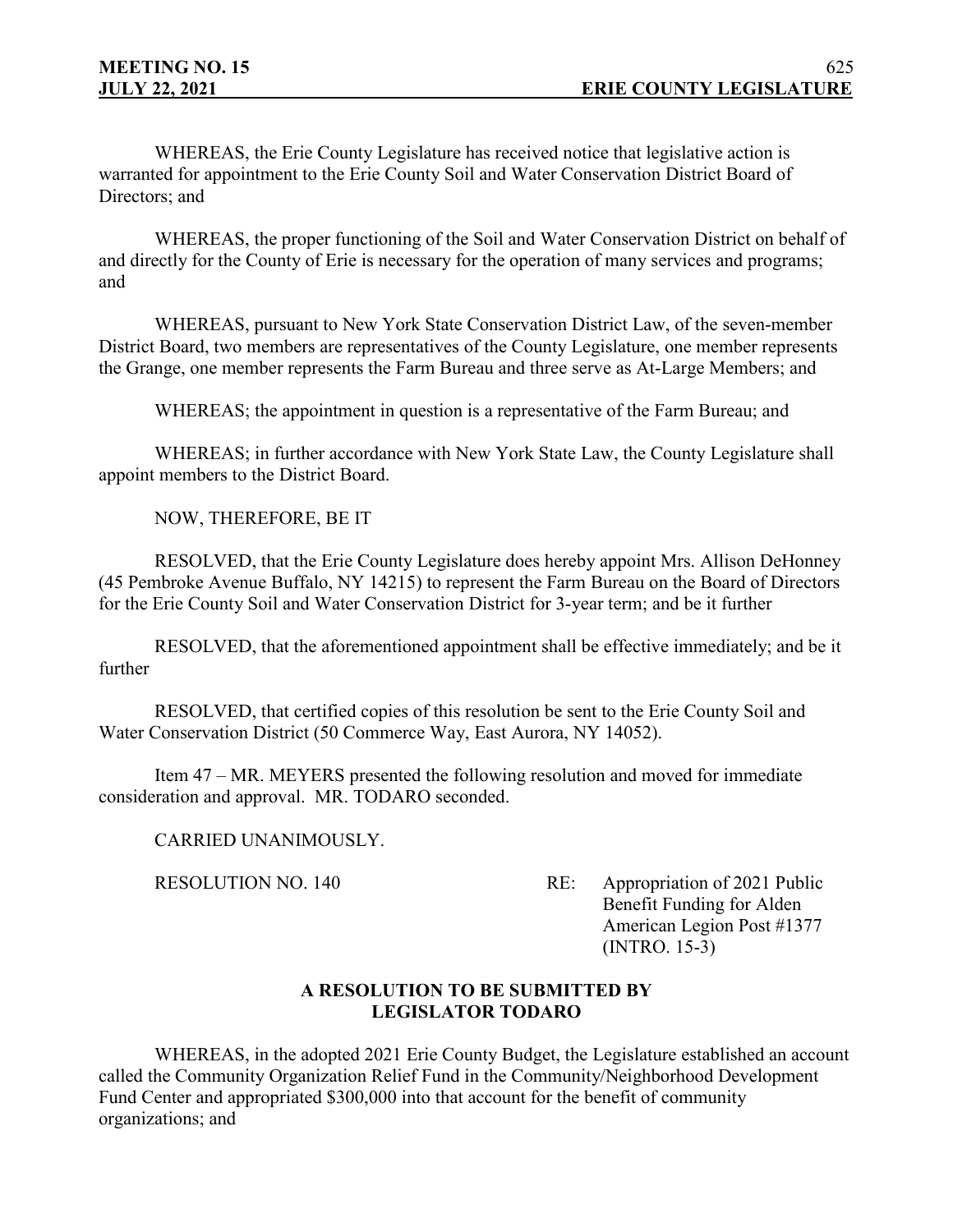WHEREAS, the Erie County Legislature has received notice that legislative action is warranted for appointment to the Erie County Soil and Water Conservation District Board of Directors; and

WHEREAS, the proper functioning of the Soil and Water Conservation District on behalf of and directly for the County of Erie is necessary for the operation of many services and programs; and

WHEREAS, pursuant to New York State Conservation District Law, of the seven-member District Board, two members are representatives of the County Legislature, one member represents the Grange, one member represents the Farm Bureau and three serve as At-Large Members; and

WHEREAS; the appointment in question is a representative of the Farm Bureau; and

WHEREAS; in further accordance with New York State Law, the County Legislature shall appoint members to the District Board.

NOW, THEREFORE, BE IT

RESOLVED, that the Erie County Legislature does hereby appoint Mrs. Allison DeHonney (45 Pembroke Avenue Buffalo, NY 14215) to represent the Farm Bureau on the Board of Directors for the Erie County Soil and Water Conservation District for 3-year term; and be it further

RESOLVED, that the aforementioned appointment shall be effective immediately; and be it further

RESOLVED, that certified copies of this resolution be sent to the Erie County Soil and Water Conservation District (50 Commerce Way, East Aurora, NY 14052).

Item 47 – MR. MEYERS presented the following resolution and moved for immediate consideration and approval. MR. TODARO seconded.

CARRIED UNANIMOUSLY.

RESOLUTION NO. 140 RE: Appropriation of 2021 Public Benefit Funding for Alden American Legion Post #1377 (INTRO. 15-3)

**A RESOLUTION TO BE SUBMITTED BY LEGISLATOR TODARO**

WHEREAS, in the adopted 2021 Erie County Budget, the Legislature established an account called the Community Organization Relief Fund in the Community/Neighborhood Development Fund Center and appropriated $300,000 into that account for the benefit of community organizations; and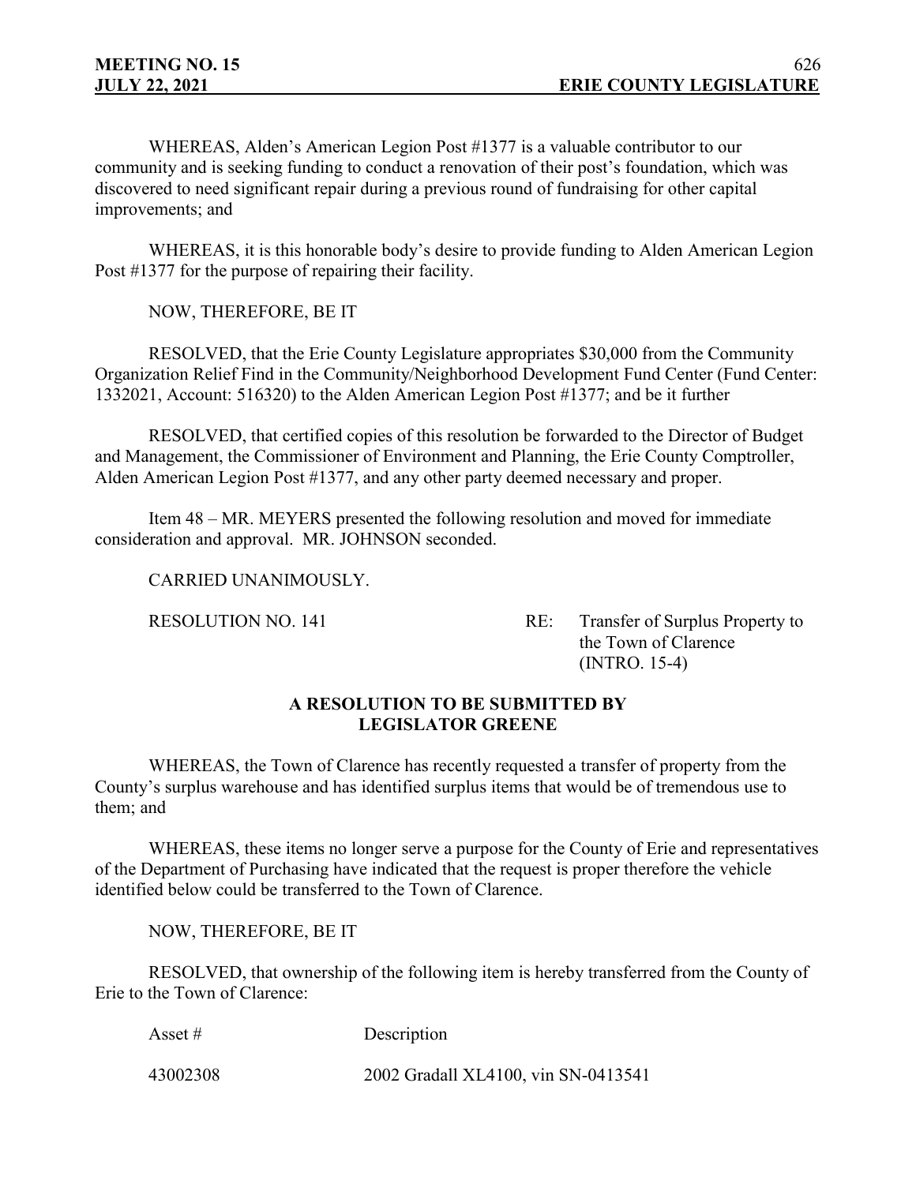WHEREAS, Alden's American Legion Post #1377 is a valuable contributor to our community and is seeking funding to conduct a renovation of their post's foundation, which was discovered to need significant repair during a previous round of fundraising for other capital improvements; and

WHEREAS, it is this honorable body's desire to provide funding to Alden American Legion Post #1377 for the purpose of repairing their facility.

NOW, THEREFORE, BE IT

RESOLVED, that the Erie County Legislature appropriates $30,000 from the Community Organization Relief Find in the Community/Neighborhood Development Fund Center (Fund Center: 1332021, Account: 516320) to the Alden American Legion Post #1377; and be it further

RESOLVED, that certified copies of this resolution be forwarded to the Director of Budget and Management, the Commissioner of Environment and Planning, the Erie County Comptroller, Alden American Legion Post #1377, and any other party deemed necessary and proper.

Item 48 – MR. MEYERS presented the following resolution and moved for immediate consideration and approval. MR. JOHNSON seconded.

CARRIED UNANIMOUSLY.

RESOLUTION NO. 141 RE: Transfer of Surplus Property to the Town of Clarence (INTRO. 15-4)

**A RESOLUTION TO BE SUBMITTED BY LEGISLATOR GREENE**

WHEREAS, the Town of Clarence has recently requested a transfer of property from the County's surplus warehouse and has identified surplus items that would be of tremendous use to them; and

WHEREAS, these items no longer serve a purpose for the County of Erie and representatives of the Department of Purchasing have indicated that the request is proper therefore the vehicle identified below could be transferred to the Town of Clarence.

NOW, THEREFORE, BE IT

RESOLVED, that ownership of the following item is hereby transferred from the County of Erie to the Town of Clarence:

| Asset # | Description |
|---|---|
| 43002308 | 2002 Gradall XL4100, vin SN-0413541 |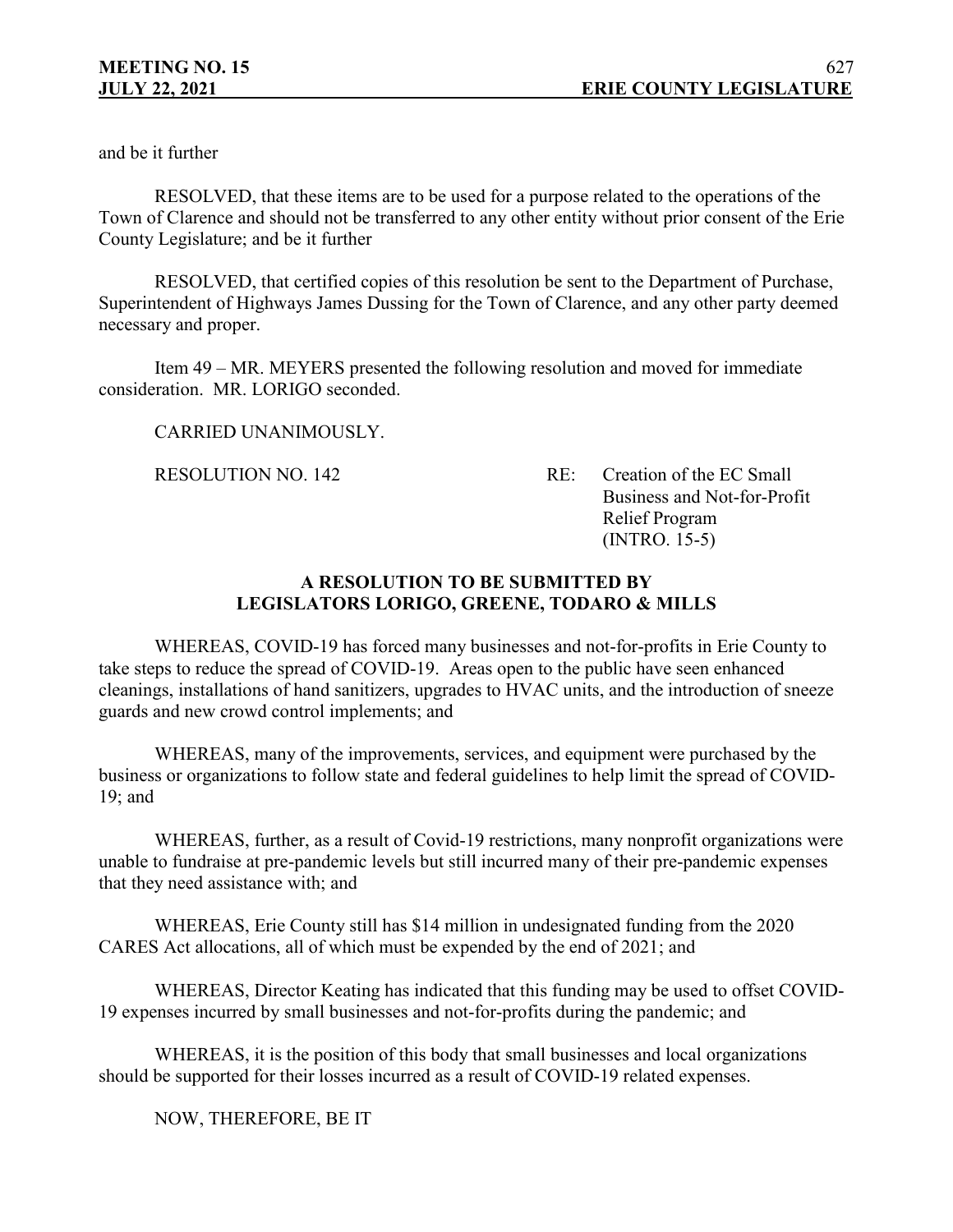and be it further

RESOLVED, that these items are to be used for a purpose related to the operations of the Town of Clarence and should not be transferred to any other entity without prior consent of the Erie County Legislature; and be it further

RESOLVED, that certified copies of this resolution be sent to the Department of Purchase, Superintendent of Highways James Dussing for the Town of Clarence, and any other party deemed necessary and proper.

Item 49 – MR. MEYERS presented the following resolution and moved for immediate consideration. MR. LORIGO seconded.

CARRIED UNANIMOUSLY.

RESOLUTION NO. 142 RE: Creation of the EC Small Business and Not-for-Profit Relief Program (INTRO. 15-5)

**A RESOLUTION TO BE SUBMITTED BY LEGISLATORS LORIGO, GREENE, TODARO & MILLS**

WHEREAS, COVID-19 has forced many businesses and not-for-profits in Erie County to take steps to reduce the spread of COVID-19. Areas open to the public have seen enhanced cleanings, installations of hand sanitizers, upgrades to HVAC units, and the introduction of sneeze guards and new crowd control implements; and

WHEREAS, many of the improvements, services, and equipment were purchased by the business or organizations to follow state and federal guidelines to help limit the spread of COVID-19; and

WHEREAS, further, as a result of Covid-19 restrictions, many nonprofit organizations were unable to fundraise at pre-pandemic levels but still incurred many of their pre-pandemic expenses that they need assistance with; and

WHEREAS, Erie County still has $14 million in undesignated funding from the 2020 CARES Act allocations, all of which must be expended by the end of 2021; and

WHEREAS, Director Keating has indicated that this funding may be used to offset COVID-19 expenses incurred by small businesses and not-for-profits during the pandemic; and

WHEREAS, it is the position of this body that small businesses and local organizations should be supported for their losses incurred as a result of COVID-19 related expenses.

NOW, THEREFORE, BE IT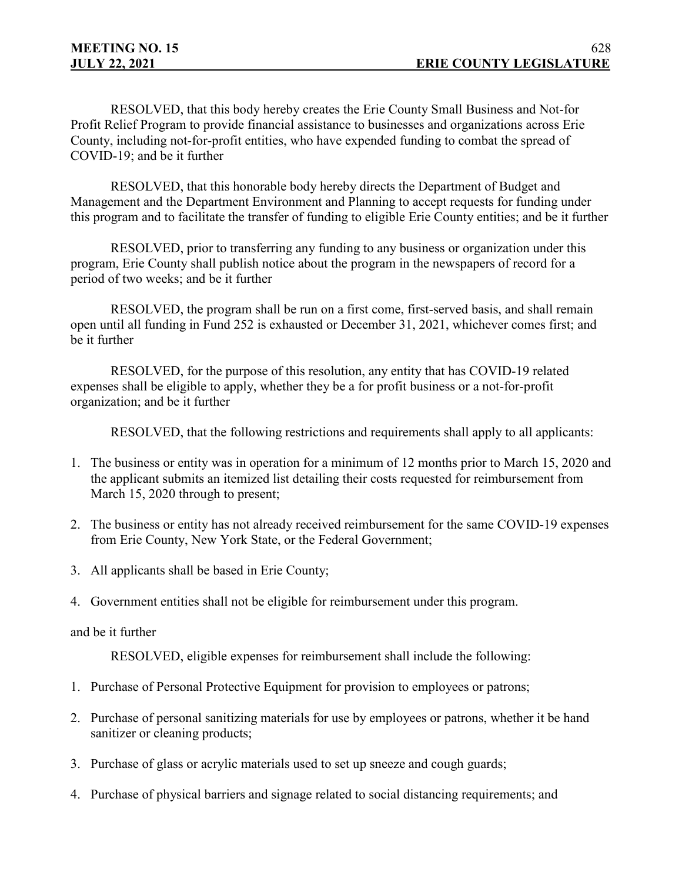RESOLVED, that this body hereby creates the Erie County Small Business and Not-for Profit Relief Program to provide financial assistance to businesses and organizations across Erie County, including not-for-profit entities, who have expended funding to combat the spread of COVID-19; and be it further

RESOLVED, that this honorable body hereby directs the Department of Budget and Management and the Department Environment and Planning to accept requests for funding under this program and to facilitate the transfer of funding to eligible Erie County entities; and be it further

RESOLVED, prior to transferring any funding to any business or organization under this program, Erie County shall publish notice about the program in the newspapers of record for a period of two weeks; and be it further

RESOLVED, the program shall be run on a first come, first-served basis, and shall remain open until all funding in Fund 252 is exhausted or December 31, 2021, whichever comes first; and be it further

RESOLVED, for the purpose of this resolution, any entity that has COVID-19 related expenses shall be eligible to apply, whether they be a for profit business or a not-for-profit organization; and be it further

RESOLVED, that the following restrictions and requirements shall apply to all applicants:

1. The business or entity was in operation for a minimum of 12 months prior to March 15, 2020 and the applicant submits an itemized list detailing their costs requested for reimbursement from March 15, 2020 through to present;
2. The business or entity has not already received reimbursement for the same COVID-19 expenses from Erie County, New York State, or the Federal Government;
3. All applicants shall be based in Erie County;
4. Government entities shall not be eligible for reimbursement under this program.

and be it further

RESOLVED, eligible expenses for reimbursement shall include the following:

1. Purchase of Personal Protective Equipment for provision to employees or patrons;
2. Purchase of personal sanitizing materials for use by employees or patrons, whether it be hand sanitizer or cleaning products;
3. Purchase of glass or acrylic materials used to set up sneeze and cough guards;
4. Purchase of physical barriers and signage related to social distancing requirements; and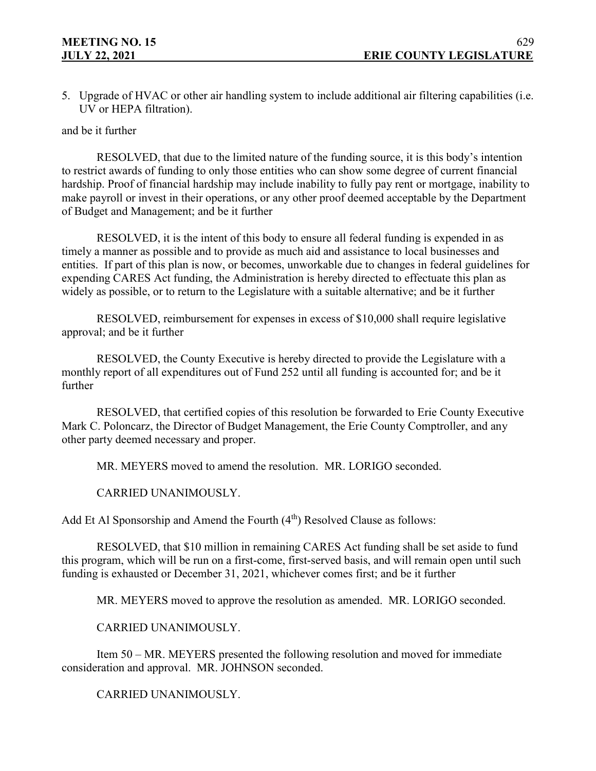5. Upgrade of HVAC or other air handling system to include additional air filtering capabilities (i.e. UV or HEPA filtration).

and be it further

RESOLVED, that due to the limited nature of the funding source, it is this body's intention to restrict awards of funding to only those entities who can show some degree of current financial hardship. Proof of financial hardship may include inability to fully pay rent or mortgage, inability to make payroll or invest in their operations, or any other proof deemed acceptable by the Department of Budget and Management; and be it further

RESOLVED, it is the intent of this body to ensure all federal funding is expended in as timely a manner as possible and to provide as much aid and assistance to local businesses and entities. If part of this plan is now, or becomes, unworkable due to changes in federal guidelines for expending CARES Act funding, the Administration is hereby directed to effectuate this plan as widely as possible, or to return to the Legislature with a suitable alternative; and be it further

RESOLVED, reimbursement for expenses in excess of $10,000 shall require legislative approval; and be it further

RESOLVED, the County Executive is hereby directed to provide the Legislature with a monthly report of all expenditures out of Fund 252 until all funding is accounted for; and be it further

RESOLVED, that certified copies of this resolution be forwarded to Erie County Executive Mark C. Poloncarz, the Director of Budget Management, the Erie County Comptroller, and any other party deemed necessary and proper.

MR. MEYERS moved to amend the resolution. MR. LORIGO seconded.

CARRIED UNANIMOUSLY.

Add Et Al Sponsorship and Amend the Fourth (4th) Resolved Clause as follows:

RESOLVED, that $10 million in remaining CARES Act funding shall be set aside to fund this program, which will be run on a first-come, first-served basis, and will remain open until such funding is exhausted or December 31, 2021, whichever comes first; and be it further

MR. MEYERS moved to approve the resolution as amended. MR. LORIGO seconded.

CARRIED UNANIMOUSLY.

Item 50 – MR. MEYERS presented the following resolution and moved for immediate consideration and approval. MR. JOHNSON seconded.

CARRIED UNANIMOUSLY.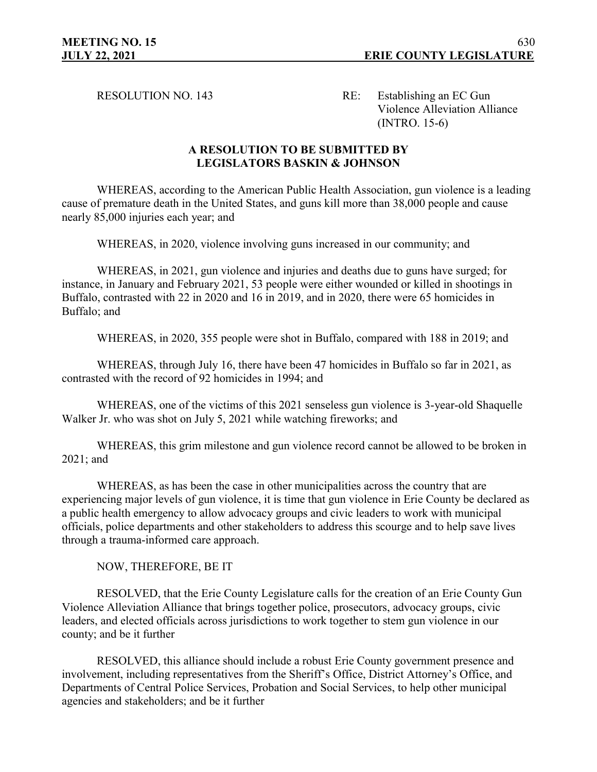RESOLUTION NO. 143 RE: Establishing an EC Gun Violence Alleviation Alliance (INTRO. 15-6)

**A RESOLUTION TO BE SUBMITTED BY LEGISLATORS BASKIN & JOHNSON**

WHEREAS, according to the American Public Health Association, gun violence is a leading cause of premature death in the United States, and guns kill more than 38,000 people and cause nearly 85,000 injuries each year; and

WHEREAS, in 2020, violence involving guns increased in our community; and

WHEREAS, in 2021, gun violence and injuries and deaths due to guns have surged; for instance, in January and February 2021, 53 people were either wounded or killed in shootings in Buffalo, contrasted with 22 in 2020 and 16 in 2019, and in 2020, there were 65 homicides in Buffalo; and

WHEREAS, in 2020, 355 people were shot in Buffalo, compared with 188 in 2019; and

WHEREAS, through July 16, there have been 47 homicides in Buffalo so far in 2021, as contrasted with the record of 92 homicides in 1994; and

WHEREAS, one of the victims of this 2021 senseless gun violence is 3-year-old Shaquelle Walker Jr. who was shot on July 5, 2021 while watching fireworks; and

WHEREAS, this grim milestone and gun violence record cannot be allowed to be broken in 2021; and

WHEREAS, as has been the case in other municipalities across the country that are experiencing major levels of gun violence, it is time that gun violence in Erie County be declared as a public health emergency to allow advocacy groups and civic leaders to work with municipal officials, police departments and other stakeholders to address this scourge and to help save lives through a trauma-informed care approach.

NOW, THEREFORE, BE IT

RESOLVED, that the Erie County Legislature calls for the creation of an Erie County Gun Violence Alleviation Alliance that brings together police, prosecutors, advocacy groups, civic leaders, and elected officials across jurisdictions to work together to stem gun violence in our county; and be it further

RESOLVED, this alliance should include a robust Erie County government presence and involvement, including representatives from the Sheriff's Office, District Attorney's Office, and Departments of Central Police Services, Probation and Social Services, to help other municipal agencies and stakeholders; and be it further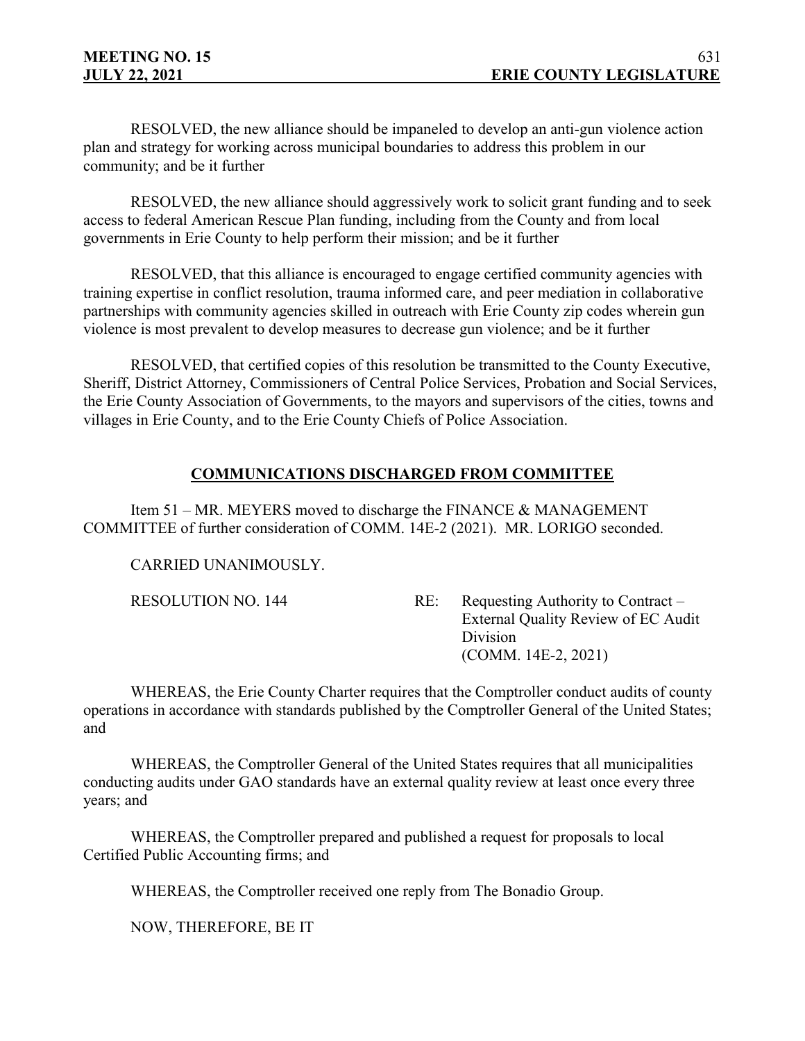RESOLVED, the new alliance should be impaneled to develop an anti-gun violence action plan and strategy for working across municipal boundaries to address this problem in our community; and be it further

RESOLVED, the new alliance should aggressively work to solicit grant funding and to seek access to federal American Rescue Plan funding, including from the County and from local governments in Erie County to help perform their mission; and be it further

RESOLVED, that this alliance is encouraged to engage certified community agencies with training expertise in conflict resolution, trauma informed care, and peer mediation in collaborative partnerships with community agencies skilled in outreach with Erie County zip codes wherein gun violence is most prevalent to develop measures to decrease gun violence; and be it further

RESOLVED, that certified copies of this resolution be transmitted to the County Executive, Sheriff, District Attorney, Commissioners of Central Police Services, Probation and Social Services, the Erie County Association of Governments, to the mayors and supervisors of the cities, towns and villages in Erie County, and to the Erie County Chiefs of Police Association.

## COMMUNICATIONS DISCHARGED FROM COMMITTEE

Item 51 – MR. MEYERS moved to discharge the FINANCE & MANAGEMENT COMMITTEE of further consideration of COMM. 14E-2 (2021). MR. LORIGO seconded.

CARRIED UNANIMOUSLY.

RESOLUTION NO. 144 RE: Requesting Authority to Contract – External Quality Review of EC Audit Division (COMM. 14E-2, 2021)

WHEREAS, the Erie County Charter requires that the Comptroller conduct audits of county operations in accordance with standards published by the Comptroller General of the United States; and

WHEREAS, the Comptroller General of the United States requires that all municipalities conducting audits under GAO standards have an external quality review at least once every three years; and

WHEREAS, the Comptroller prepared and published a request for proposals to local Certified Public Accounting firms; and

WHEREAS, the Comptroller received one reply from The Bonadio Group.

NOW, THEREFORE, BE IT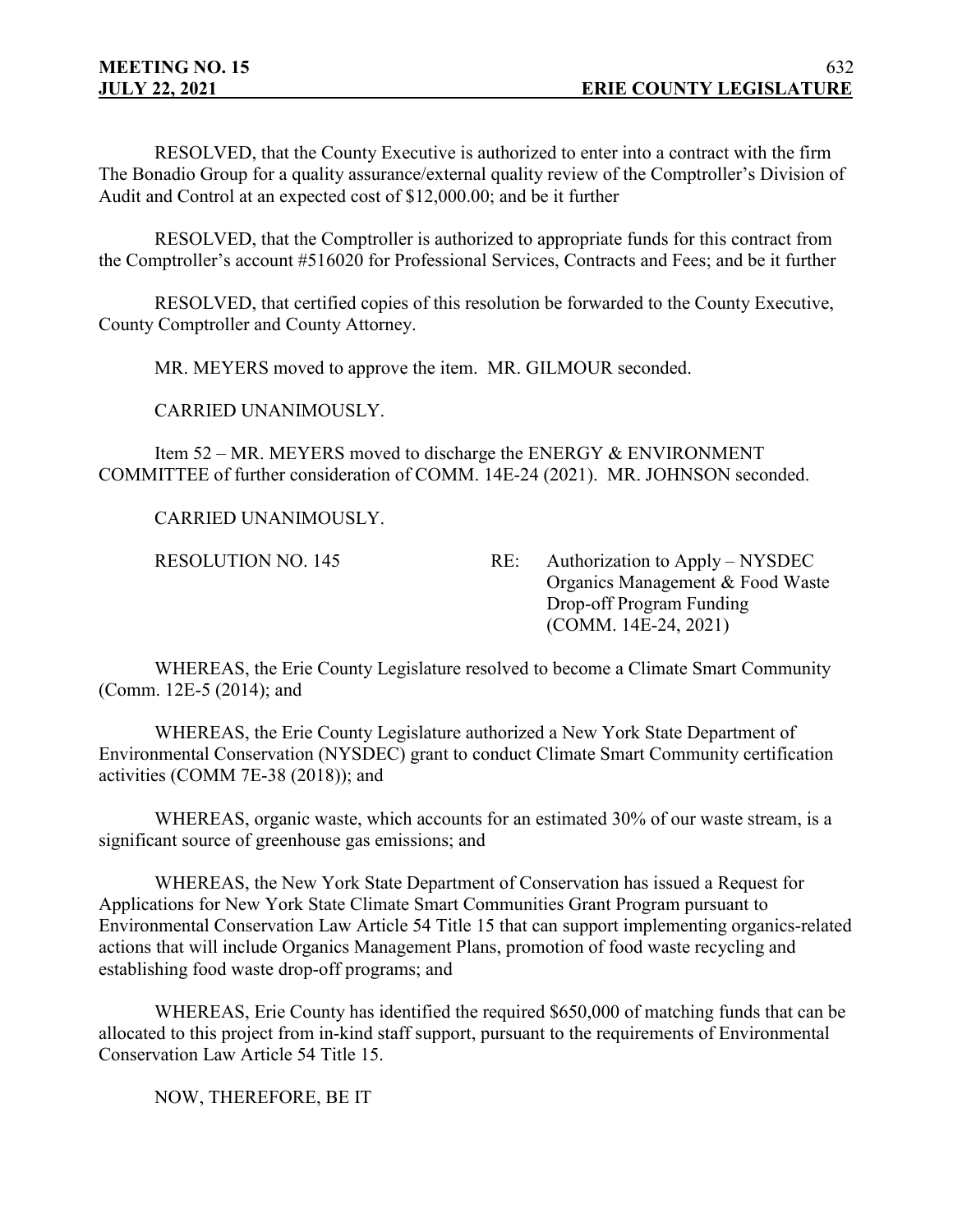RESOLVED, that the County Executive is authorized to enter into a contract with the firm The Bonadio Group for a quality assurance/external quality review of the Comptroller's Division of Audit and Control at an expected cost of $12,000.00; and be it further

RESOLVED, that the Comptroller is authorized to appropriate funds for this contract from the Comptroller's account #516020 for Professional Services, Contracts and Fees; and be it further

RESOLVED, that certified copies of this resolution be forwarded to the County Executive, County Comptroller and County Attorney.

MR. MEYERS moved to approve the item. MR. GILMOUR seconded.

CARRIED UNANIMOUSLY.

Item 52 – MR. MEYERS moved to discharge the ENERGY & ENVIRONMENT COMMITTEE of further consideration of COMM. 14E-24 (2021). MR. JOHNSON seconded.

CARRIED UNANIMOUSLY.

RESOLUTION NO. 145 RE: Authorization to Apply – NYSDEC Organics Management & Food Waste Drop-off Program Funding (COMM. 14E-24, 2021)

WHEREAS, the Erie County Legislature resolved to become a Climate Smart Community (Comm. 12E-5 (2014); and

WHEREAS, the Erie County Legislature authorized a New York State Department of Environmental Conservation (NYSDEC) grant to conduct Climate Smart Community certification activities (COMM 7E-38 (2018)); and

WHEREAS, organic waste, which accounts for an estimated 30% of our waste stream, is a significant source of greenhouse gas emissions; and

WHEREAS, the New York State Department of Conservation has issued a Request for Applications for New York State Climate Smart Communities Grant Program pursuant to Environmental Conservation Law Article 54 Title 15 that can support implementing organics-related actions that will include Organics Management Plans, promotion of food waste recycling and establishing food waste drop-off programs; and

WHEREAS, Erie County has identified the required $650,000 of matching funds that can be allocated to this project from in-kind staff support, pursuant to the requirements of Environmental Conservation Law Article 54 Title 15.

NOW, THEREFORE, BE IT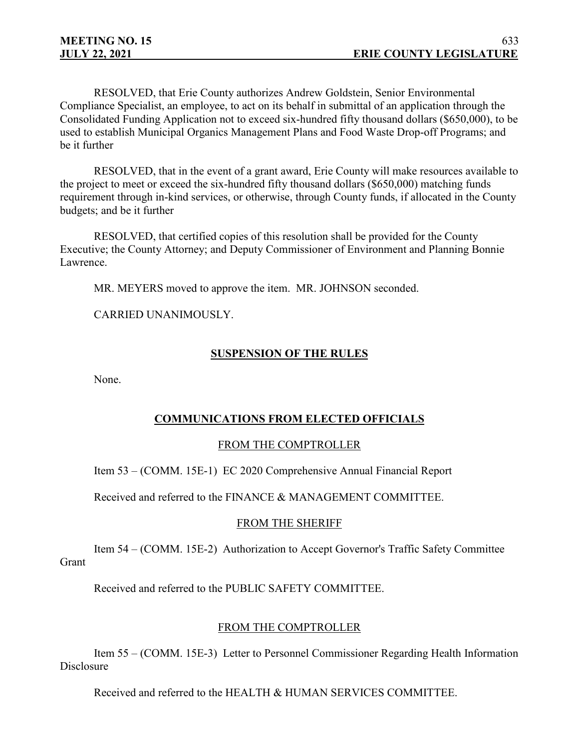RESOLVED, that Erie County authorizes Andrew Goldstein, Senior Environmental Compliance Specialist, an employee, to act on its behalf in submittal of an application through the Consolidated Funding Application not to exceed six-hundred fifty thousand dollars ($650,000), to be used to establish Municipal Organics Management Plans and Food Waste Drop-off Programs; and be it further

RESOLVED, that in the event of a grant award, Erie County will make resources available to the project to meet or exceed the six-hundred fifty thousand dollars ($650,000) matching funds requirement through in-kind services, or otherwise, through County funds, if allocated in the County budgets; and be it further

RESOLVED, that certified copies of this resolution shall be provided for the County Executive; the County Attorney; and Deputy Commissioner of Environment and Planning Bonnie Lawrence.

MR. MEYERS moved to approve the item. MR. JOHNSON seconded.

CARRIED UNANIMOUSLY.

## SUSPENSION OF THE RULES

None.

## COMMUNICATIONS FROM ELECTED OFFICIALS

### FROM THE COMPTROLLER

Item 53 – (COMM. 15E-1) EC 2020 Comprehensive Annual Financial Report

Received and referred to the FINANCE & MANAGEMENT COMMITTEE.

### FROM THE SHERIFF

Item 54 – (COMM. 15E-2) Authorization to Accept Governor's Traffic Safety Committee Grant

Received and referred to the PUBLIC SAFETY COMMITTEE.

### FROM THE COMPTROLLER

Item 55 – (COMM. 15E-3) Letter to Personnel Commissioner Regarding Health Information Disclosure

Received and referred to the HEALTH & HUMAN SERVICES COMMITTEE.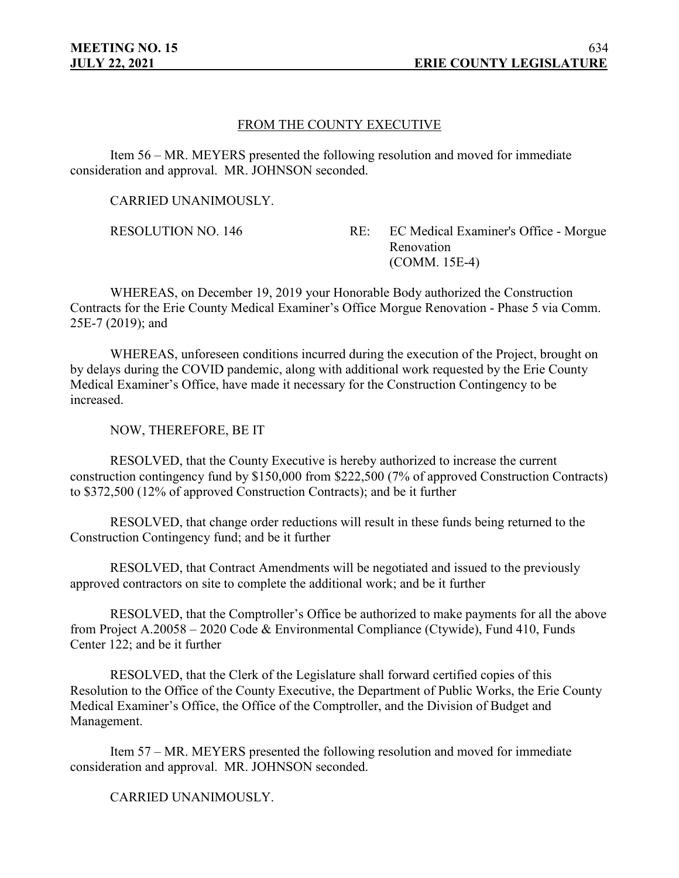## FROM THE COUNTY EXECUTIVE

Item 56 – MR. MEYERS presented the following resolution and moved for immediate consideration and approval. MR. JOHNSON seconded.

CARRIED UNANIMOUSLY.

RESOLUTION NO. 146 RE: EC Medical Examiner's Office - Morgue Renovation (COMM. 15E-4)

WHEREAS, on December 19, 2019 your Honorable Body authorized the Construction Contracts for the Erie County Medical Examiner's Office Morgue Renovation - Phase 5 via Comm. 25E-7 (2019); and

WHEREAS, unforeseen conditions incurred during the execution of the Project, brought on by delays during the COVID pandemic, along with additional work requested by the Erie County Medical Examiner's Office, have made it necessary for the Construction Contingency to be increased.

NOW, THEREFORE, BE IT

RESOLVED, that the County Executive is hereby authorized to increase the current construction contingency fund by \$150,000 from \$222,500 (7% of approved Construction Contracts) to \$372,500 (12% of approved Construction Contracts); and be it further

RESOLVED, that change order reductions will result in these funds being returned to the Construction Contingency fund; and be it further

RESOLVED, that Contract Amendments will be negotiated and issued to the previously approved contractors on site to complete the additional work; and be it further

RESOLVED, that the Comptroller's Office be authorized to make payments for all the above from Project A.20058 – 2020 Code & Environmental Compliance (Ctywide), Fund 410, Funds Center 122; and be it further

RESOLVED, that the Clerk of the Legislature shall forward certified copies of this Resolution to the Office of the County Executive, the Department of Public Works, the Erie County Medical Examiner's Office, the Office of the Comptroller, and the Division of Budget and Management.

Item 57 – MR. MEYERS presented the following resolution and moved for immediate consideration and approval. MR. JOHNSON seconded.

CARRIED UNANIMOUSLY.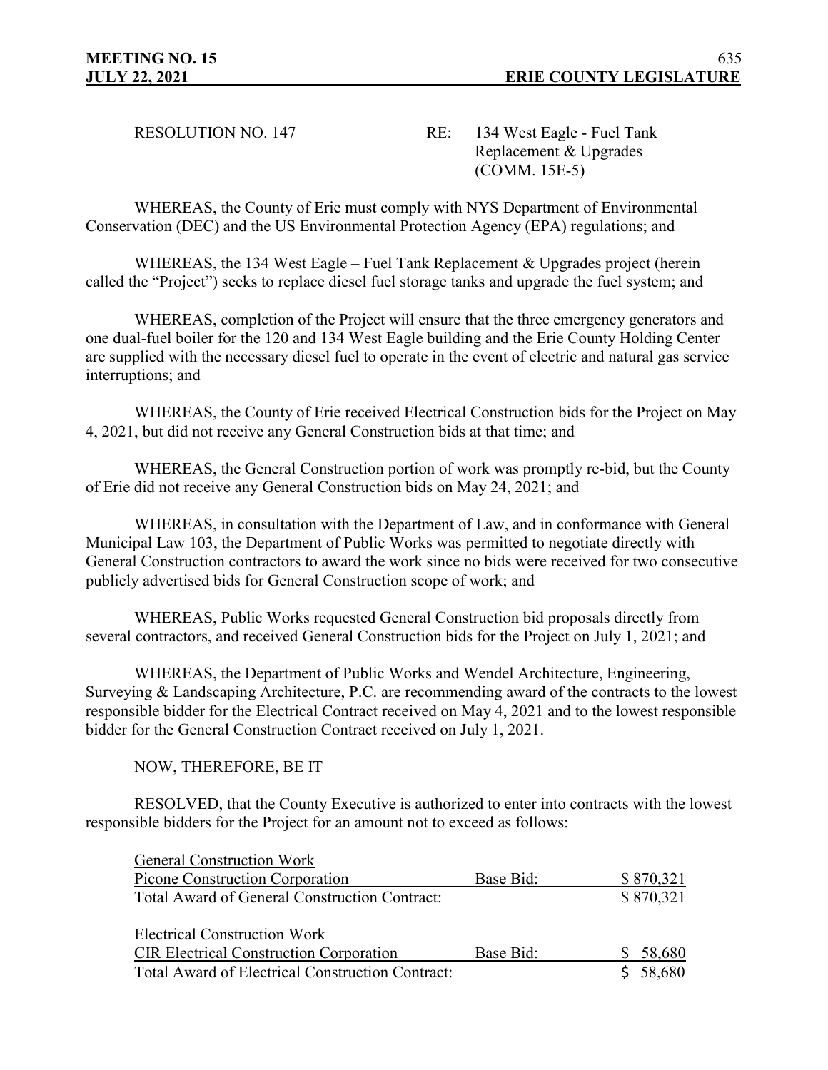RESOLUTION NO. 147 RE: 134 West Eagle - Fuel Tank Replacement & Upgrades (COMM. 15E-5)

WHEREAS, the County of Erie must comply with NYS Department of Environmental Conservation (DEC) and the US Environmental Protection Agency (EPA) regulations; and

WHEREAS, the 134 West Eagle – Fuel Tank Replacement & Upgrades project (herein called the "Project") seeks to replace diesel fuel storage tanks and upgrade the fuel system; and

WHEREAS, completion of the Project will ensure that the three emergency generators and one dual-fuel boiler for the 120 and 134 West Eagle building and the Erie County Holding Center are supplied with the necessary diesel fuel to operate in the event of electric and natural gas service interruptions; and

WHEREAS, the County of Erie received Electrical Construction bids for the Project on May 4, 2021, but did not receive any General Construction bids at that time; and

WHEREAS, the General Construction portion of work was promptly re-bid, but the County of Erie did not receive any General Construction bids on May 24, 2021; and

WHEREAS, in consultation with the Department of Law, and in conformance with General Municipal Law 103, the Department of Public Works was permitted to negotiate directly with General Construction contractors to award the work since no bids were received for two consecutive publicly advertised bids for General Construction scope of work; and

WHEREAS, Public Works requested General Construction bid proposals directly from several contractors, and received General Construction bids for the Project on July 1, 2021; and

WHEREAS, the Department of Public Works and Wendel Architecture, Engineering, Surveying & Landscaping Architecture, P.C. are recommending award of the contracts to the lowest responsible bidder for the Electrical Contract received on May 4, 2021 and to the lowest responsible bidder for the General Construction Contract received on July 1, 2021.

NOW, THEREFORE, BE IT

RESOLVED, that the County Executive is authorized to enter into contracts with the lowest responsible bidders for the Project for an amount not to exceed as follows:

| General Construction Work | | |
|---|---|---|
| Picone Construction Corporation | Base Bid: | $ 870,321 |
| Total Award of General Construction Contract: | | $ 870,321 |
| | | |
| Electrical Construction Work | | |
| CIR Electrical Construction Corporation | Base Bid: | $ 58,680 |
| Total Award of Electrical Construction Contract: | | $ 58,680 |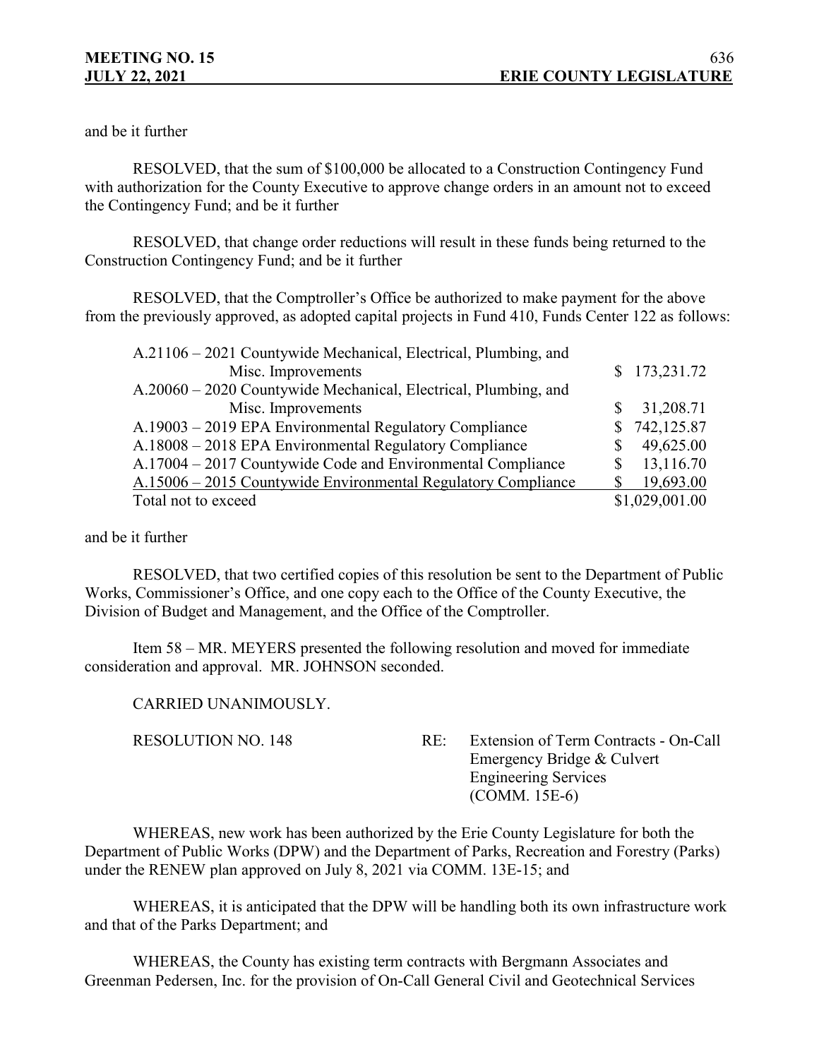and be it further

RESOLVED, that the sum of $100,000 be allocated to a Construction Contingency Fund with authorization for the County Executive to approve change orders in an amount not to exceed the Contingency Fund; and be it further

RESOLVED, that change order reductions will result in these funds being returned to the Construction Contingency Fund; and be it further

RESOLVED, that the Comptroller's Office be authorized to make payment for the above from the previously approved, as adopted capital projects in Fund 410, Funds Center 122 as follows:

| | |
|---|---|
| A.21106 – 2021 Countywide Mechanical, Electrical, Plumbing, and Misc. Improvements | $ 173,231.72 |
| A.20060 – 2020 Countywide Mechanical, Electrical, Plumbing, and Misc. Improvements | $ 31,208.71 |
| A.19003 – 2019 EPA Environmental Regulatory Compliance | $ 742,125.87 |
| A.18008 – 2018 EPA Environmental Regulatory Compliance | $ 49,625.00 |
| A.17004 – 2017 Countywide Code and Environmental Compliance | $ 13,116.70 |
| A.15006 – 2015 Countywide Environmental Regulatory Compliance | $ 19,693.00 |
| Total not to exceed | $1,029,001.00 |

and be it further

RESOLVED, that two certified copies of this resolution be sent to the Department of Public Works, Commissioner's Office, and one copy each to the Office of the County Executive, the Division of Budget and Management, and the Office of the Comptroller.

Item 58 – MR. MEYERS presented the following resolution and moved for immediate consideration and approval. MR. JOHNSON seconded.

CARRIED UNANIMOUSLY.

RESOLUTION NO. 148 RE: Extension of Term Contracts - On-Call Emergency Bridge & Culvert Engineering Services (COMM. 15E-6)

WHEREAS, new work has been authorized by the Erie County Legislature for both the Department of Public Works (DPW) and the Department of Parks, Recreation and Forestry (Parks) under the RENEW plan approved on July 8, 2021 via COMM. 13E-15; and

WHEREAS, it is anticipated that the DPW will be handling both its own infrastructure work and that of the Parks Department; and

WHEREAS, the County has existing term contracts with Bergmann Associates and Greenman Pedersen, Inc. for the provision of On-Call General Civil and Geotechnical Services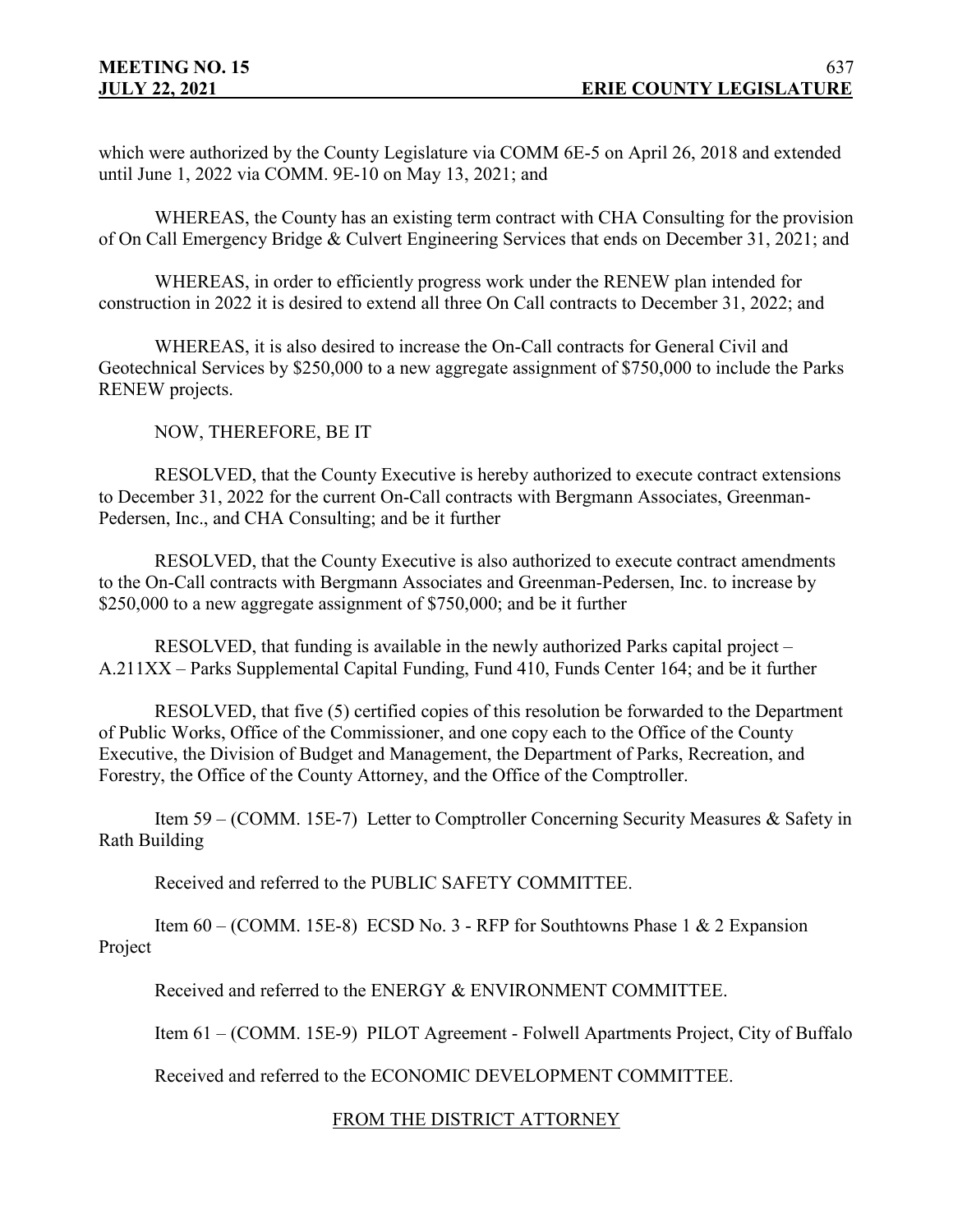which were authorized by the County Legislature via COMM 6E-5 on April 26, 2018 and extended until June 1, 2022 via COMM. 9E-10 on May 13, 2021; and

WHEREAS, the County has an existing term contract with CHA Consulting for the provision of On Call Emergency Bridge & Culvert Engineering Services that ends on December 31, 2021; and

WHEREAS, in order to efficiently progress work under the RENEW plan intended for construction in 2022 it is desired to extend all three On Call contracts to December 31, 2022; and

WHEREAS, it is also desired to increase the On-Call contracts for General Civil and Geotechnical Services by $250,000 to a new aggregate assignment of $750,000 to include the Parks RENEW projects.

NOW, THEREFORE, BE IT

RESOLVED, that the County Executive is hereby authorized to execute contract extensions to December 31, 2022 for the current On-Call contracts with Bergmann Associates, Greenman-Pedersen, Inc., and CHA Consulting; and be it further

RESOLVED, that the County Executive is also authorized to execute contract amendments to the On-Call contracts with Bergmann Associates and Greenman-Pedersen, Inc. to increase by $250,000 to a new aggregate assignment of $750,000; and be it further

RESOLVED, that funding is available in the newly authorized Parks capital project – A.211XX – Parks Supplemental Capital Funding, Fund 410, Funds Center 164; and be it further

RESOLVED, that five (5) certified copies of this resolution be forwarded to the Department of Public Works, Office of the Commissioner, and one copy each to the Office of the County Executive, the Division of Budget and Management, the Department of Parks, Recreation, and Forestry, the Office of the County Attorney, and the Office of the Comptroller.

Item 59 – (COMM. 15E-7) Letter to Comptroller Concerning Security Measures & Safety in Rath Building

Received and referred to the PUBLIC SAFETY COMMITTEE.

Item 60 – (COMM. 15E-8) ECSD No. 3 - RFP for Southtowns Phase 1 & 2 Expansion Project

Received and referred to the ENERGY & ENVIRONMENT COMMITTEE.

Item 61 – (COMM. 15E-9) PILOT Agreement - Folwell Apartments Project, City of Buffalo

Received and referred to the ECONOMIC DEVELOPMENT COMMITTEE.

## FROM THE DISTRICT ATTORNEY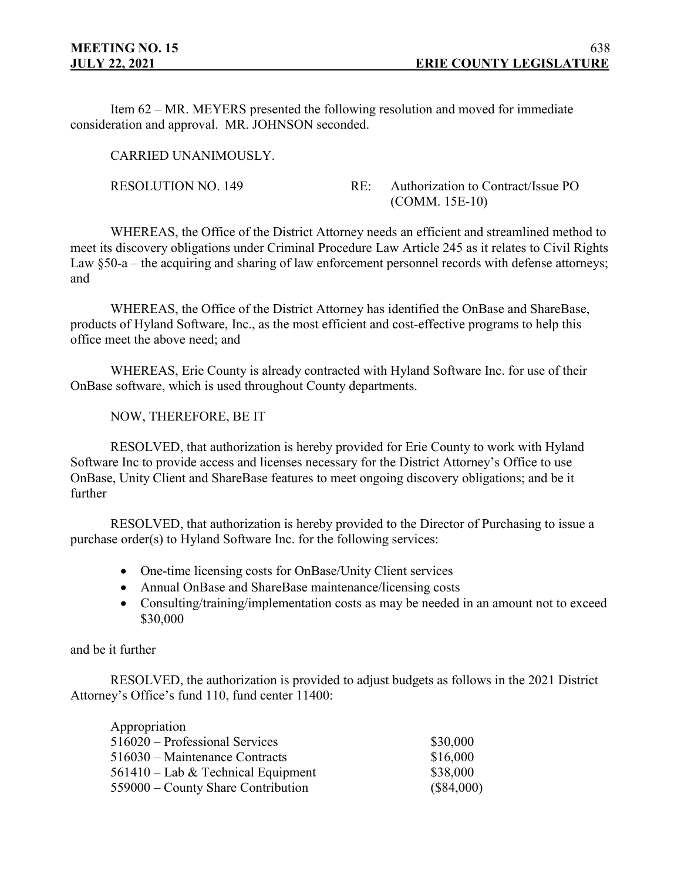Item 62 – MR. MEYERS presented the following resolution and moved for immediate consideration and approval. MR. JOHNSON seconded.

CARRIED UNANIMOUSLY.

RESOLUTION NO. 149 RE: Authorization to Contract/Issue PO (COMM. 15E-10)

WHEREAS, the Office of the District Attorney needs an efficient and streamlined method to meet its discovery obligations under Criminal Procedure Law Article 245 as it relates to Civil Rights Law §50-a – the acquiring and sharing of law enforcement personnel records with defense attorneys; and

WHEREAS, the Office of the District Attorney has identified the OnBase and ShareBase, products of Hyland Software, Inc., as the most efficient and cost-effective programs to help this office meet the above need; and

WHEREAS, Erie County is already contracted with Hyland Software Inc. for use of their OnBase software, which is used throughout County departments.

NOW, THEREFORE, BE IT

RESOLVED, that authorization is hereby provided for Erie County to work with Hyland Software Inc to provide access and licenses necessary for the District Attorney's Office to use OnBase, Unity Client and ShareBase features to meet ongoing discovery obligations; and be it further

RESOLVED, that authorization is hereby provided to the Director of Purchasing to issue a purchase order(s) to Hyland Software Inc. for the following services:

- One-time licensing costs for OnBase/Unity Client services
- Annual OnBase and ShareBase maintenance/licensing costs
- Consulting/training/implementation costs as may be needed in an amount not to exceed $30,000

and be it further

RESOLVED, the authorization is provided to adjust budgets as follows in the 2021 District Attorney's Office's fund 110, fund center 11400:

| Appropriation | |
|---|---|
| 516020 – Professional Services | $30,000 |
| 516030 – Maintenance Contracts | $16,000 |
| 561410 – Lab & Technical Equipment | $38,000 |
| 559000 – County Share Contribution | ($84,000) |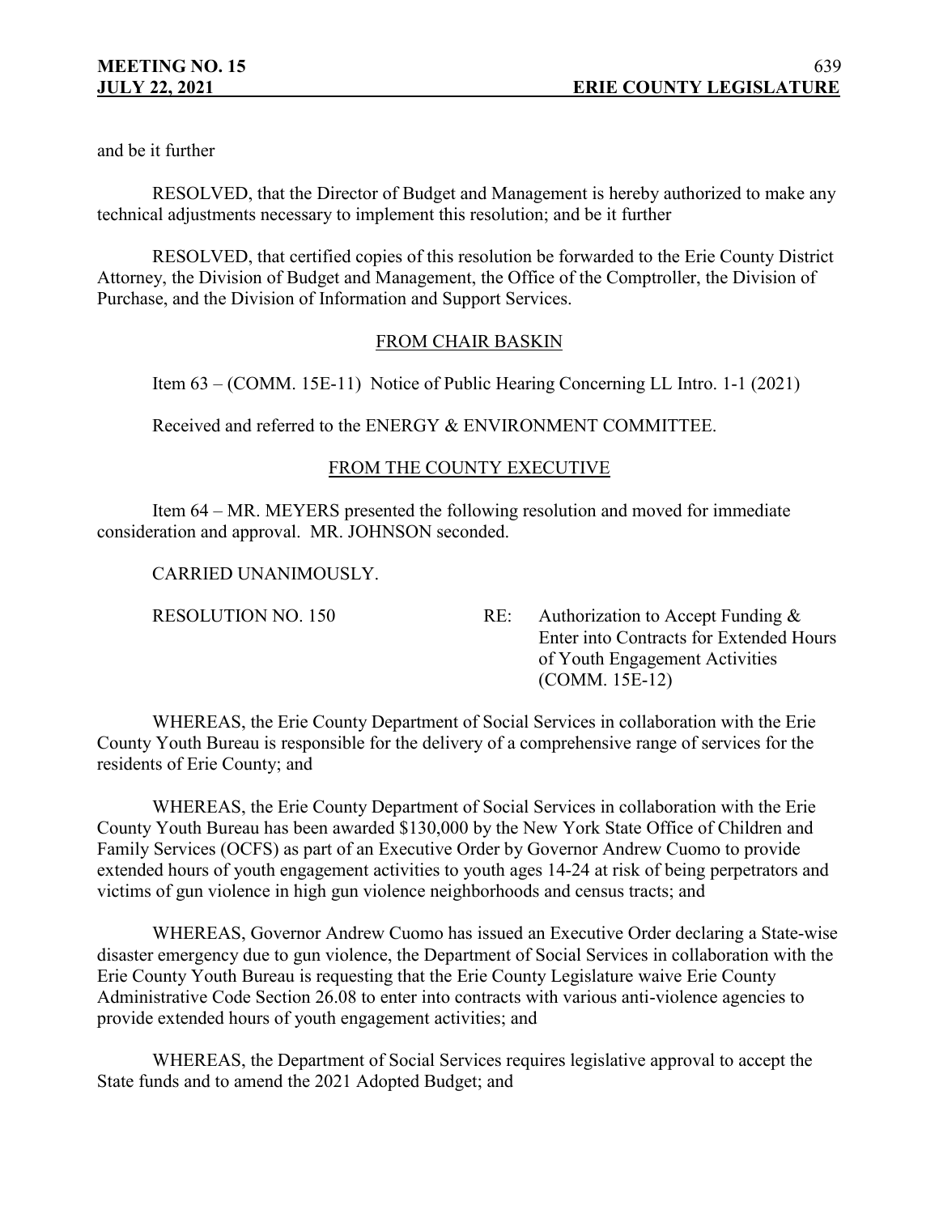and be it further

RESOLVED, that the Director of Budget and Management is hereby authorized to make any technical adjustments necessary to implement this resolution; and be it further

RESOLVED, that certified copies of this resolution be forwarded to the Erie County District Attorney, the Division of Budget and Management, the Office of the Comptroller, the Division of Purchase, and the Division of Information and Support Services.

## FROM CHAIR BASKIN

Item 63 – (COMM. 15E-11) Notice of Public Hearing Concerning LL Intro. 1-1 (2021)

Received and referred to the ENERGY & ENVIRONMENT COMMITTEE.

## FROM THE COUNTY EXECUTIVE

Item 64 – MR. MEYERS presented the following resolution and moved for immediate consideration and approval. MR. JOHNSON seconded.

CARRIED UNANIMOUSLY.

RESOLUTION NO. 150 RE: Authorization to Accept Funding & Enter into Contracts for Extended Hours of Youth Engagement Activities (COMM. 15E-12)

WHEREAS, the Erie County Department of Social Services in collaboration with the Erie County Youth Bureau is responsible for the delivery of a comprehensive range of services for the residents of Erie County; and

WHEREAS, the Erie County Department of Social Services in collaboration with the Erie County Youth Bureau has been awarded $130,000 by the New York State Office of Children and Family Services (OCFS) as part of an Executive Order by Governor Andrew Cuomo to provide extended hours of youth engagement activities to youth ages 14-24 at risk of being perpetrators and victims of gun violence in high gun violence neighborhoods and census tracts; and

WHEREAS, Governor Andrew Cuomo has issued an Executive Order declaring a State-wise disaster emergency due to gun violence, the Department of Social Services in collaboration with the Erie County Youth Bureau is requesting that the Erie County Legislature waive Erie County Administrative Code Section 26.08 to enter into contracts with various anti-violence agencies to provide extended hours of youth engagement activities; and

WHEREAS, the Department of Social Services requires legislative approval to accept the State funds and to amend the 2021 Adopted Budget; and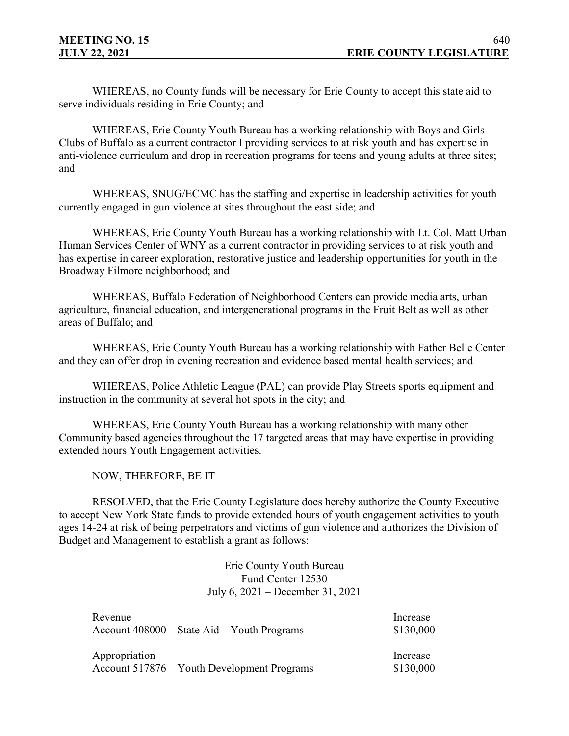WHEREAS, no County funds will be necessary for Erie County to accept this state aid to serve individuals residing in Erie County; and

WHEREAS, Erie County Youth Bureau has a working relationship with Boys and Girls Clubs of Buffalo as a current contractor I providing services to at risk youth and has expertise in anti-violence curriculum and drop in recreation programs for teens and young adults at three sites; and

WHEREAS, SNUG/ECMC has the staffing and expertise in leadership activities for youth currently engaged in gun violence at sites throughout the east side; and

WHEREAS, Erie County Youth Bureau has a working relationship with Lt. Col. Matt Urban Human Services Center of WNY as a current contractor in providing services to at risk youth and has expertise in career exploration, restorative justice and leadership opportunities for youth in the Broadway Filmore neighborhood; and

WHEREAS, Buffalo Federation of Neighborhood Centers can provide media arts, urban agriculture, financial education, and intergenerational programs in the Fruit Belt as well as other areas of Buffalo; and

WHEREAS, Erie County Youth Bureau has a working relationship with Father Belle Center and they can offer drop in evening recreation and evidence based mental health services; and

WHEREAS, Police Athletic League (PAL) can provide Play Streets sports equipment and instruction in the community at several hot spots in the city; and

WHEREAS, Erie County Youth Bureau has a working relationship with many other Community based agencies throughout the 17 targeted areas that may have expertise in providing extended hours Youth Engagement activities.

NOW, THERFORE, BE IT

RESOLVED, that the Erie County Legislature does hereby authorize the County Executive to accept New York State funds to provide extended hours of youth engagement activities to youth ages 14-24 at risk of being perpetrators and victims of gun violence and authorizes the Division of Budget and Management to establish a grant as follows:

Erie County Youth Bureau
Fund Center 12530
July 6, 2021 – December 31, 2021

| Revenue | Increase |
|---|---|
| Account 408000 – State Aid – Youth Programs | $130,000 |
| **Appropriation** | **Increase** |
| Account 517876 – Youth Development Programs | $130,000 |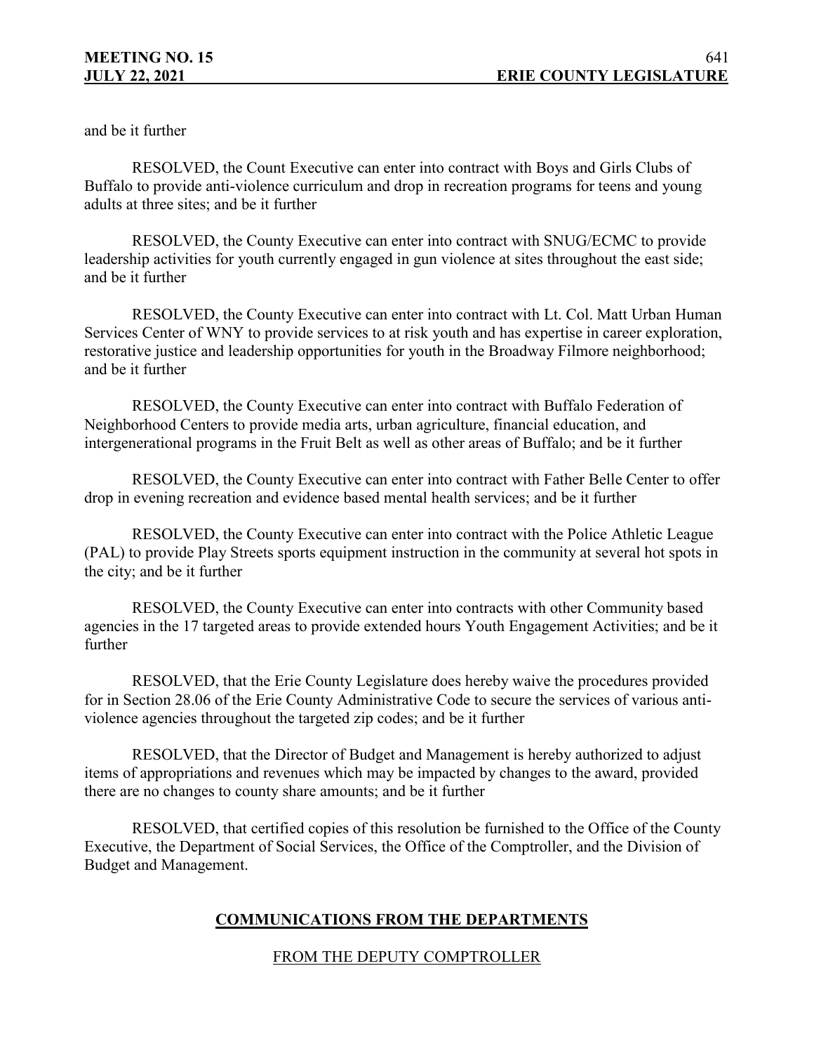and be it further

RESOLVED, the Count Executive can enter into contract with Boys and Girls Clubs of Buffalo to provide anti-violence curriculum and drop in recreation programs for teens and young adults at three sites; and be it further

RESOLVED, the County Executive can enter into contract with SNUG/ECMC to provide leadership activities for youth currently engaged in gun violence at sites throughout the east side; and be it further

RESOLVED, the County Executive can enter into contract with Lt. Col. Matt Urban Human Services Center of WNY to provide services to at risk youth and has expertise in career exploration, restorative justice and leadership opportunities for youth in the Broadway Filmore neighborhood; and be it further

RESOLVED, the County Executive can enter into contract with Buffalo Federation of Neighborhood Centers to provide media arts, urban agriculture, financial education, and intergenerational programs in the Fruit Belt as well as other areas of Buffalo; and be it further

RESOLVED, the County Executive can enter into contract with Father Belle Center to offer drop in evening recreation and evidence based mental health services; and be it further

RESOLVED, the County Executive can enter into contract with the Police Athletic League (PAL) to provide Play Streets sports equipment instruction in the community at several hot spots in the city; and be it further

RESOLVED, the County Executive can enter into contracts with other Community based agencies in the 17 targeted areas to provide extended hours Youth Engagement Activities; and be it further

RESOLVED, that the Erie County Legislature does hereby waive the procedures provided for in Section 28.06 of the Erie County Administrative Code to secure the services of various anti-violence agencies throughout the targeted zip codes; and be it further

RESOLVED, that the Director of Budget and Management is hereby authorized to adjust items of appropriations and revenues which may be impacted by changes to the award, provided there are no changes to county share amounts; and be it further

RESOLVED, that certified copies of this resolution be furnished to the Office of the County Executive, the Department of Social Services, the Office of the Comptroller, and the Division of Budget and Management.

## COMMUNICATIONS FROM THE DEPARTMENTS

### FROM THE DEPUTY COMPTROLLER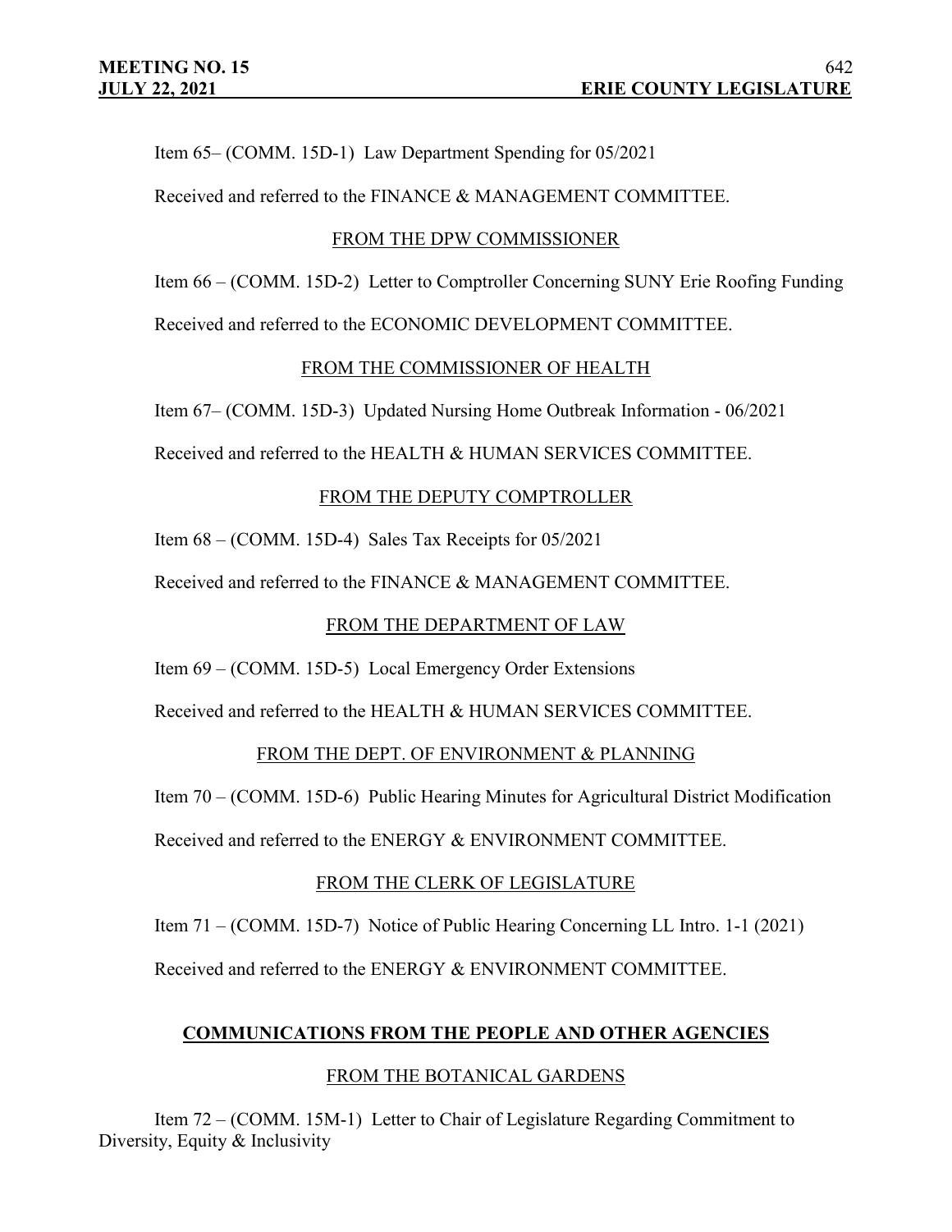Item 65– (COMM. 15D-1) Law Department Spending for 05/2021

Received and referred to the FINANCE & MANAGEMENT COMMITTEE.

FROM THE DPW COMMISSIONER

Item 66 – (COMM. 15D-2) Letter to Comptroller Concerning SUNY Erie Roofing Funding

Received and referred to the ECONOMIC DEVELOPMENT COMMITTEE.

FROM THE COMMISSIONER OF HEALTH

Item 67– (COMM. 15D-3) Updated Nursing Home Outbreak Information - 06/2021

Received and referred to the HEALTH & HUMAN SERVICES COMMITTEE.

FROM THE DEPUTY COMPTROLLER

Item 68 – (COMM. 15D-4) Sales Tax Receipts for 05/2021

Received and referred to the FINANCE & MANAGEMENT COMMITTEE.

FROM THE DEPARTMENT OF LAW

Item 69 – (COMM. 15D-5) Local Emergency Order Extensions

Received and referred to the HEALTH & HUMAN SERVICES COMMITTEE.

FROM THE DEPT. OF ENVIRONMENT & PLANNING

Item 70 – (COMM. 15D-6) Public Hearing Minutes for Agricultural District Modification

Received and referred to the ENERGY & ENVIRONMENT COMMITTEE.

FROM THE CLERK OF LEGISLATURE

Item 71 – (COMM. 15D-7) Notice of Public Hearing Concerning LL Intro. 1-1 (2021)

Received and referred to the ENERGY & ENVIRONMENT COMMITTEE.

## COMMUNICATIONS FROM THE PEOPLE AND OTHER AGENCIES

FROM THE BOTANICAL GARDENS

Item 72 – (COMM. 15M-1) Letter to Chair of Legislature Regarding Commitment to Diversity, Equity & Inclusivity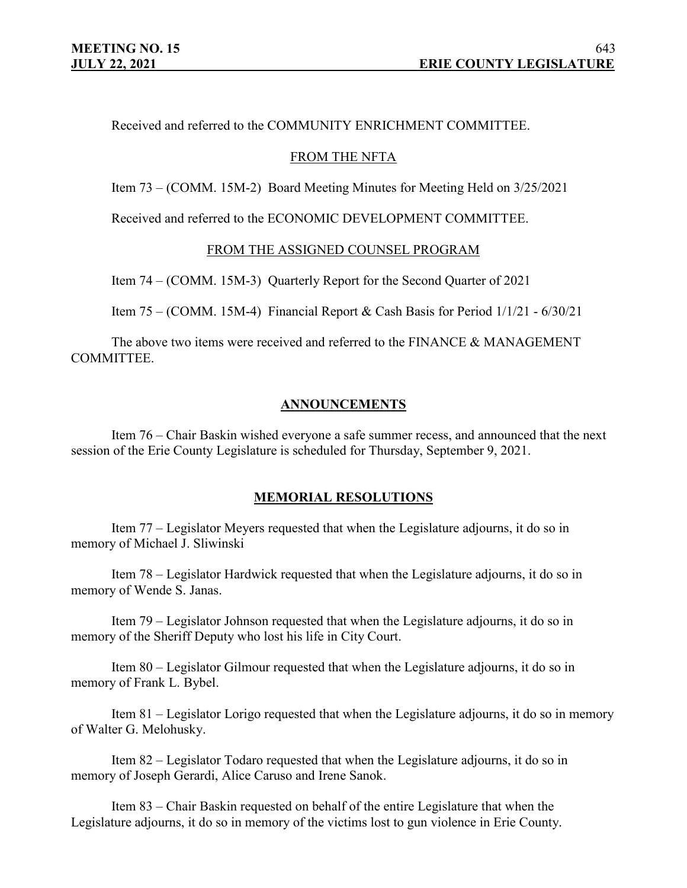Received and referred to the COMMUNITY ENRICHMENT COMMITTEE.

FROM THE NFTA

Item 73 – (COMM. 15M-2) Board Meeting Minutes for Meeting Held on 3/25/2021

Received and referred to the ECONOMIC DEVELOPMENT COMMITTEE.

FROM THE ASSIGNED COUNSEL PROGRAM

Item 74 – (COMM. 15M-3) Quarterly Report for the Second Quarter of 2021

Item 75 – (COMM. 15M-4) Financial Report & Cash Basis for Period 1/1/21 - 6/30/21

The above two items were received and referred to the FINANCE & MANAGEMENT COMMITTEE.

## ANNOUNCEMENTS

Item 76 – Chair Baskin wished everyone a safe summer recess, and announced that the next session of the Erie County Legislature is scheduled for Thursday, September 9, 2021.

## MEMORIAL RESOLUTIONS

Item 77 – Legislator Meyers requested that when the Legislature adjourns, it do so in memory of Michael J. Sliwinski

Item 78 – Legislator Hardwick requested that when the Legislature adjourns, it do so in memory of Wende S. Janas.

Item 79 – Legislator Johnson requested that when the Legislature adjourns, it do so in memory of the Sheriff Deputy who lost his life in City Court.

Item 80 – Legislator Gilmour requested that when the Legislature adjourns, it do so in memory of Frank L. Bybel.

Item 81 – Legislator Lorigo requested that when the Legislature adjourns, it do so in memory of Walter G. Melohusky.

Item 82 – Legislator Todaro requested that when the Legislature adjourns, it do so in memory of Joseph Gerardi, Alice Caruso and Irene Sanok.

Item 83 – Chair Baskin requested on behalf of the entire Legislature that when the Legislature adjourns, it do so in memory of the victims lost to gun violence in Erie County.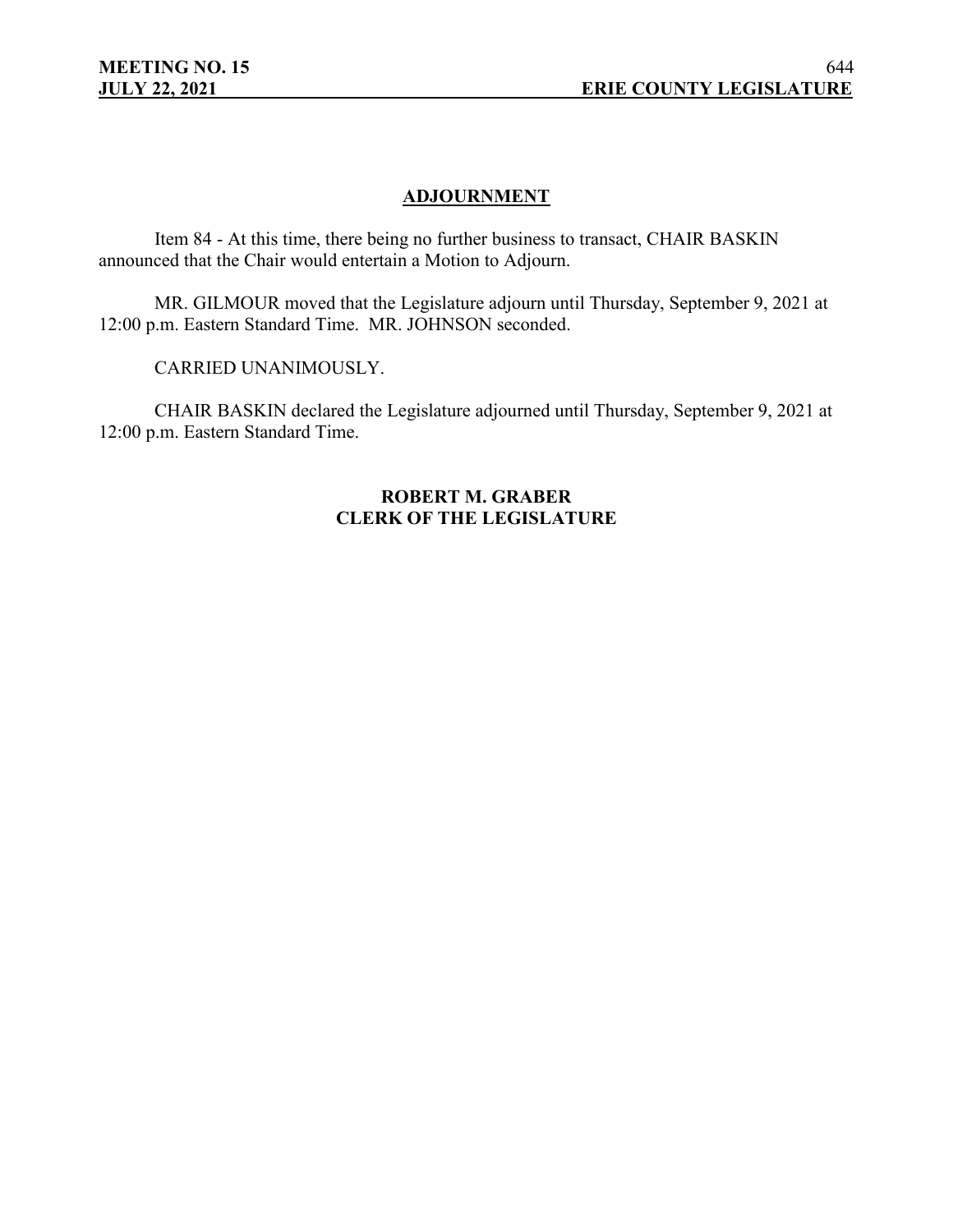## ADJOURNMENT

Item 84 - At this time, there being no further business to transact, CHAIR BASKIN announced that the Chair would entertain a Motion to Adjourn.

MR. GILMOUR moved that the Legislature adjourn until Thursday, September 9, 2021 at 12:00 p.m. Eastern Standard Time. MR. JOHNSON seconded.

CARRIED UNANIMOUSLY.

CHAIR BASKIN declared the Legislature adjourned until Thursday, September 9, 2021 at 12:00 p.m. Eastern Standard Time.

**ROBERT M. GRABER**
**CLERK OF THE LEGISLATURE**